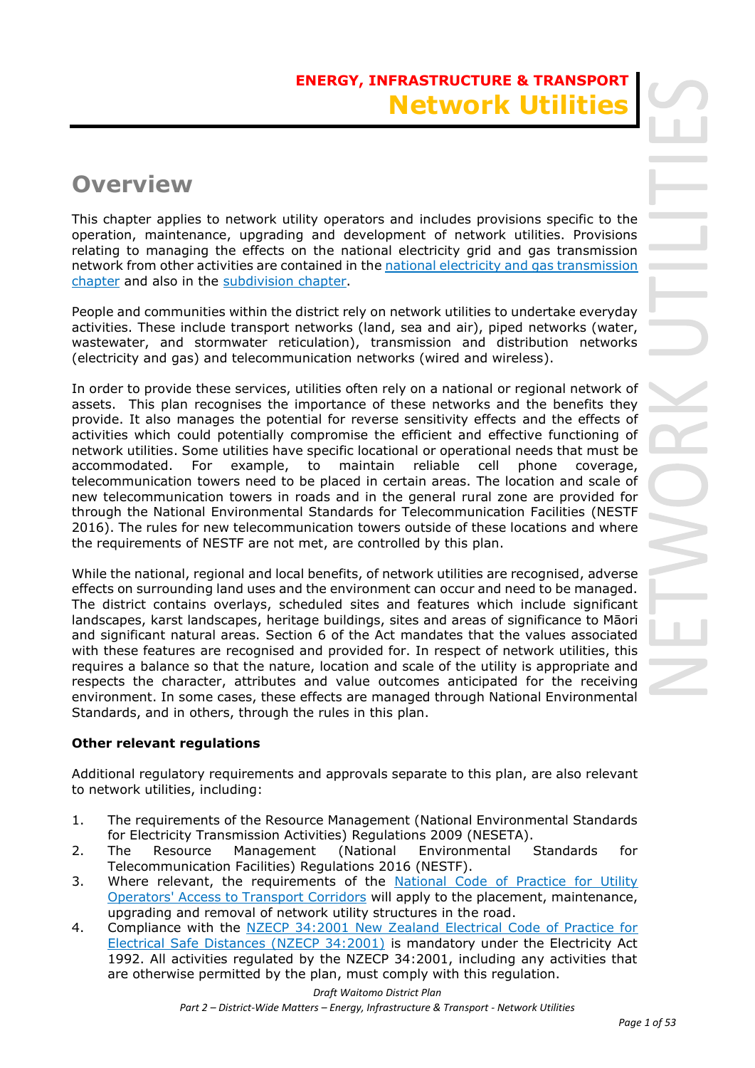# ENERGY, INFRASTRUCTURE & TRANSPORT
# Network Utilities

## Overview

This chapter applies to network utility operators and includes provisions specific to the operation, maintenance, upgrading and development of network utilities. Provisions relating to managing the effects on the national electricity grid and gas transmission network from other activities are contained in the national electricity and gas transmission chapter and also in the subdivision chapter.

People and communities within the district rely on network utilities to undertake everyday activities. These include transport networks (land, sea and air), piped networks (water, wastewater, and stormwater reticulation), transmission and distribution networks (electricity and gas) and telecommunication networks (wired and wireless).

In order to provide these services, utilities often rely on a national or regional network of assets. This plan recognises the importance of these networks and the benefits they provide. It also manages the potential for reverse sensitivity effects and the effects of activities which could potentially compromise the efficient and effective functioning of network utilities. Some utilities have specific locational or operational needs that must be accommodated. For example, to maintain reliable cell phone coverage, telecommunication towers need to be placed in certain areas. The location and scale of new telecommunication towers in roads and in the general rural zone are provided for through the National Environmental Standards for Telecommunication Facilities (NESTF 2016). The rules for new telecommunication towers outside of these locations and where the requirements of NESTF are not met, are controlled by this plan.

While the national, regional and local benefits, of network utilities are recognised, adverse effects on surrounding land uses and the environment can occur and need to be managed. The district contains overlays, scheduled sites and features which include significant landscapes, karst landscapes, heritage buildings, sites and areas of significance to Māori and significant natural areas. Section 6 of the Act mandates that the values associated with these features are recognised and provided for. In respect of network utilities, this requires a balance so that the nature, location and scale of the utility is appropriate and respects the character, attributes and value outcomes anticipated for the receiving environment. In some cases, these effects are managed through National Environmental Standards, and in others, through the rules in this plan.

**Other relevant regulations**

Additional regulatory requirements and approvals separate to this plan, are also relevant to network utilities, including:

1. The requirements of the Resource Management (National Environmental Standards for Electricity Transmission Activities) Regulations 2009 (NESETA).
2. The Resource Management (National Environmental Standards for Telecommunication Facilities) Regulations 2016 (NESTF).
3. Where relevant, the requirements of the National Code of Practice for Utility Operators' Access to Transport Corridors will apply to the placement, maintenance, upgrading and removal of network utility structures in the road.
4. Compliance with the NZECP 34:2001 New Zealand Electrical Code of Practice for Electrical Safe Distances (NZECP 34:2001) is mandatory under the Electricity Act 1992. All activities regulated by the NZECP 34:2001, including any activities that are otherwise permitted by the plan, must comply with this regulation.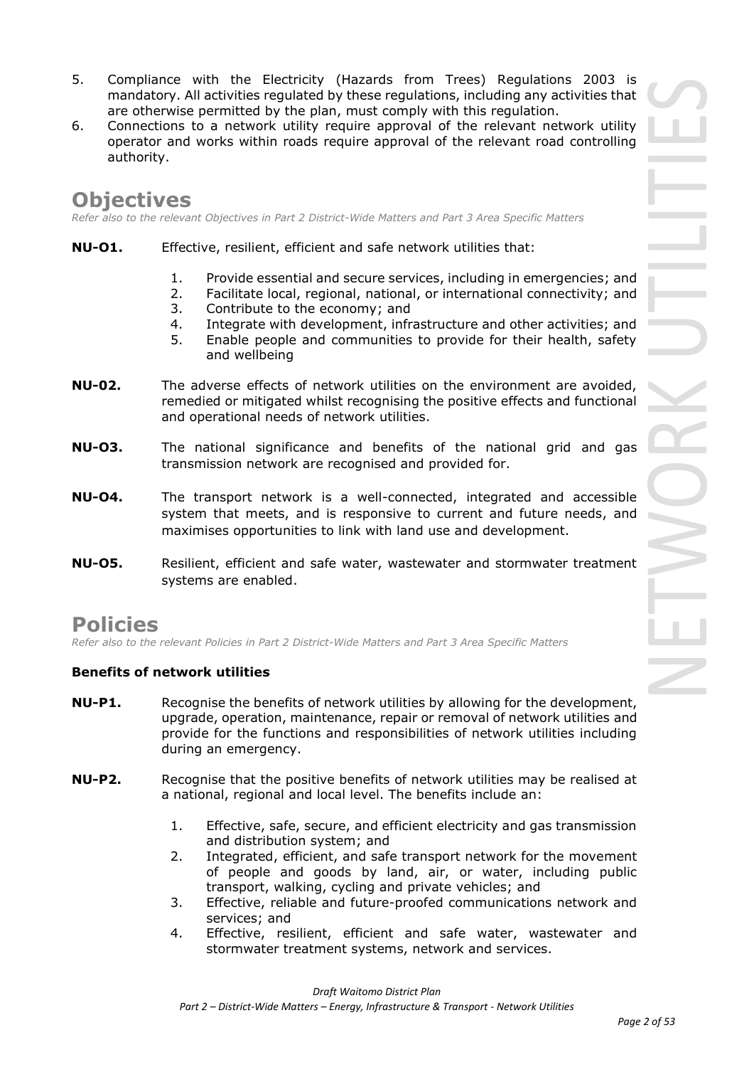5. Compliance with the Electricity (Hazards from Trees) Regulations 2003 is mandatory. All activities regulated by these regulations, including any activities that are otherwise permitted by the plan, must comply with this regulation.
6. Connections to a network utility require approval of the relevant network utility operator and works within roads require approval of the relevant road controlling authority.

# Objectives

*Refer also to the relevant Objectives in Part 2 District-Wide Matters and Part 3 Area Specific Matters*

**NU-O1.** Effective, resilient, efficient and safe network utilities that:

1. Provide essential and secure services, including in emergencies; and
2. Facilitate local, regional, national, or international connectivity; and
3. Contribute to the economy; and
4. Integrate with development, infrastructure and other activities; and
5. Enable people and communities to provide for their health, safety and wellbeing

**NU-02.** The adverse effects of network utilities on the environment are avoided, remedied or mitigated whilst recognising the positive effects and functional and operational needs of network utilities.

**NU-O3.** The national significance and benefits of the national grid and gas transmission network are recognised and provided for.

**NU-O4.** The transport network is a well-connected, integrated and accessible system that meets, and is responsive to current and future needs, and maximises opportunities to link with land use and development.

**NU-O5.** Resilient, efficient and safe water, wastewater and stormwater treatment systems are enabled.

# Policies

*Refer also to the relevant Policies in Part 2 District-Wide Matters and Part 3 Area Specific Matters*

**Benefits of network utilities**

**NU-P1.** Recognise the benefits of network utilities by allowing for the development, upgrade, operation, maintenance, repair or removal of network utilities and provide for the functions and responsibilities of network utilities including during an emergency.

**NU-P2.** Recognise that the positive benefits of network utilities may be realised at a national, regional and local level. The benefits include an:

1. Effective, safe, secure, and efficient electricity and gas transmission and distribution system; and
2. Integrated, efficient, and safe transport network for the movement of people and goods by land, air, or water, including public transport, walking, cycling and private vehicles; and
3. Effective, reliable and future-proofed communications network and services; and
4. Effective, resilient, efficient and safe water, wastewater and stormwater treatment systems, network and services.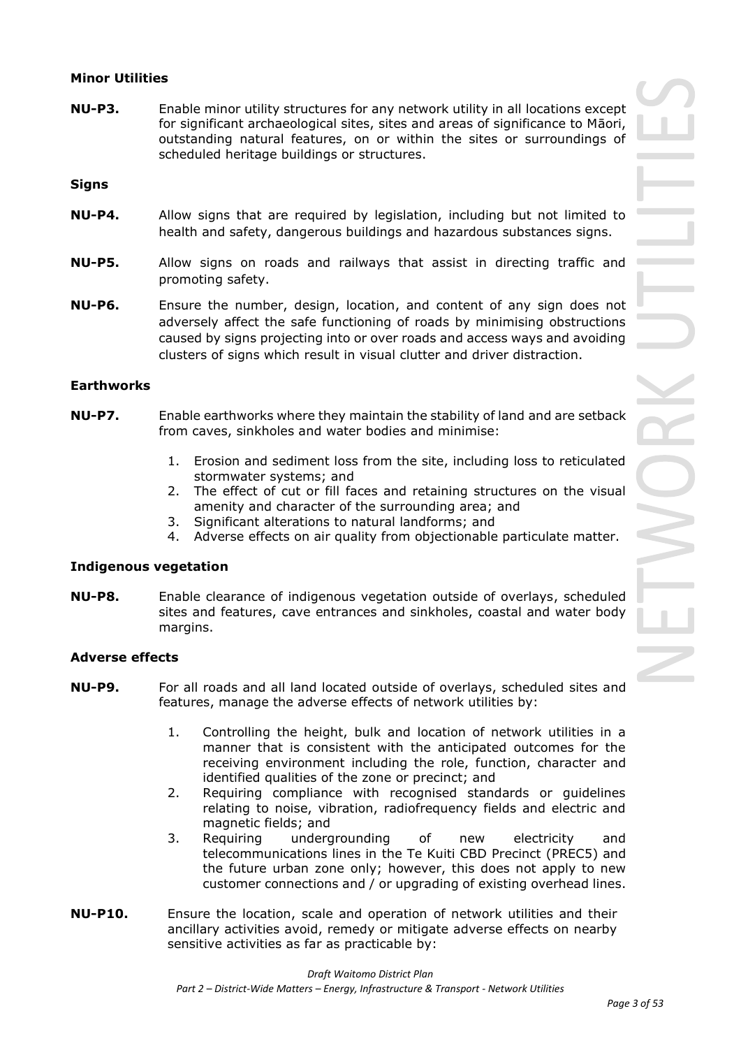**Minor Utilities**

**NU-P3.** Enable minor utility structures for any network utility in all locations except for significant archaeological sites, sites and areas of significance to Māori, outstanding natural features, on or within the sites or surroundings of scheduled heritage buildings or structures.

**Signs**

**NU-P4.** Allow signs that are required by legislation, including but not limited to health and safety, dangerous buildings and hazardous substances signs.

**NU-P5.** Allow signs on roads and railways that assist in directing traffic and promoting safety.

**NU-P6.** Ensure the number, design, location, and content of any sign does not adversely affect the safe functioning of roads by minimising obstructions caused by signs projecting into or over roads and access ways and avoiding clusters of signs which result in visual clutter and driver distraction.

**Earthworks**

**NU-P7.** Enable earthworks where they maintain the stability of land and are setback from caves, sinkholes and water bodies and minimise:

1. Erosion and sediment loss from the site, including loss to reticulated stormwater systems; and
2. The effect of cut or fill faces and retaining structures on the visual amenity and character of the surrounding area; and
3. Significant alterations to natural landforms; and
4. Adverse effects on air quality from objectionable particulate matter.

**Indigenous vegetation**

**NU-P8.** Enable clearance of indigenous vegetation outside of overlays, scheduled sites and features, cave entrances and sinkholes, coastal and water body margins.

**Adverse effects**

**NU-P9.** For all roads and all land located outside of overlays, scheduled sites and features, manage the adverse effects of network utilities by:

1. Controlling the height, bulk and location of network utilities in a manner that is consistent with the anticipated outcomes for the receiving environment including the role, function, character and identified qualities of the zone or precinct; and
2. Requiring compliance with recognised standards or guidelines relating to noise, vibration, radiofrequency fields and electric and magnetic fields; and
3. Requiring undergrounding of new electricity and telecommunications lines in the Te Kuiti CBD Precinct (PREC5) and the future urban zone only; however, this does not apply to new customer connections and / or upgrading of existing overhead lines.

**NU-P10.** Ensure the location, scale and operation of network utilities and their ancillary activities avoid, remedy or mitigate adverse effects on nearby sensitive activities as far as practicable by: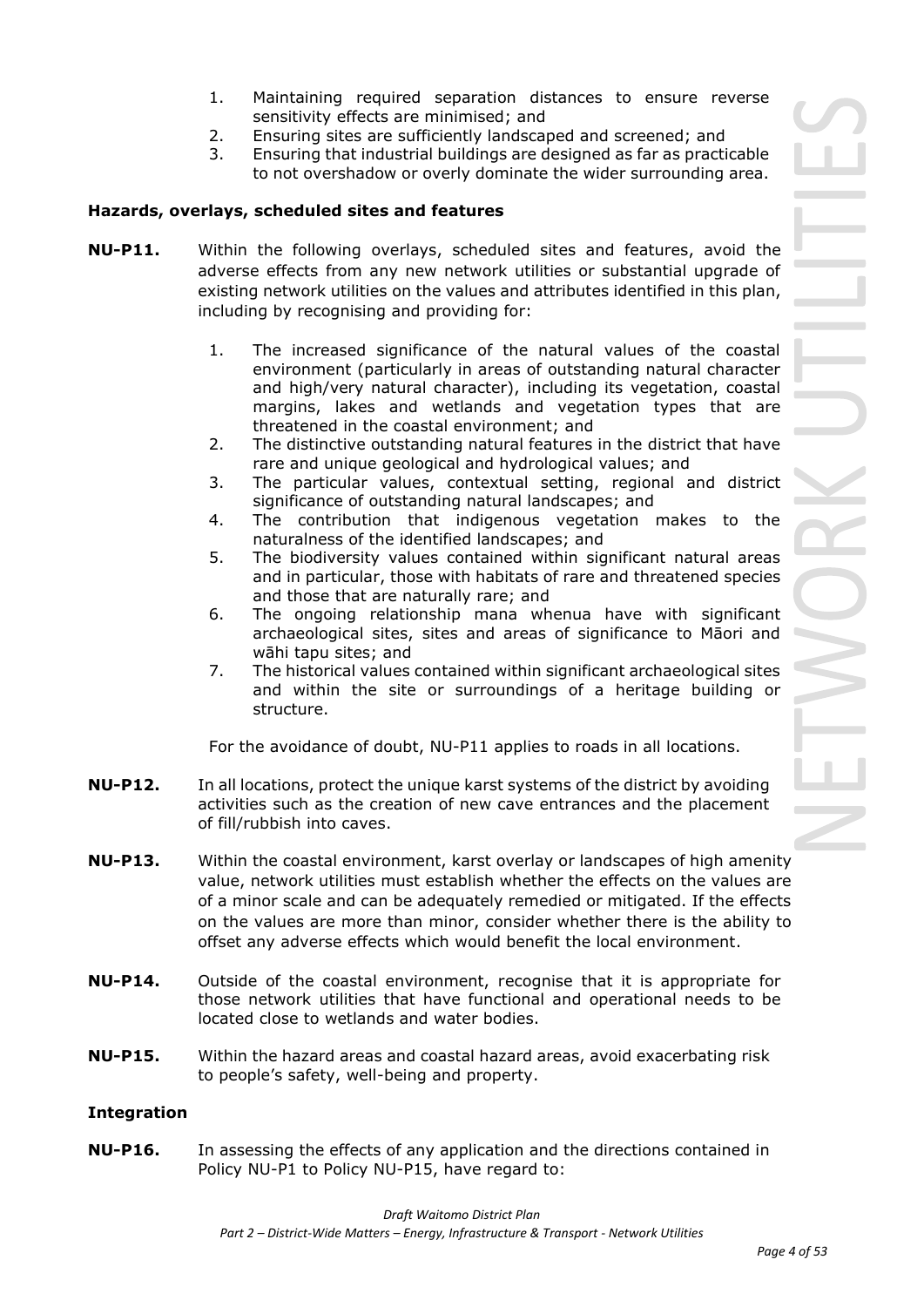1. Maintaining required separation distances to ensure reverse sensitivity effects are minimised; and
2. Ensuring sites are sufficiently landscaped and screened; and
3. Ensuring that industrial buildings are designed as far as practicable to not overshadow or overly dominate the wider surrounding area.

**Hazards, overlays, scheduled sites and features**

**NU-P11.** Within the following overlays, scheduled sites and features, avoid the adverse effects from any new network utilities or substantial upgrade of existing network utilities on the values and attributes identified in this plan, including by recognising and providing for:

1. The increased significance of the natural values of the coastal environment (particularly in areas of outstanding natural character and high/very natural character), including its vegetation, coastal margins, lakes and wetlands and vegetation types that are threatened in the coastal environment; and
2. The distinctive outstanding natural features in the district that have rare and unique geological and hydrological values; and
3. The particular values, contextual setting, regional and district significance of outstanding natural landscapes; and
4. The contribution that indigenous vegetation makes to the naturalness of the identified landscapes; and
5. The biodiversity values contained within significant natural areas and in particular, those with habitats of rare and threatened species and those that are naturally rare; and
6. The ongoing relationship mana whenua have with significant archaeological sites, sites and areas of significance to Māori and wāhi tapu sites; and
7. The historical values contained within significant archaeological sites and within the site or surroundings of a heritage building or structure.

For the avoidance of doubt, NU-P11 applies to roads in all locations.

**NU-P12.** In all locations, protect the unique karst systems of the district by avoiding activities such as the creation of new cave entrances and the placement of fill/rubbish into caves.

**NU-P13.** Within the coastal environment, karst overlay or landscapes of high amenity value, network utilities must establish whether the effects on the values are of a minor scale and can be adequately remedied or mitigated. If the effects on the values are more than minor, consider whether there is the ability to offset any adverse effects which would benefit the local environment.

**NU-P14.** Outside of the coastal environment, recognise that it is appropriate for those network utilities that have functional and operational needs to be located close to wetlands and water bodies.

**NU-P15.** Within the hazard areas and coastal hazard areas, avoid exacerbating risk to people's safety, well-being and property.

**Integration**

**NU-P16.** In assessing the effects of any application and the directions contained in Policy NU-P1 to Policy NU-P15, have regard to: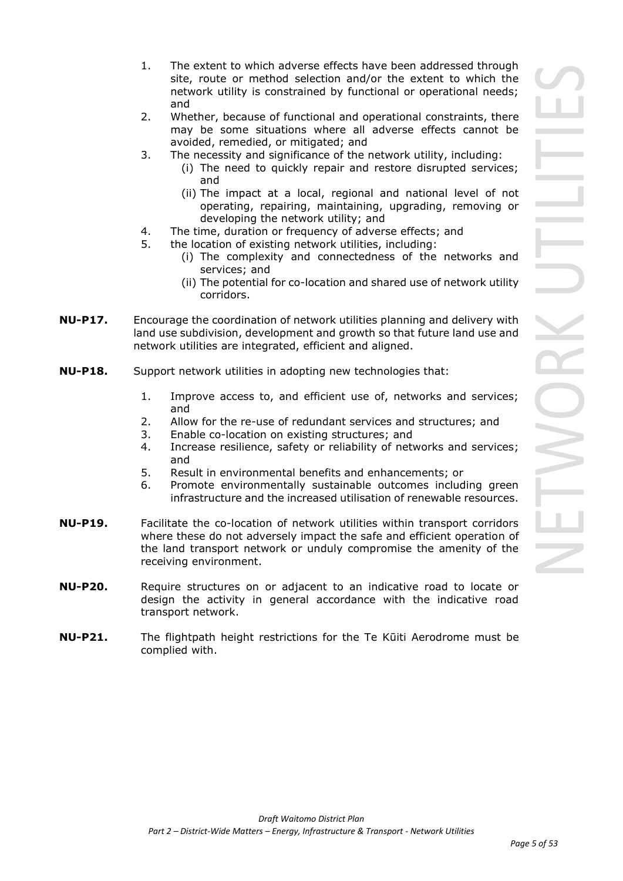1. The extent to which adverse effects have been addressed through site, route or method selection and/or the extent to which the network utility is constrained by functional or operational needs; and
2. Whether, because of functional and operational constraints, there may be some situations where all adverse effects cannot be avoided, remedied, or mitigated; and
3. The necessity and significance of the network utility, including:
   - (i) The need to quickly repair and restore disrupted services; and
   - (ii) The impact at a local, regional and national level of not operating, repairing, maintaining, upgrading, removing or developing the network utility; and
4. The time, duration or frequency of adverse effects; and
5. the location of existing network utilities, including:
   - (i) The complexity and connectedness of the networks and services; and
   - (ii) The potential for co-location and shared use of network utility corridors.

**NU-P17.** Encourage the coordination of network utilities planning and delivery with land use subdivision, development and growth so that future land use and network utilities are integrated, efficient and aligned.

**NU-P18.** Support network utilities in adopting new technologies that:

1. Improve access to, and efficient use of, networks and services; and
2. Allow for the re-use of redundant services and structures; and
3. Enable co-location on existing structures; and
4. Increase resilience, safety or reliability of networks and services; and
5. Result in environmental benefits and enhancements; or
6. Promote environmentally sustainable outcomes including green infrastructure and the increased utilisation of renewable resources.

**NU-P19.** Facilitate the co-location of network utilities within transport corridors where these do not adversely impact the safe and efficient operation of the land transport network or unduly compromise the amenity of the receiving environment.

**NU-P20.** Require structures on or adjacent to an indicative road to locate or design the activity in general accordance with the indicative road transport network.

**NU-P21.** The flightpath height restrictions for the Te Kūiti Aerodrome must be complied with.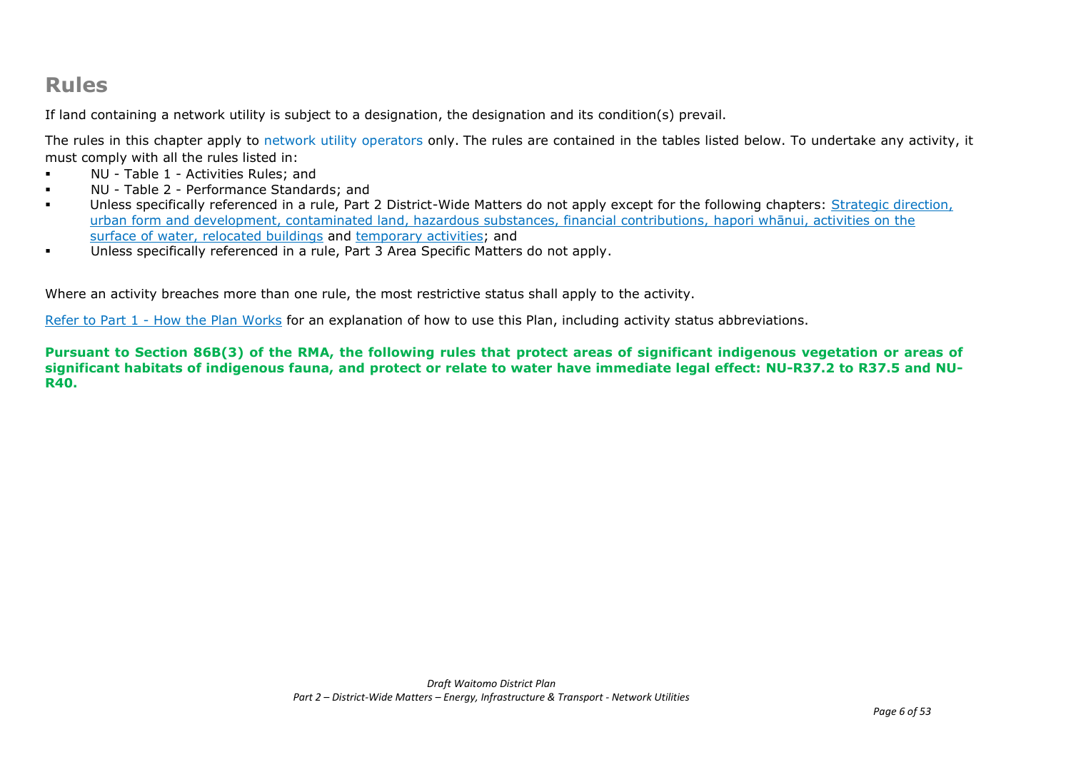# Rules

If land containing a network utility is subject to a designation, the designation and its condition(s) prevail.

The rules in this chapter apply to network utility operators only. The rules are contained in the tables listed below. To undertake any activity, it must comply with all the rules listed in:

- NU - Table 1 - Activities Rules; and
- NU - Table 2 - Performance Standards; and
- Unless specifically referenced in a rule, Part 2 District-Wide Matters do not apply except for the following chapters: Strategic direction, urban form and development, contaminated land, hazardous substances, financial contributions, hapori whānui, activities on the surface of water, relocated buildings and temporary activities; and
- Unless specifically referenced in a rule, Part 3 Area Specific Matters do not apply.

Where an activity breaches more than one rule, the most restrictive status shall apply to the activity.

Refer to Part 1 - How the Plan Works for an explanation of how to use this Plan, including activity status abbreviations.

**Pursuant to Section 86B(3) of the RMA, the following rules that protect areas of significant indigenous vegetation or areas of significant habitats of indigenous fauna, and protect or relate to water have immediate legal effect: NU-R37.2 to R37.5 and NU-R40.**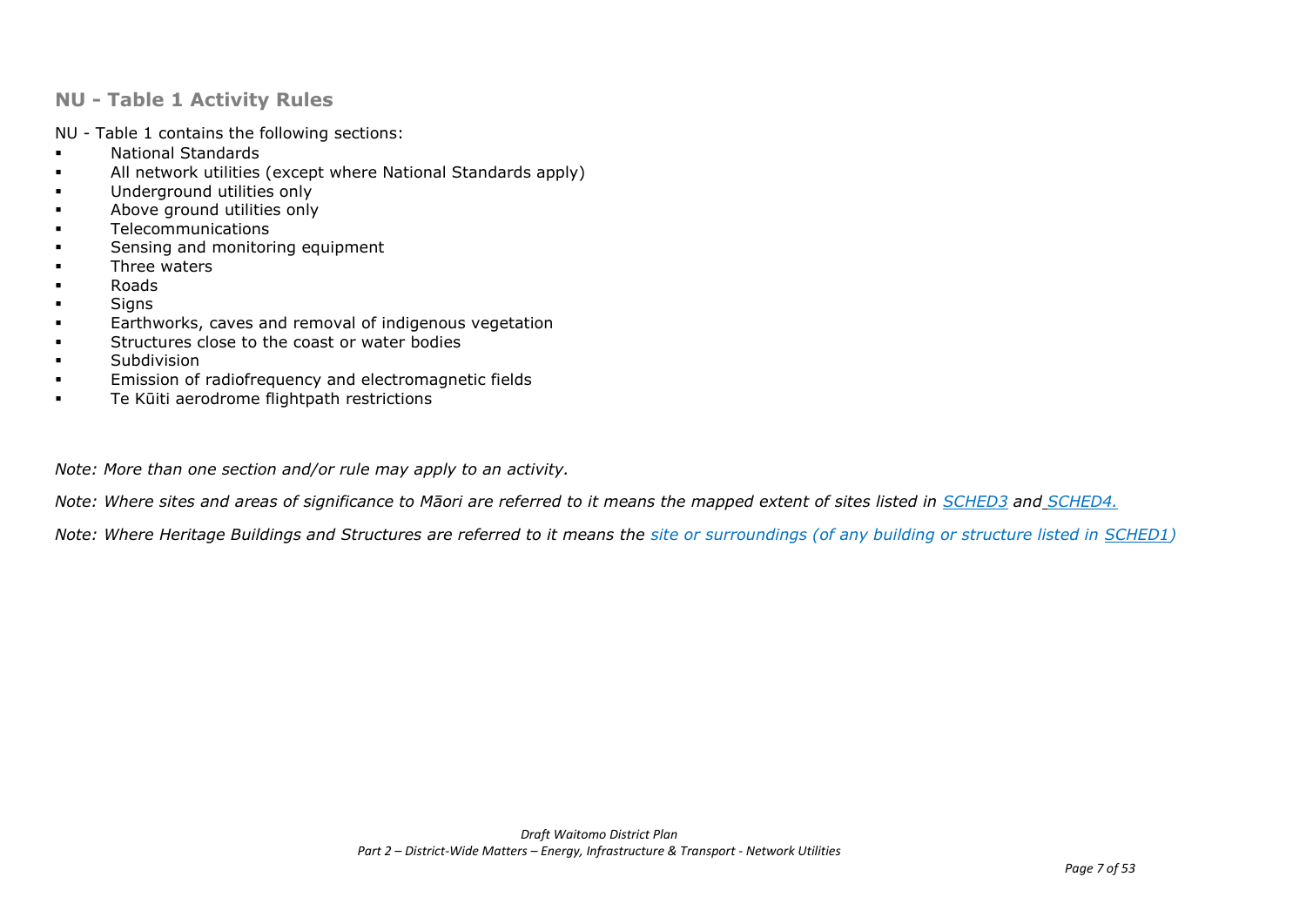## NU - Table 1 Activity Rules

NU - Table 1 contains the following sections:

- National Standards
- All network utilities (except where National Standards apply)
- Underground utilities only
- Above ground utilities only
- Telecommunications
- Sensing and monitoring equipment
- Three waters
- Roads
- Signs
- Earthworks, caves and removal of indigenous vegetation
- Structures close to the coast or water bodies
- Subdivision
- Emission of radiofrequency and electromagnetic fields
- Te Kūiti aerodrome flightpath restrictions

*Note: More than one section and/or rule may apply to an activity.*

*Note: Where sites and areas of significance to Māori are referred to it means the mapped extent of sites listed in SCHED3 and SCHED4.*

*Note: Where Heritage Buildings and Structures are referred to it means the site or surroundings (of any building or structure listed in SCHED1)*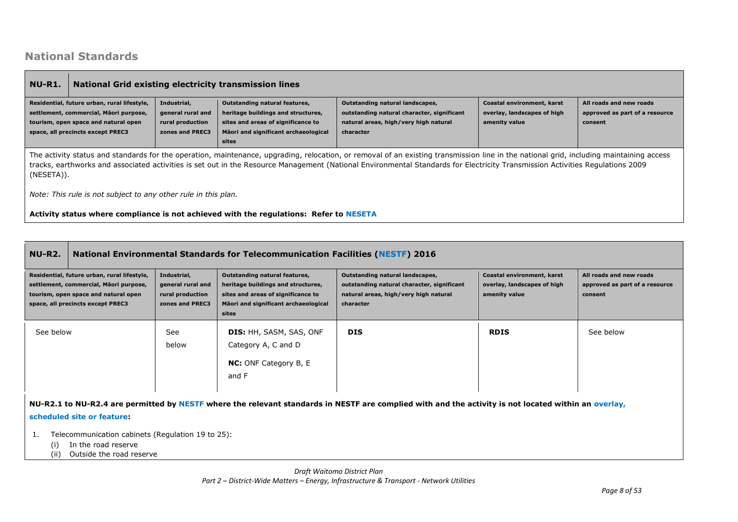## National Standards

| NU-R1. | National Grid existing electricity transmission lines | | | | |
|---|---|---|---|---|---|
| **Residential, future urban, rural lifestyle, settlement, commercial, Māori purpose, tourism, open space and natural open space, all precincts except PREC3** | **Industrial, general rural and rural production zones and PREC3** | **Outstanding natural features, heritage buildings and structures, sites and areas of significance to Māori and significant archaeological sites** | **Outstanding natural landscapes, outstanding natural character, significant natural areas, high/very high natural character** | **Coastal environment, karst overlay, landscapes of high amenity value** | **All roads and new roads approved as part of a resource consent** |

The activity status and standards for the operation, maintenance, upgrading, relocation, or removal of an existing transmission line in the national grid, including maintaining access tracks, earthworks and associated activities is set out in the Resource Management (National Environmental Standards for Electricity Transmission Activities Regulations 2009 (NESETA)).

*Note: This rule is not subject to any other rule in this plan.*

**Activity status where compliance is not achieved with the regulations: Refer to NESETA**

| NU-R2. | National Environmental Standards for Telecommunication Facilities (NESTF) 2016 | | | | |
|---|---|---|---|---|---|
| **Residential, future urban, rural lifestyle, settlement, commercial, Māori purpose, tourism, open space and natural open space, all precincts except PREC3** | **Industrial, general rural and rural production zones and PREC3** | **Outstanding natural features, heritage buildings and structures, sites and areas of significance to Māori and significant archaeological sites** | **Outstanding natural landscapes, outstanding natural character, significant natural areas, high/very high natural character** | **Coastal environment, karst overlay, landscapes of high amenity value** | **All roads and new roads approved as part of a resource consent** |
| See below | See below | **DIS:** HH, SASM, SAS, ONF Category A, C and D<br><br>**NC:** ONF Category B, E and F | **DIS** | **RDIS** | See below |

**NU-R2.1 to NU-R2.4 are permitted by NESTF where the relevant standards in NESTF are complied with and the activity is not located within an overlay, scheduled site or feature:**

1. Telecommunication cabinets (Regulation 19 to 25):
   (i) In the road reserve
   (ii) Outside the road reserve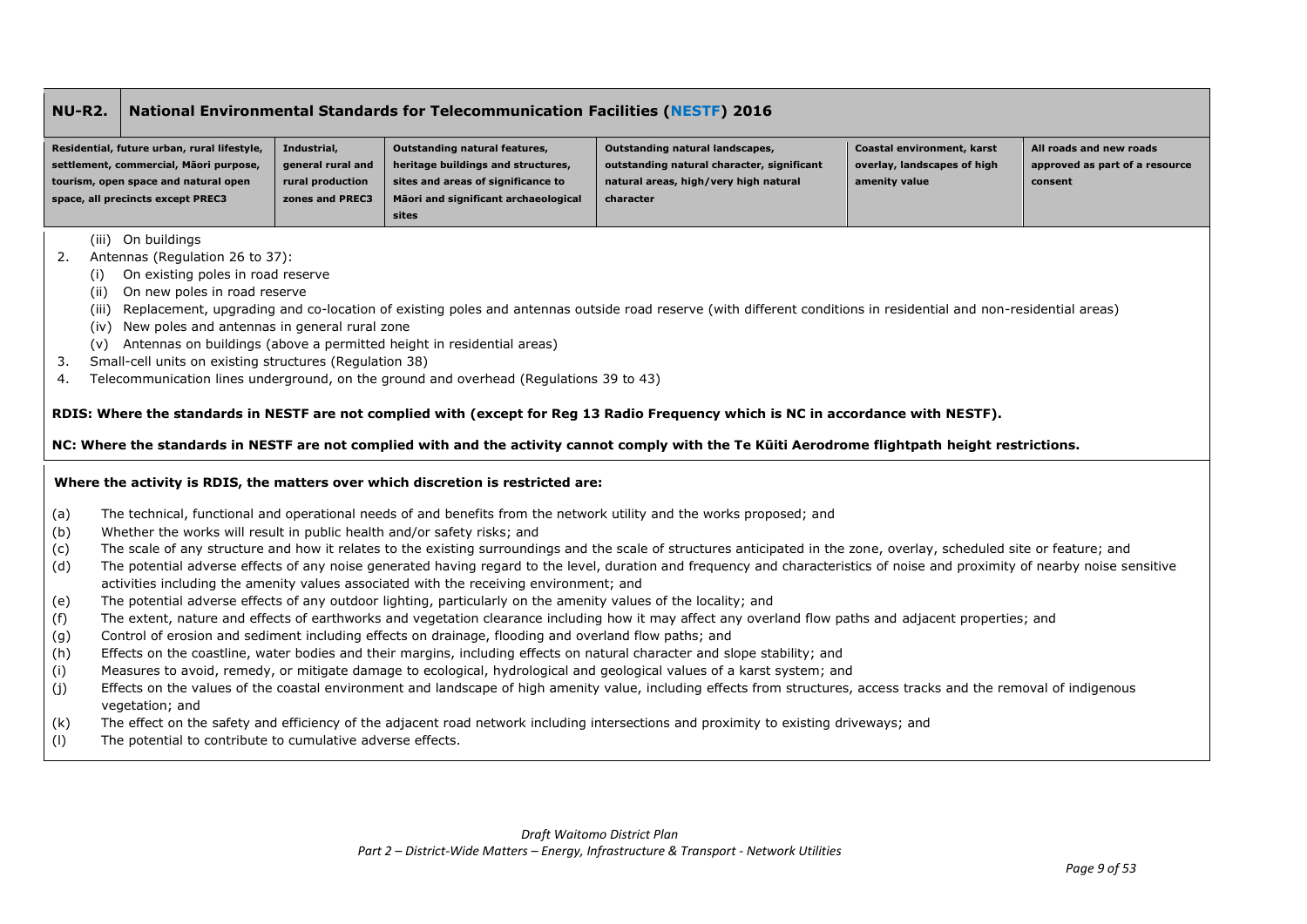| NU-R2. | National Environmental Standards for Telecommunication Facilities (NESTF) 2016 | | | | |
|---|---|---|---|---|---|
| **Residential, future urban, rural lifestyle, settlement, commercial, Māori purpose, tourism, open space and natural open space, all precincts except PREC3** | **Industrial, general rural and rural production zones and PREC3** | **Outstanding natural features, heritage buildings and structures, sites and areas of significance to Māori and significant archaeological sites** | **Outstanding natural landscapes, outstanding natural character, significant natural areas, high/very high natural character** | **Coastal environment, karst overlay, landscapes of high amenity value** | **All roads and new roads approved as part of a resource consent** |

(iii) On buildings

2. Antennas (Regulation 26 to 37):
   (i) On existing poles in road reserve
   (ii) On new poles in road reserve
   (iii) Replacement, upgrading and co-location of existing poles and antennas outside road reserve (with different conditions in residential and non-residential areas)
   (iv) New poles and antennas in general rural zone
   (v) Antennas on buildings (above a permitted height in residential areas)
3. Small-cell units on existing structures (Regulation 38)
4. Telecommunication lines underground, on the ground and overhead (Regulations 39 to 43)

**RDIS: Where the standards in NESTF are not complied with (except for Reg 13 Radio Frequency which is NC in accordance with NESTF).**

**NC: Where the standards in NESTF are not complied with and the activity cannot comply with the Te Kūiti Aerodrome flightpath height restrictions.**

**Where the activity is RDIS, the matters over which discretion is restricted are:**

(a) The technical, functional and operational needs of and benefits from the network utility and the works proposed; and
(b) Whether the works will result in public health and/or safety risks; and
(c) The scale of any structure and how it relates to the existing surroundings and the scale of structures anticipated in the zone, overlay, scheduled site or feature; and
(d) The potential adverse effects of any noise generated having regard to the level, duration and frequency and characteristics of noise and proximity of nearby noise sensitive activities including the amenity values associated with the receiving environment; and
(e) The potential adverse effects of any outdoor lighting, particularly on the amenity values of the locality; and
(f) The extent, nature and effects of earthworks and vegetation clearance including how it may affect any overland flow paths and adjacent properties; and
(g) Control of erosion and sediment including effects on drainage, flooding and overland flow paths; and
(h) Effects on the coastline, water bodies and their margins, including effects on natural character and slope stability; and
(i) Measures to avoid, remedy, or mitigate damage to ecological, hydrological and geological values of a karst system; and
(j) Effects on the values of the coastal environment and landscape of high amenity value, including effects from structures, access tracks and the removal of indigenous vegetation; and
(k) The effect on the safety and efficiency of the adjacent road network including intersections and proximity to existing driveways; and
(l) The potential to contribute to cumulative adverse effects.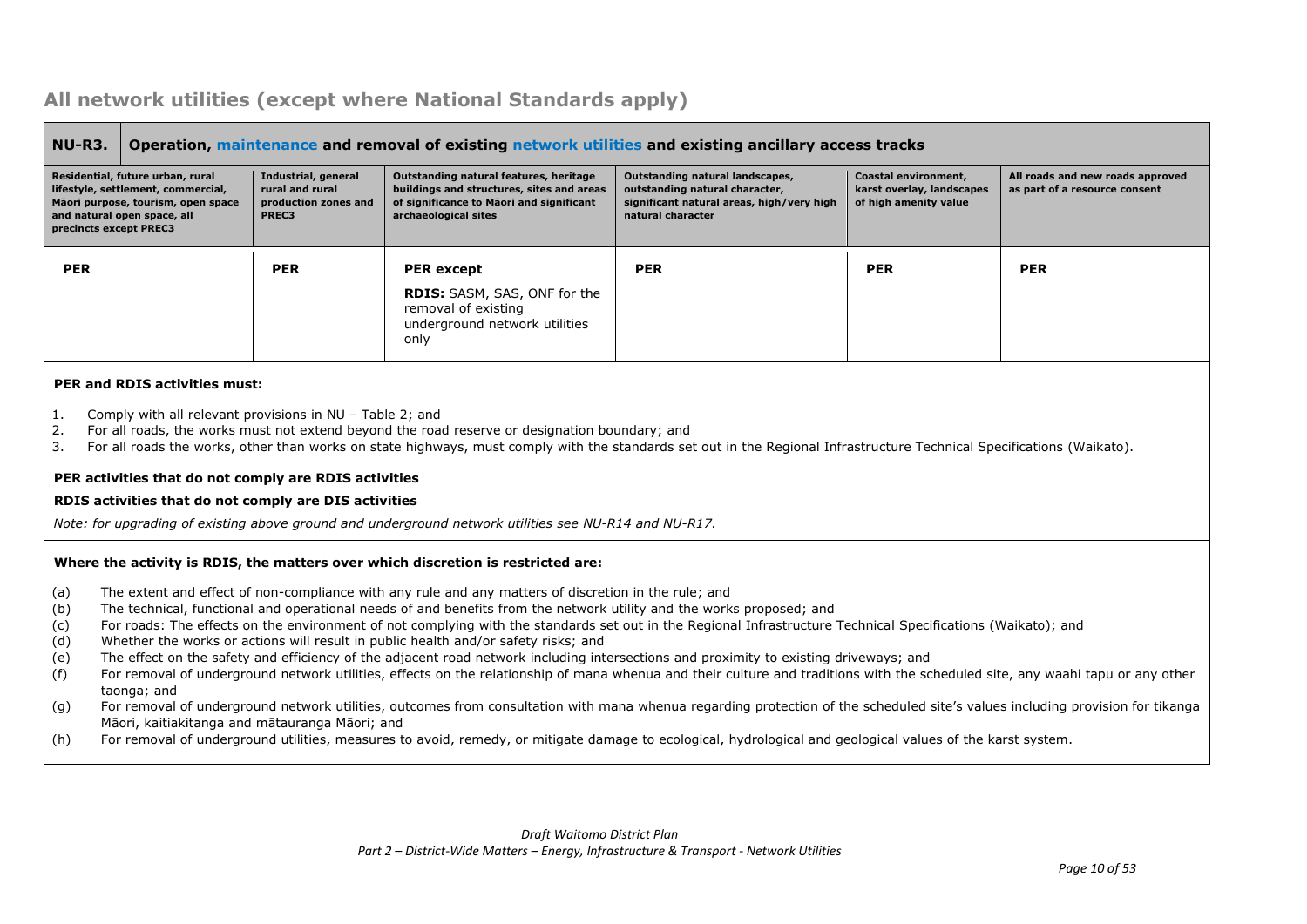## All network utilities (except where National Standards apply)

| NU-R3. | Operation, maintenance and removal of existing network utilities and existing ancillary access tracks | | | | |
|---|---|---|---|---|---|
| **Residential, future urban, rural lifestyle, settlement, commercial, Māori purpose, tourism, open space and natural open space, all precincts except PREC3** | **Industrial, general rural and rural production zones and PREC3** | **Outstanding natural features, heritage buildings and structures, sites and areas of significance to Māori and significant archaeological sites** | **Outstanding natural landscapes, outstanding natural character, significant natural areas, high/very high natural character** | **Coastal environment, karst overlay, landscapes of high amenity value** | **All roads and new roads approved as part of a resource consent** |
| **PER** | **PER** | **PER except** **RDIS:** SASM, SAS, ONF for the removal of existing underground network utilities only | **PER** | **PER** | **PER** |

**PER and RDIS activities must:**

1. Comply with all relevant provisions in NU – Table 2; and
2. For all roads, the works must not extend beyond the road reserve or designation boundary; and
3. For all roads the works, other than works on state highways, must comply with the standards set out in the Regional Infrastructure Technical Specifications (Waikato).

**PER activities that do not comply are RDIS activities**

**RDIS activities that do not comply are DIS activities**

*Note: for upgrading of existing above ground and underground network utilities see NU-R14 and NU-R17.*

**Where the activity is RDIS, the matters over which discretion is restricted are:**

(a) The extent and effect of non-compliance with any rule and any matters of discretion in the rule; and
(b) The technical, functional and operational needs of and benefits from the network utility and the works proposed; and
(c) For roads: The effects on the environment of not complying with the standards set out in the Regional Infrastructure Technical Specifications (Waikato); and
(d) Whether the works or actions will result in public health and/or safety risks; and
(e) The effect on the safety and efficiency of the adjacent road network including intersections and proximity to existing driveways; and
(f) For removal of underground network utilities, effects on the relationship of mana whenua and their culture and traditions with the scheduled site, any waahi tapu or any other taonga; and
(g) For removal of underground network utilities, outcomes from consultation with mana whenua regarding protection of the scheduled site's values including provision for tikanga Māori, kaitiakitanga and mātauranga Māori; and
(h) For removal of underground utilities, measures to avoid, remedy, or mitigate damage to ecological, hydrological and geological values of the karst system.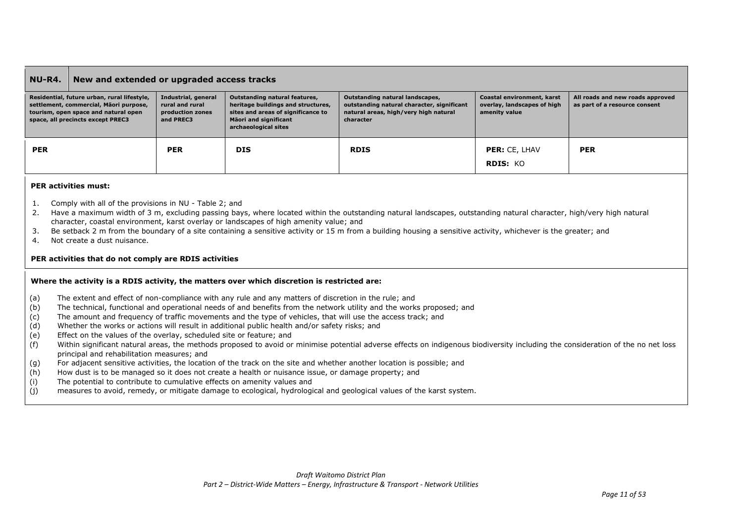| NU-R4. | New and extended or upgraded access tracks | | | | |
|---|---|---|---|---|---|
| **Residential, future urban, rural lifestyle, settlement, commercial, Māori purpose, tourism, open space and natural open space, all precincts except PREC3** | **Industrial, general rural and rural production zones and PREC3** | **Outstanding natural features, heritage buildings and structures, sites and areas of significance to Māori and significant archaeological sites** | **Outstanding natural landscapes, outstanding natural character, significant natural areas, high/very high natural character** | **Coastal environment, karst overlay, landscapes of high amenity value** | **All roads and new roads approved as part of a resource consent** |
| **PER** | **PER** | **DIS** | **RDIS** | **PER:** CE, LHAV<br>**RDIS:** KO | **PER** |

**PER activities must:**

1. Comply with all of the provisions in NU - Table 2; and
2. Have a maximum width of 3 m, excluding passing bays, where located within the outstanding natural landscapes, outstanding natural character, high/very high natural character, coastal environment, karst overlay or landscapes of high amenity value; and
3. Be setback 2 m from the boundary of a site containing a sensitive activity or 15 m from a building housing a sensitive activity, whichever is the greater; and
4. Not create a dust nuisance.

**PER activities that do not comply are RDIS activities**

**Where the activity is a RDIS activity, the matters over which discretion is restricted are:**

(a) The extent and effect of non-compliance with any rule and any matters of discretion in the rule; and
(b) The technical, functional and operational needs of and benefits from the network utility and the works proposed; and
(c) The amount and frequency of traffic movements and the type of vehicles, that will use the access track; and
(d) Whether the works or actions will result in additional public health and/or safety risks; and
(e) Effect on the values of the overlay, scheduled site or feature; and
(f) Within significant natural areas, the methods proposed to avoid or minimise potential adverse effects on indigenous biodiversity including the consideration of the no net loss principal and rehabilitation measures; and
(g) For adjacent sensitive activities, the location of the track on the site and whether another location is possible; and
(h) How dust is to be managed so it does not create a health or nuisance issue, or damage property; and
(i) The potential to contribute to cumulative effects on amenity values and
(j) measures to avoid, remedy, or mitigate damage to ecological, hydrological and geological values of the karst system.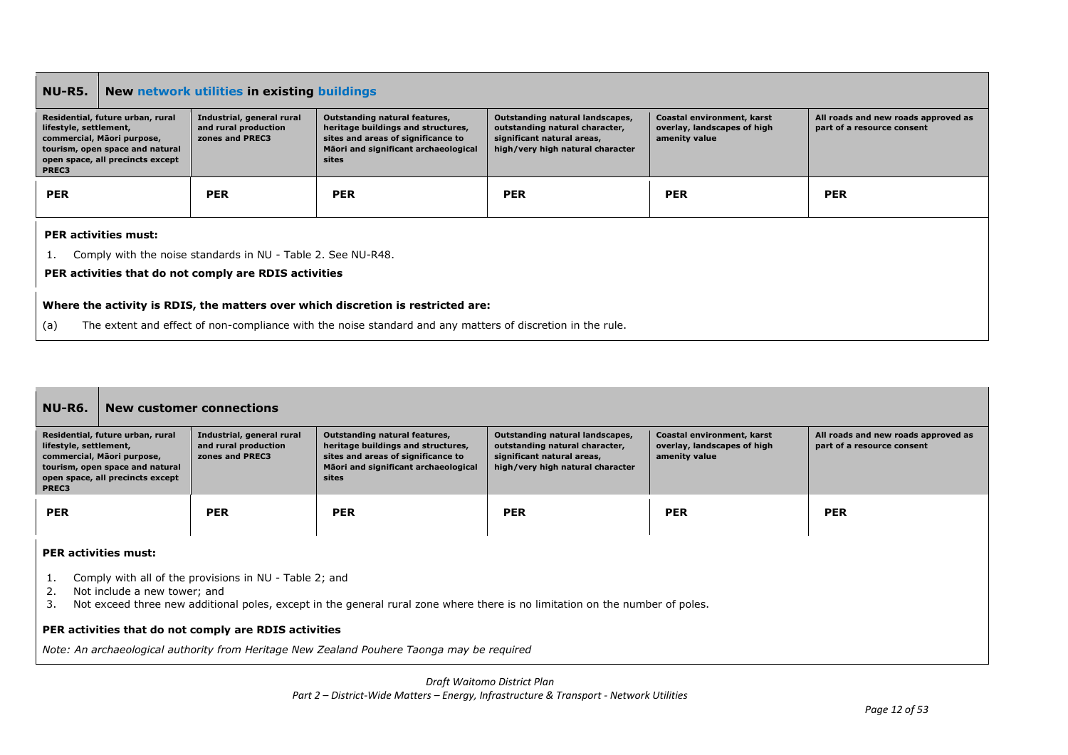| **NU-R5.** | **New network utilities in existing buildings** | | | | |
|---|---|---|---|---|---|
| **Residential, future urban, rural lifestyle, settlement, commercial, Māori purpose, tourism, open space and natural open space, all precincts except PREC3** | **Industrial, general rural and rural production zones and PREC3** | **Outstanding natural features, heritage buildings and structures, sites and areas of significance to Māori and significant archaeological sites** | **Outstanding natural landscapes, outstanding natural character, significant natural areas, high/very high natural character** | **Coastal environment, karst overlay, landscapes of high amenity value** | **All roads and new roads approved as part of a resource consent** |
| **PER** | **PER** | **PER** | **PER** | **PER** | **PER** |

**PER activities must:**

1. Comply with the noise standards in NU - Table 2. See NU-R48.

**PER activities that do not comply are RDIS activities**

**Where the activity is RDIS, the matters over which discretion is restricted are:**

(a) The extent and effect of non-compliance with the noise standard and any matters of discretion in the rule.

| **NU-R6.** | **New customer connections** | | | | |
|---|---|---|---|---|---|
| **Residential, future urban, rural lifestyle, settlement, commercial, Māori purpose, tourism, open space and natural open space, all precincts except PREC3** | **Industrial, general rural and rural production zones and PREC3** | **Outstanding natural features, heritage buildings and structures, sites and areas of significance to Māori and significant archaeological sites** | **Outstanding natural landscapes, outstanding natural character, significant natural areas, high/very high natural character** | **Coastal environment, karst overlay, landscapes of high amenity value** | **All roads and new roads approved as part of a resource consent** |
| **PER** | **PER** | **PER** | **PER** | **PER** | **PER** |

**PER activities must:**

1. Comply with all of the provisions in NU - Table 2; and
2. Not include a new tower; and
3. Not exceed three new additional poles, except in the general rural zone where there is no limitation on the number of poles.

**PER activities that do not comply are RDIS activities**

*Note: An archaeological authority from Heritage New Zealand Pouhere Taonga may be required*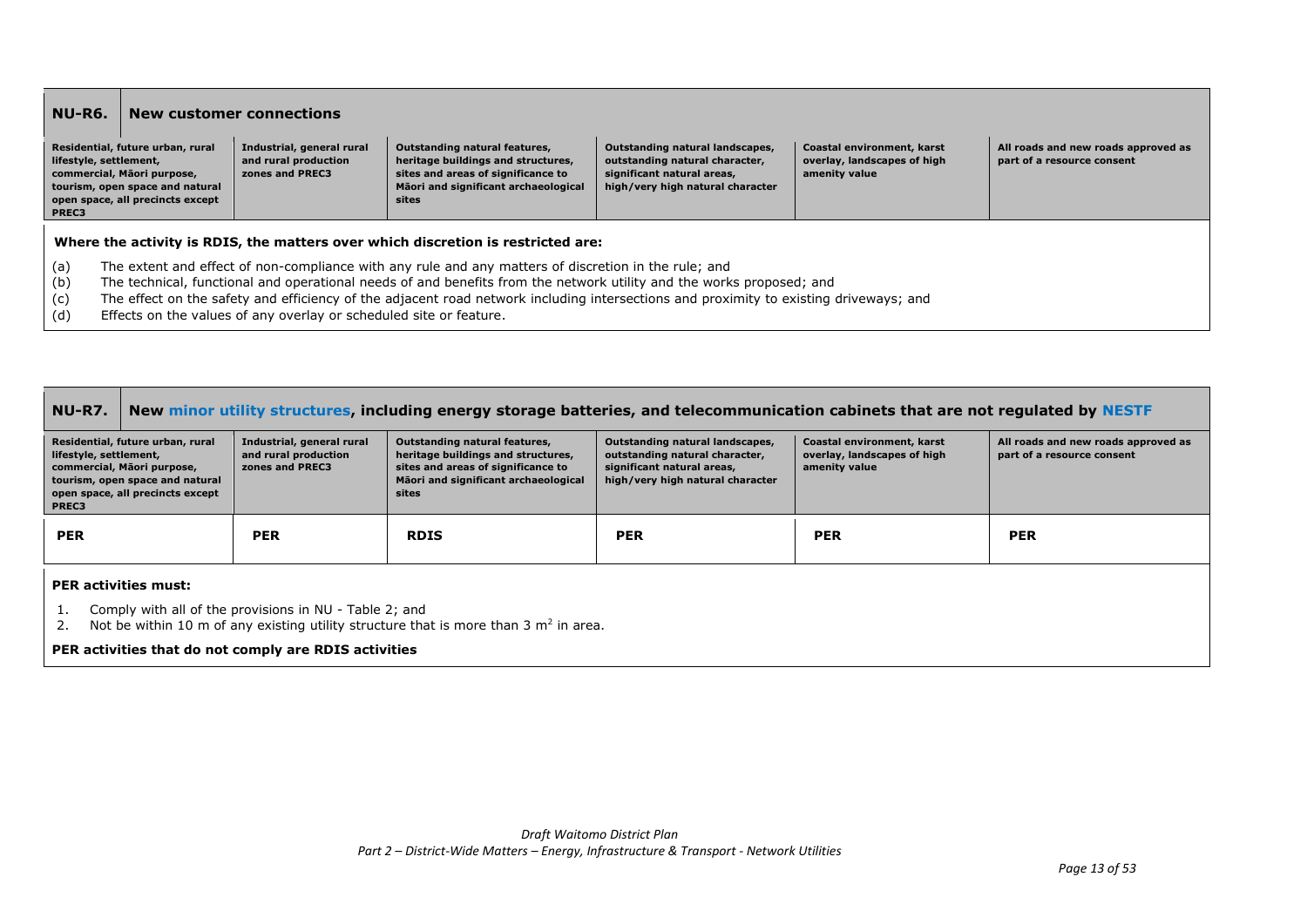## NU-R6. New customer connections

| Residential, future urban, rural lifestyle, settlement, commercial, Māori purpose, tourism, open space and natural open space, all precincts except PREC3 | Industrial, general rural and rural production zones and PREC3 | Outstanding natural features, heritage buildings and structures, sites and areas of significance to Māori and significant archaeological sites | Outstanding natural landscapes, outstanding natural character, significant natural areas, high/very high natural character | Coastal environment, karst overlay, landscapes of high amenity value | All roads and new roads approved as part of a resource consent |
|---|---|---|---|---|---|

**Where the activity is RDIS, the matters over which discretion is restricted are:**

(a) The extent and effect of non-compliance with any rule and any matters of discretion in the rule; and
(b) The technical, functional and operational needs of and benefits from the network utility and the works proposed; and
(c) The effect on the safety and efficiency of the adjacent road network including intersections and proximity to existing driveways; and
(d) Effects on the values of any overlay or scheduled site or feature.

## NU-R7. New minor utility structures, including energy storage batteries, and telecommunication cabinets that are not regulated by NESTF

| Residential, future urban, rural lifestyle, settlement, commercial, Māori purpose, tourism, open space and natural open space, all precincts except PREC3 | Industrial, general rural and rural production zones and PREC3 | Outstanding natural features, heritage buildings and structures, sites and areas of significance to Māori and significant archaeological sites | Outstanding natural landscapes, outstanding natural character, significant natural areas, high/very high natural character | Coastal environment, karst overlay, landscapes of high amenity value | All roads and new roads approved as part of a resource consent |
|---|---|---|---|---|---|
| **PER** | **PER** | **RDIS** | **PER** | **PER** | **PER** |

**PER activities must:**

1. Comply with all of the provisions in NU - Table 2; and
2. Not be within 10 m of any existing utility structure that is more than 3 $m^2$ in area.

**PER activities that do not comply are RDIS activities**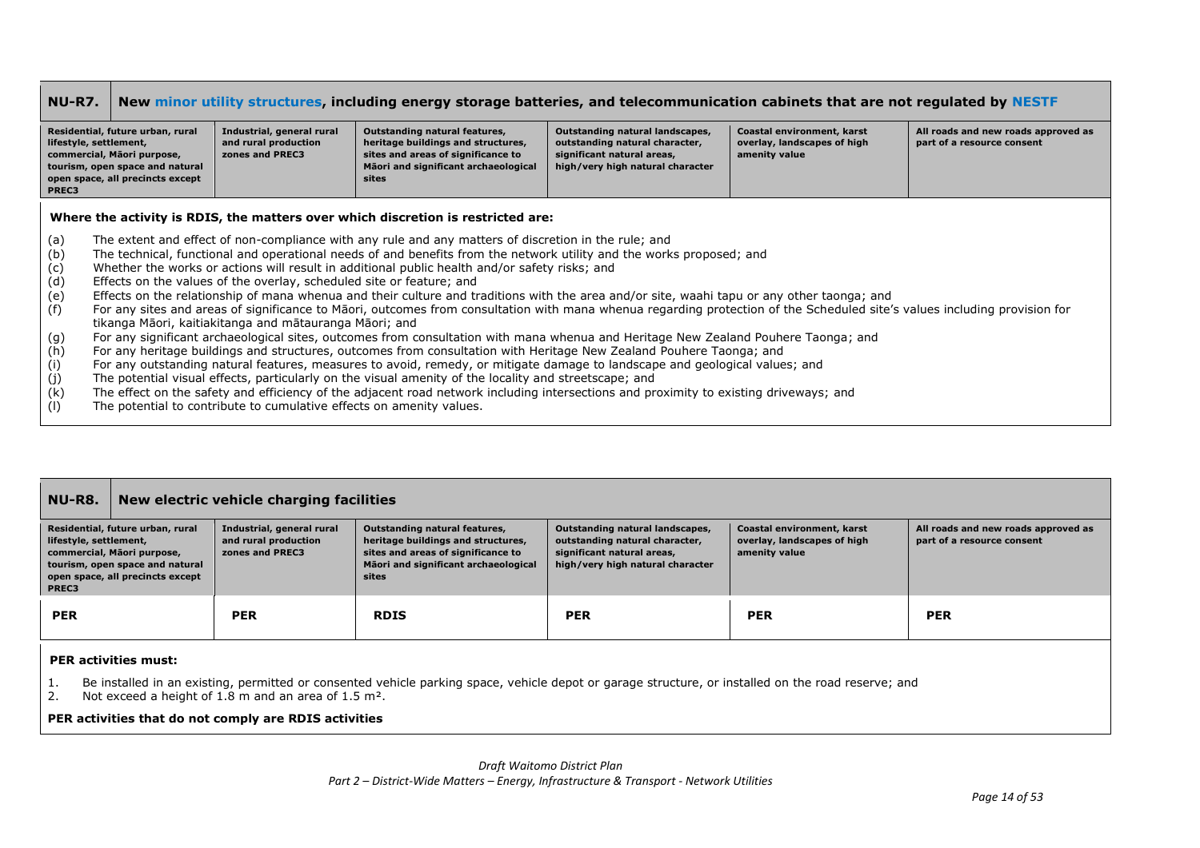| NU-R7. | New minor utility structures, including energy storage batteries, and telecommunication cabinets that are not regulated by NESTF | | | | |
|---|---|---|---|---|---|
| **Residential, future urban, rural lifestyle, settlement, commercial, Māori purpose, tourism, open space and natural open space, all precincts except PREC3** | **Industrial, general rural and rural production zones and PREC3** | **Outstanding natural features, heritage buildings and structures, sites and areas of significance to Māori and significant archaeological sites** | **Outstanding natural landscapes, outstanding natural character, significant natural areas, high/very high natural character** | **Coastal environment, karst overlay, landscapes of high amenity value** | **All roads and new roads approved as part of a resource consent** |

**Where the activity is RDIS, the matters over which discretion is restricted are:**

(a) The extent and effect of non-compliance with any rule and any matters of discretion in the rule; and

(b) The technical, functional and operational needs of and benefits from the network utility and the works proposed; and

(c) Whether the works or actions will result in additional public health and/or safety risks; and

(d) Effects on the values of the overlay, scheduled site or feature; and

(e) Effects on the relationship of mana whenua and their culture and traditions with the area and/or site, waahi tapu or any other taonga; and

(f) For any sites and areas of significance to Māori, outcomes from consultation with mana whenua regarding protection of the Scheduled site's values including provision for tikanga Māori, kaitiakitanga and mātauranga Māori; and

(g) For any significant archaeological sites, outcomes from consultation with mana whenua and Heritage New Zealand Pouhere Taonga; and

(h) For any heritage buildings and structures, outcomes from consultation with Heritage New Zealand Pouhere Taonga; and

(i) For any outstanding natural features, measures to avoid, remedy, or mitigate damage to landscape and geological values; and

(j) The potential visual effects, particularly on the visual amenity of the locality and streetscape; and

(k) The effect on the safety and efficiency of the adjacent road network including intersections and proximity to existing driveways; and

(l) The potential to contribute to cumulative effects on amenity values.

| NU-R8. | New electric vehicle charging facilities | | | | |
|---|---|---|---|---|---|
| **Residential, future urban, rural lifestyle, settlement, commercial, Māori purpose, tourism, open space and natural open space, all precincts except PREC3** | **Industrial, general rural and rural production zones and PREC3** | **Outstanding natural features, heritage buildings and structures, sites and areas of significance to Māori and significant archaeological sites** | **Outstanding natural landscapes, outstanding natural character, significant natural areas, high/very high natural character** | **Coastal environment, karst overlay, landscapes of high amenity value** | **All roads and new roads approved as part of a resource consent** |
| **PER** | **PER** | **RDIS** | **PER** | **PER** | **PER** |

**PER activities must:**

1. Be installed in an existing, permitted or consented vehicle parking space, vehicle depot or garage structure, or installed on the road reserve; and
2. Not exceed a height of 1.8 m and an area of 1.5 m².

**PER activities that do not comply are RDIS activities**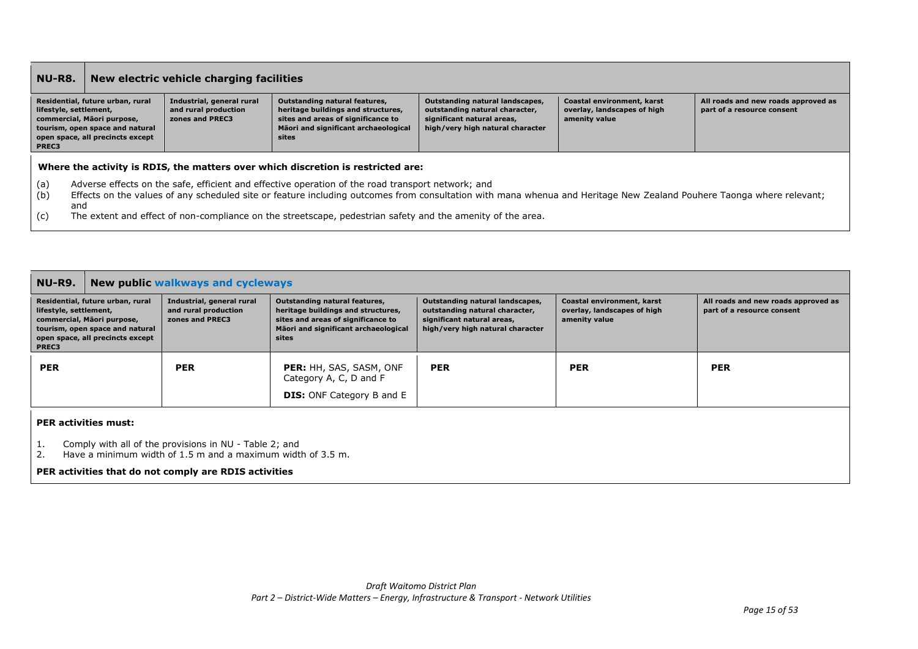| NU-R8. New electric vehicle charging facilities | | | | | |
|---|---|---|---|---|---|
| **Residential, future urban, rural lifestyle, settlement, commercial, Māori purpose, tourism, open space and natural open space, all precincts except PREC3** | **Industrial, general rural and rural production zones and PREC3** | **Outstanding natural features, heritage buildings and structures, sites and areas of significance to Māori and significant archaeological sites** | **Outstanding natural landscapes, outstanding natural character, significant natural areas, high/very high natural character** | **Coastal environment, karst overlay, landscapes of high amenity value** | **All roads and new roads approved as part of a resource consent** |

**Where the activity is RDIS, the matters over which discretion is restricted are:**

(a) Adverse effects on the safe, efficient and effective operation of the road transport network; and
(b) Effects on the values of any scheduled site or feature including outcomes from consultation with mana whenua and Heritage New Zealand Pouhere Taonga where relevant; and
(c) The extent and effect of non-compliance on the streetscape, pedestrian safety and the amenity of the area.

| NU-R9. New public walkways and cycleways | | | | | |
|---|---|---|---|---|---|
| **Residential, future urban, rural lifestyle, settlement, commercial, Māori purpose, tourism, open space and natural open space, all precincts except PREC3** | **Industrial, general rural and rural production zones and PREC3** | **Outstanding natural features, heritage buildings and structures, sites and areas of significance to Māori and significant archaeological sites** | **Outstanding natural landscapes, outstanding natural character, significant natural areas, high/very high natural character** | **Coastal environment, karst overlay, landscapes of high amenity value** | **All roads and new roads approved as part of a resource consent** |
| **PER** | **PER** | **PER:** HH, SAS, SASM, ONF Category A, C, D and F<br><br>**DIS:** ONF Category B and E | **PER** | **PER** | **PER** |

**PER activities must:**

1. Comply with all of the provisions in NU - Table 2; and
2. Have a minimum width of 1.5 m and a maximum width of 3.5 m.

**PER activities that do not comply are RDIS activities**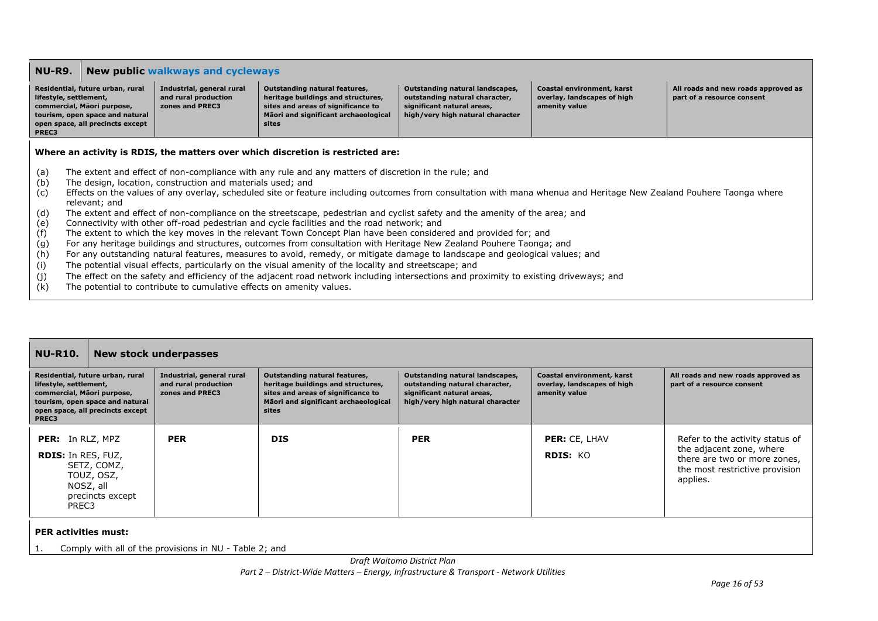| NU-R9. | New public walkways and cycleways | | | | |
|---|---|---|---|---|---|
| **Residential, future urban, rural lifestyle, settlement, commercial, Māori purpose, tourism, open space and natural open space, all precincts except PREC3** | **Industrial, general rural and rural production zones and PREC3** | **Outstanding natural features, heritage buildings and structures, sites and areas of significance to Māori and significant archaeological sites** | **Outstanding natural landscapes, outstanding natural character, significant natural areas, high/very high natural character** | **Coastal environment, karst overlay, landscapes of high amenity value** | **All roads and new roads approved as part of a resource consent** |

**Where an activity is RDIS, the matters over which discretion is restricted are:**

(a) The extent and effect of non-compliance with any rule and any matters of discretion in the rule; and
(b) The design, location, construction and materials used; and
(c) Effects on the values of any overlay, scheduled site or feature including outcomes from consultation with mana whenua and Heritage New Zealand Pouhere Taonga where relevant; and
(d) The extent and effect of non-compliance on the streetscape, pedestrian and cyclist safety and the amenity of the area; and
(e) Connectivity with other off-road pedestrian and cycle facilities and the road network; and
(f) The extent to which the key moves in the relevant Town Concept Plan have been considered and provided for; and
(g) For any heritage buildings and structures, outcomes from consultation with Heritage New Zealand Pouhere Taonga; and
(h) For any outstanding natural features, measures to avoid, remedy, or mitigate damage to landscape and geological values; and
(i) The potential visual effects, particularly on the visual amenity of the locality and streetscape; and
(j) The effect on the safety and efficiency of the adjacent road network including intersections and proximity to existing driveways; and
(k) The potential to contribute to cumulative effects on amenity values.

| NU-R10. | New stock underpasses | | | | |
|---|---|---|---|---|---|
| **Residential, future urban, rural lifestyle, settlement, commercial, Māori purpose, tourism, open space and natural open space, all precincts except PREC3** | **Industrial, general rural and rural production zones and PREC3** | **Outstanding natural features, heritage buildings and structures, sites and areas of significance to Māori and significant archaeological sites** | **Outstanding natural landscapes, outstanding natural character, significant natural areas, high/very high natural character** | **Coastal environment, karst overlay, landscapes of high amenity value** | **All roads and new roads approved as part of a resource consent** |
| **PER:** In RLZ, MPZ<br>**RDIS:** In RES, FUZ, SETZ, COMZ, TOUZ, OSZ, NOSZ, all precincts except PREC3 | **PER** | **DIS** | **PER** | **PER:** CE, LHAV<br>**RDIS:** KO | Refer to the activity status of the adjacent zone, where there are two or more zones, the most restrictive provision applies. |

**PER activities must:**

1. Comply with all of the provisions in NU - Table 2; and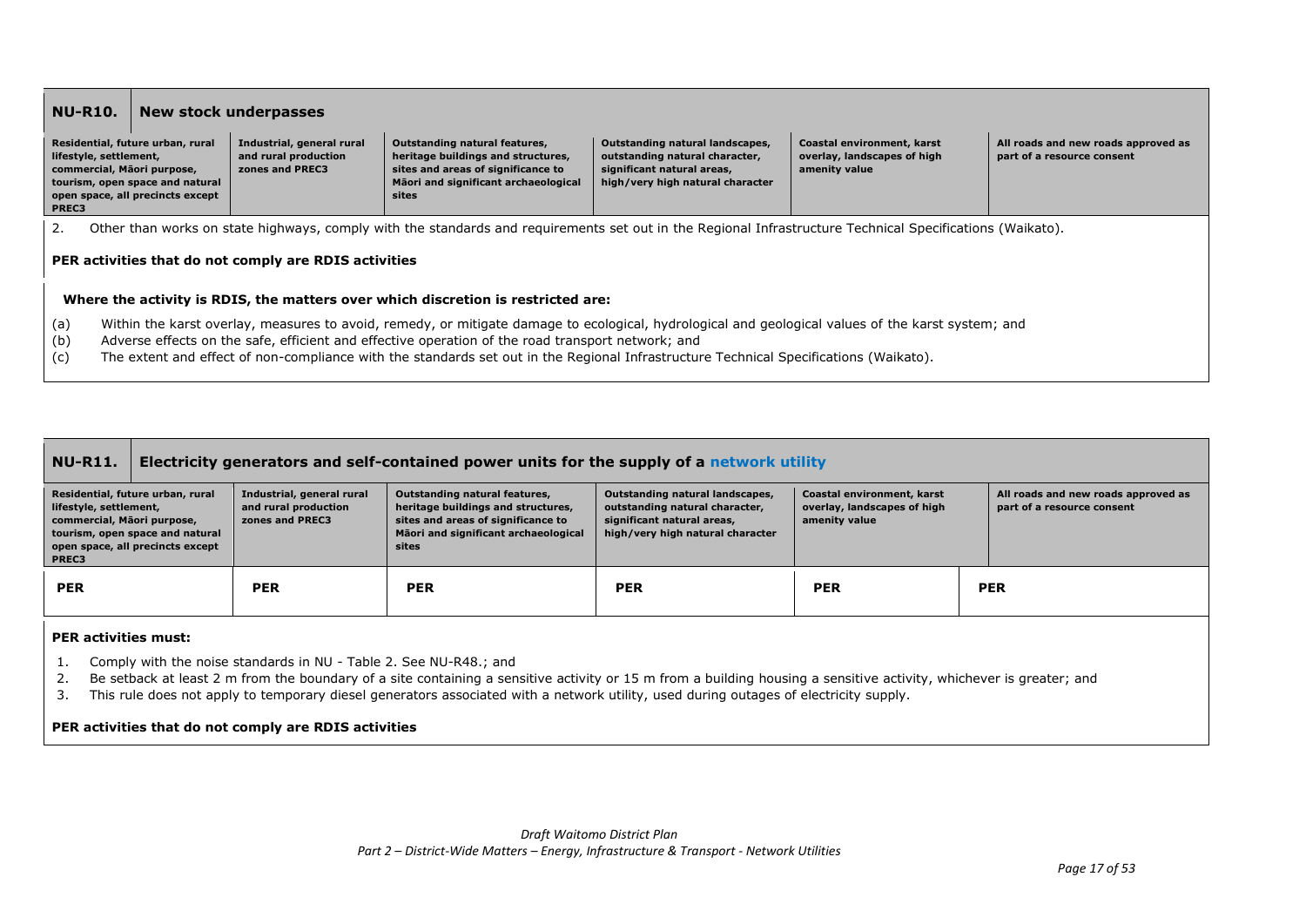| NU-R10. New stock underpasses | | | | | |
|---|---|---|---|---|---|
| Residential, future urban, rural lifestyle, settlement, commercial, Māori purpose, tourism, open space and natural open space, all precincts except PREC3 | Industrial, general rural and rural production zones and PREC3 | Outstanding natural features, heritage buildings and structures, sites and areas of significance to Māori and significant archaeological sites | Outstanding natural landscapes, outstanding natural character, significant natural areas, high/very high natural character | Coastal environment, karst overlay, landscapes of high amenity value | All roads and new roads approved as part of a resource consent |

2. Other than works on state highways, comply with the standards and requirements set out in the Regional Infrastructure Technical Specifications (Waikato).

**PER activities that do not comply are RDIS activities**

**Where the activity is RDIS, the matters over which discretion is restricted are:**

(a) Within the karst overlay, measures to avoid, remedy, or mitigate damage to ecological, hydrological and geological values of the karst system; and
(b) Adverse effects on the safe, efficient and effective operation of the road transport network; and
(c) The extent and effect of non-compliance with the standards set out in the Regional Infrastructure Technical Specifications (Waikato).

| NU-R11. Electricity generators and self-contained power units for the supply of a network utility | | | | | |
|---|---|---|---|---|---|
| Residential, future urban, rural lifestyle, settlement, commercial, Māori purpose, tourism, open space and natural open space, all precincts except PREC3 | Industrial, general rural and rural production zones and PREC3 | Outstanding natural features, heritage buildings and structures, sites and areas of significance to Māori and significant archaeological sites | Outstanding natural landscapes, outstanding natural character, significant natural areas, high/very high natural character | Coastal environment, karst overlay, landscapes of high amenity value | All roads and new roads approved as part of a resource consent |
| **PER** | **PER** | **PER** | **PER** | **PER** | **PER** |

**PER activities must:**

1. Comply with the noise standards in NU - Table 2. See NU-R48.; and
2. Be setback at least 2 m from the boundary of a site containing a sensitive activity or 15 m from a building housing a sensitive activity, whichever is greater; and
3. This rule does not apply to temporary diesel generators associated with a network utility, used during outages of electricity supply.

**PER activities that do not comply are RDIS activities**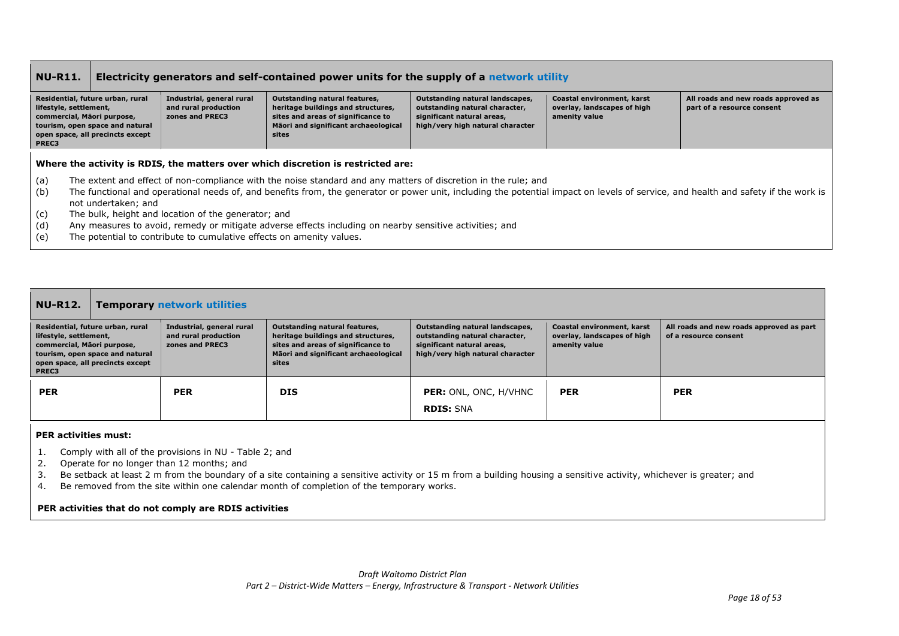## NU-R11. Electricity generators and self-contained power units for the supply of a network utility

| Residential, future urban, rural lifestyle, settlement, commercial, Māori purpose, tourism, open space and natural open space, all precincts except PREC3 | Industrial, general rural and rural production zones and PREC3 | Outstanding natural features, heritage buildings and structures, sites and areas of significance to Māori and significant archaeological sites | Outstanding natural landscapes, outstanding natural character, significant natural areas, high/very high natural character | Coastal environment, karst overlay, landscapes of high amenity value | All roads and new roads approved as part of a resource consent |
|---|---|---|---|---|---|

**Where the activity is RDIS, the matters over which discretion is restricted are:**

(a) The extent and effect of non-compliance with the noise standard and any matters of discretion in the rule; and
(b) The functional and operational needs of, and benefits from, the generator or power unit, including the potential impact on levels of service, and health and safety if the work is not undertaken; and
(c) The bulk, height and location of the generator; and
(d) Any measures to avoid, remedy or mitigate adverse effects including on nearby sensitive activities; and
(e) The potential to contribute to cumulative effects on amenity values.

## NU-R12. Temporary network utilities

| Residential, future urban, rural lifestyle, settlement, commercial, Māori purpose, tourism, open space and natural open space, all precincts except PREC3 | Industrial, general rural and rural production zones and PREC3 | Outstanding natural features, heritage buildings and structures, sites and areas of significance to Māori and significant archaeological sites | Outstanding natural landscapes, outstanding natural character, significant natural areas, high/very high natural character | Coastal environment, karst overlay, landscapes of high amenity value | All roads and new roads approved as part of a resource consent |
|---|---|---|---|---|---|
| **PER** | **PER** | **DIS** | **PER:** ONL, ONC, H/VHNC<br>**RDIS:** SNA | **PER** | **PER** |

**PER activities must:**

1. Comply with all of the provisions in NU - Table 2; and
2. Operate for no longer than 12 months; and
3. Be setback at least 2 m from the boundary of a site containing a sensitive activity or 15 m from a building housing a sensitive activity, whichever is greater; and
4. Be removed from the site within one calendar month of completion of the temporary works.

**PER activities that do not comply are RDIS activities**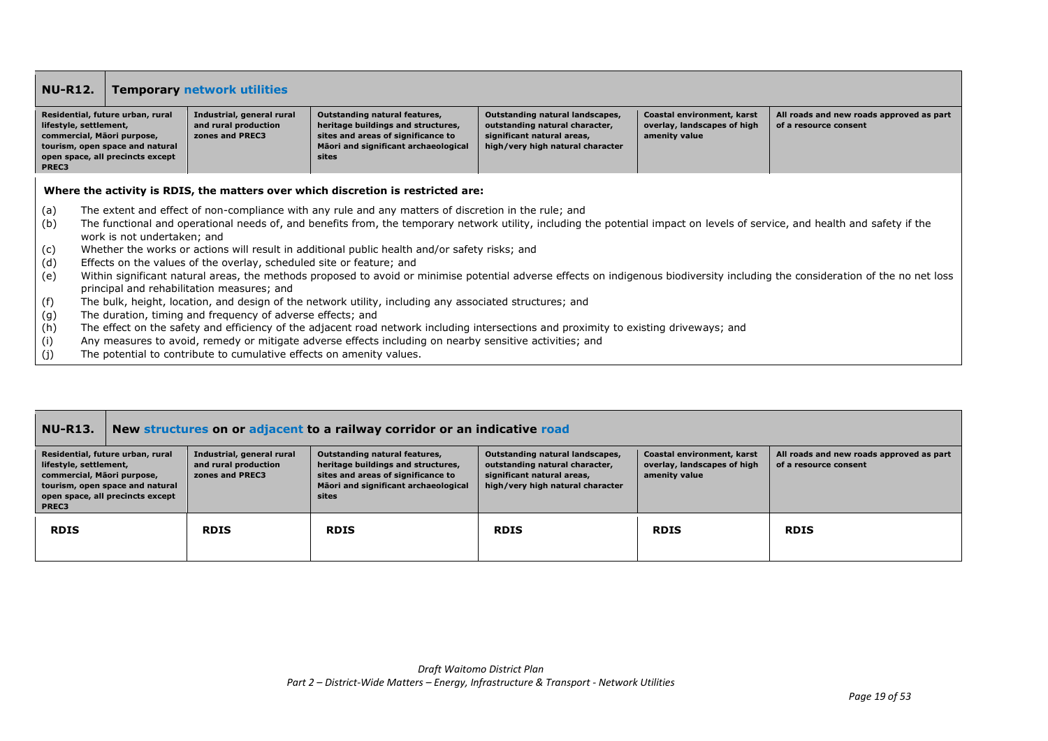## NU-R12. Temporary network utilities

| Residential, future urban, rural lifestyle, settlement, commercial, Māori purpose, tourism, open space and natural open space, all precincts except PREC3 | Industrial, general rural and rural production zones and PREC3 | Outstanding natural features, heritage buildings and structures, sites and areas of significance to Māori and significant archaeological sites | Outstanding natural landscapes, outstanding natural character, significant natural areas, high/very high natural character | Coastal environment, karst overlay, landscapes of high amenity value | All roads and new roads approved as part of a resource consent |
|---|---|---|---|---|---|

**Where the activity is RDIS, the matters over which discretion is restricted are:**

(a) The extent and effect of non-compliance with any rule and any matters of discretion in the rule; and

(b) The functional and operational needs of, and benefits from, the temporary network utility, including the potential impact on levels of service, and health and safety if the work is not undertaken; and

(c) Whether the works or actions will result in additional public health and/or safety risks; and

(d) Effects on the values of the overlay, scheduled site or feature; and

(e) Within significant natural areas, the methods proposed to avoid or minimise potential adverse effects on indigenous biodiversity including the consideration of the no net loss principal and rehabilitation measures; and

(f) The bulk, height, location, and design of the network utility, including any associated structures; and

(g) The duration, timing and frequency of adverse effects; and

(h) The effect on the safety and efficiency of the adjacent road network including intersections and proximity to existing driveways; and

(i) Any measures to avoid, remedy or mitigate adverse effects including on nearby sensitive activities; and

(j) The potential to contribute to cumulative effects on amenity values.

## NU-R13. New structures on or adjacent to a railway corridor or an indicative road

| Residential, future urban, rural lifestyle, settlement, commercial, Māori purpose, tourism, open space and natural open space, all precincts except PREC3 | Industrial, general rural and rural production zones and PREC3 | Outstanding natural features, heritage buildings and structures, sites and areas of significance to Māori and significant archaeological sites | Outstanding natural landscapes, outstanding natural character, significant natural areas, high/very high natural character | Coastal environment, karst overlay, landscapes of high amenity value | All roads and new roads approved as part of a resource consent |
|---|---|---|---|---|---|
| **RDIS** | **RDIS** | **RDIS** | **RDIS** | **RDIS** | **RDIS** |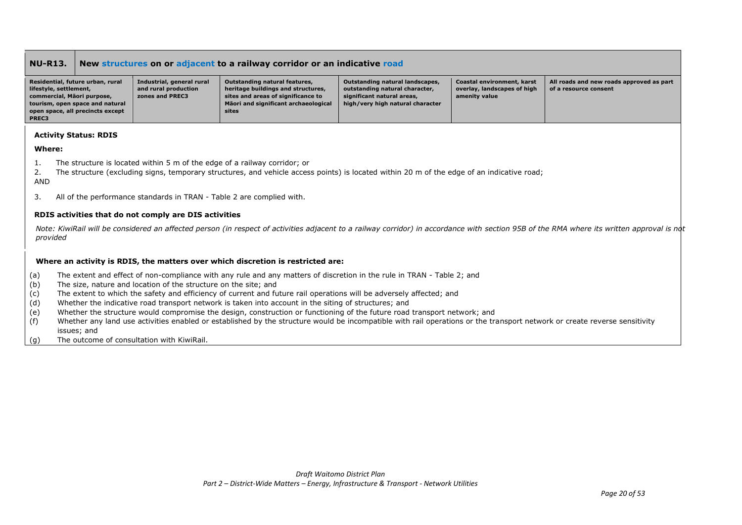| NU-R13. | New structures on or adjacent to a railway corridor or an indicative road | | | | |
|---|---|---|---|---|---|
| **Residential, future urban, rural lifestyle, settlement, commercial, Māori purpose, tourism, open space and natural open space, all precincts except PREC3** | **Industrial, general rural and rural production zones and PREC3** | **Outstanding natural features, heritage buildings and structures, sites and areas of significance to Māori and significant archaeological sites** | **Outstanding natural landscapes, outstanding natural character, significant natural areas, high/very high natural character** | **Coastal environment, karst overlay, landscapes of high amenity value** | **All roads and new roads approved as part of a resource consent** |

**Activity Status: RDIS**

**Where:**

1. The structure is located within 5 m of the edge of a railway corridor; or
2. The structure (excluding signs, temporary structures, and vehicle access points) is located within 20 m of the edge of an indicative road;

AND

3. All of the performance standards in TRAN - Table 2 are complied with.

**RDIS activities that do not comply are DIS activities**

*Note: KiwiRail will be considered an affected person (in respect of activities adjacent to a railway corridor) in accordance with section 95B of the RMA where its written approval is not provided*

**Where an activity is RDIS, the matters over which discretion is restricted are:**

(a) The extent and effect of non-compliance with any rule and any matters of discretion in the rule in TRAN - Table 2; and
(b) The size, nature and location of the structure on the site; and
(c) The extent to which the safety and efficiency of current and future rail operations will be adversely affected; and
(d) Whether the indicative road transport network is taken into account in the siting of structures; and
(e) Whether the structure would compromise the design, construction or functioning of the future road transport network; and
(f) Whether any land use activities enabled or established by the structure would be incompatible with rail operations or the transport network or create reverse sensitivity issues; and
(g) The outcome of consultation with KiwiRail.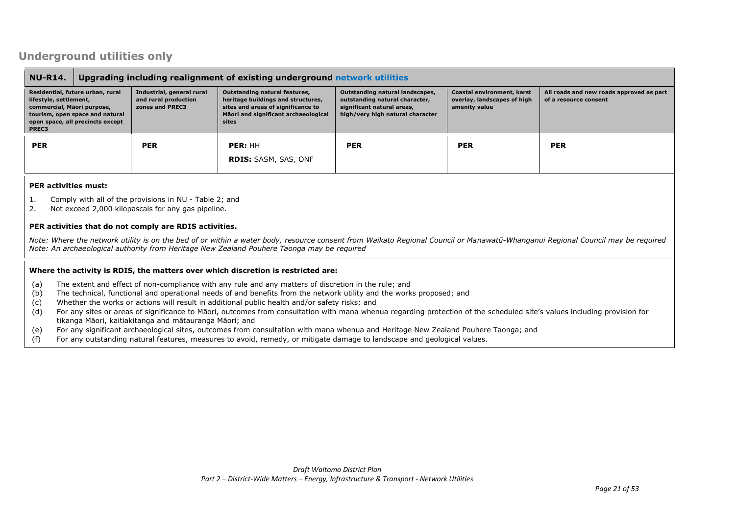## Underground utilities only

| NU-R14. Upgrading including realignment of existing underground network utilities | | | | | |
|---|---|---|---|---|---|
| **Residential, future urban, rural lifestyle, settlement, commercial, Māori purpose, tourism, open space and natural open space, all precincts except PREC3** | **Industrial, general rural and rural production zones and PREC3** | **Outstanding natural features, heritage buildings and structures, sites and areas of significance to Māori and significant archaeological sites** | **Outstanding natural landscapes, outstanding natural character, significant natural areas, high/very high natural character** | **Coastal environment, karst overlay, landscapes of high amenity value** | **All roads and new roads approved as part of a resource consent** |
| **PER** | **PER** | **PER:** HH<br>**RDIS:** SASM, SAS, ONF | **PER** | **PER** | **PER** |

**PER activities must:**

1. Comply with all of the provisions in NU - Table 2; and
2. Not exceed 2,000 kilopascals for any gas pipeline.

**PER activities that do not comply are RDIS activities.**

*Note: Where the network utility is on the bed of or within a water body, resource consent from Waikato Regional Council or Manawatū-Whanganui Regional Council may be required*
*Note: An archaeological authority from Heritage New Zealand Pouhere Taonga may be required*

**Where the activity is RDIS, the matters over which discretion is restricted are:**

(a) The extent and effect of non-compliance with any rule and any matters of discretion in the rule; and
(b) The technical, functional and operational needs of and benefits from the network utility and the works proposed; and
(c) Whether the works or actions will result in additional public health and/or safety risks; and
(d) For any sites or areas of significance to Māori, outcomes from consultation with mana whenua regarding protection of the scheduled site's values including provision for tikanga Māori, kaitiakitanga and mātauranga Māori; and
(e) For any significant archaeological sites, outcomes from consultation with mana whenua and Heritage New Zealand Pouhere Taonga; and
(f) For any outstanding natural features, measures to avoid, remedy, or mitigate damage to landscape and geological values.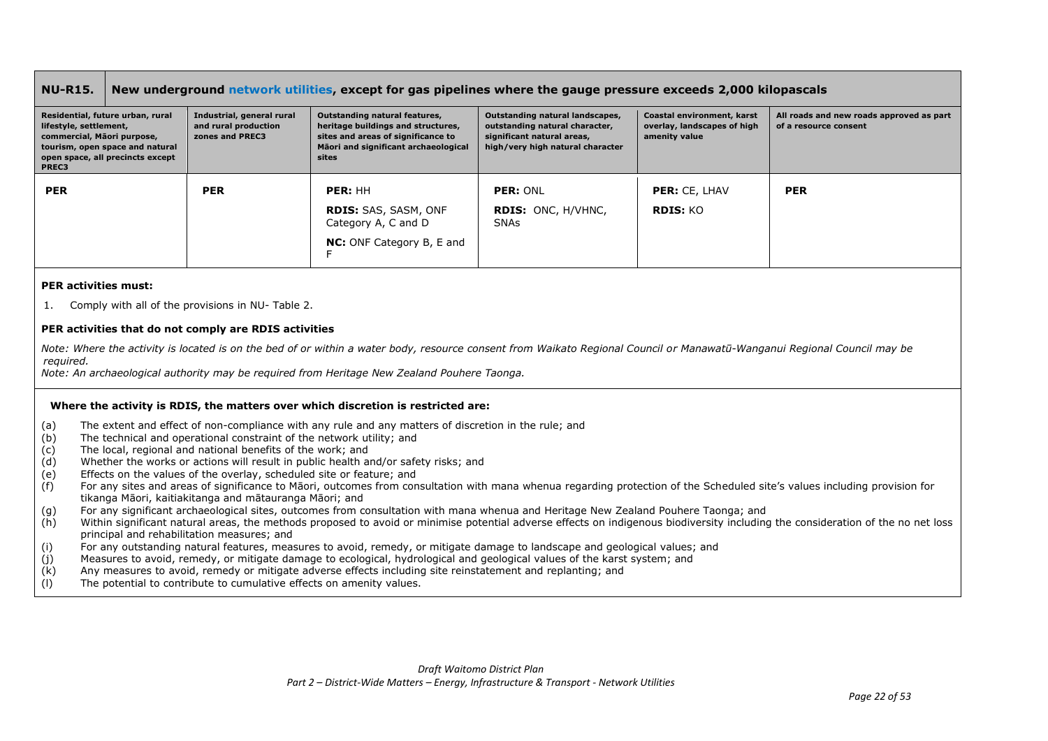| NU-R15. | New underground network utilities, except for gas pipelines where the gauge pressure exceeds 2,000 kilopascals | | | | |
|---|---|---|---|---|---|
| **Residential, future urban, rural lifestyle, settlement, commercial, Māori purpose, tourism, open space and natural open space, all precincts except PREC3** | **Industrial, general rural and rural production zones and PREC3** | **Outstanding natural features, heritage buildings and structures, sites and areas of significance to Māori and significant archaeological sites** | **Outstanding natural landscapes, outstanding natural character, significant natural areas, high/very high natural character** | **Coastal environment, karst overlay, landscapes of high amenity value** | **All roads and new roads approved as part of a resource consent** |
| **PER** | **PER** | **PER:** HH<br>**RDIS:** SAS, SASM, ONF Category A, C and D<br>**NC:** ONF Category B, E and F | **PER:** ONL<br>**RDIS:** ONC, H/VHNC, SNAs | **PER:** CE, LHAV<br>**RDIS:** KO | **PER** |

**PER activities must:**

1. Comply with all of the provisions in NU- Table 2.

**PER activities that do not comply are RDIS activities**

*Note: Where the activity is located is on the bed of or within a water body, resource consent from Waikato Regional Council or Manawatū-Wanganui Regional Council may be required.*

*Note: An archaeological authority may be required from Heritage New Zealand Pouhere Taonga.*

**Where the activity is RDIS, the matters over which discretion is restricted are:**

(a) The extent and effect of non-compliance with any rule and any matters of discretion in the rule; and
(b) The technical and operational constraint of the network utility; and
(c) The local, regional and national benefits of the work; and
(d) Whether the works or actions will result in public health and/or safety risks; and
(e) Effects on the values of the overlay, scheduled site or feature; and
(f) For any sites and areas of significance to Māori, outcomes from consultation with mana whenua regarding protection of the Scheduled site's values including provision for tikanga Māori, kaitiakitanga and mātauranga Māori; and
(g) For any significant archaeological sites, outcomes from consultation with mana whenua and Heritage New Zealand Pouhere Taonga; and
(h) Within significant natural areas, the methods proposed to avoid or minimise potential adverse effects on indigenous biodiversity including the consideration of the no net loss principal and rehabilitation measures; and
(i) For any outstanding natural features, measures to avoid, remedy, or mitigate damage to landscape and geological values; and
(j) Measures to avoid, remedy, or mitigate damage to ecological, hydrological and geological values of the karst system; and
(k) Any measures to avoid, remedy or mitigate adverse effects including site reinstatement and replanting; and
(l) The potential to contribute to cumulative effects on amenity values.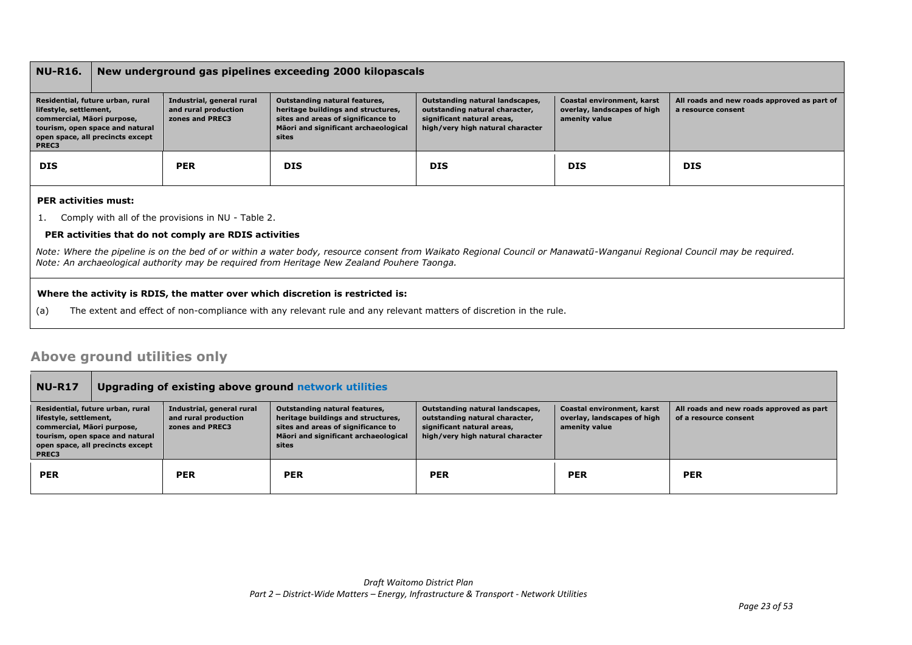| NU-R16. | New underground gas pipelines exceeding 2000 kilopascals | | | | |
|---|---|---|---|---|---|
| **Residential, future urban, rural lifestyle, settlement, commercial, Māori purpose, tourism, open space and natural open space, all precincts except PREC3** | **Industrial, general rural and rural production zones and PREC3** | **Outstanding natural features, heritage buildings and structures, sites and areas of significance to Māori and significant archaeological sites** | **Outstanding natural landscapes, outstanding natural character, significant natural areas, high/very high natural character** | **Coastal environment, karst overlay, landscapes of high amenity value** | **All roads and new roads approved as part of a resource consent** |
| **DIS** | **PER** | **DIS** | **DIS** | **DIS** | **DIS** |

**PER activities must:**

1. Comply with all of the provisions in NU - Table 2.

**PER activities that do not comply are RDIS activities**

*Note: Where the pipeline is on the bed of or within a water body, resource consent from Waikato Regional Council or Manawatū-Wanganui Regional Council may be required.*
*Note: An archaeological authority may be required from Heritage New Zealand Pouhere Taonga.*

**Where the activity is RDIS, the matter over which discretion is restricted is:**

(a) The extent and effect of non-compliance with any relevant rule and any relevant matters of discretion in the rule.

## Above ground utilities only

| NU-R17 | Upgrading of existing above ground network utilities | | | | |
|---|---|---|---|---|---|
| **Residential, future urban, rural lifestyle, settlement, commercial, Māori purpose, tourism, open space and natural open space, all precincts except PREC3** | **Industrial, general rural and rural production zones and PREC3** | **Outstanding natural features, heritage buildings and structures, sites and areas of significance to Māori and significant archaeological sites** | **Outstanding natural landscapes, outstanding natural character, significant natural areas, high/very high natural character** | **Coastal environment, karst overlay, landscapes of high amenity value** | **All roads and new roads approved as part of a resource consent** |
| **PER** | **PER** | **PER** | **PER** | **PER** | **PER** |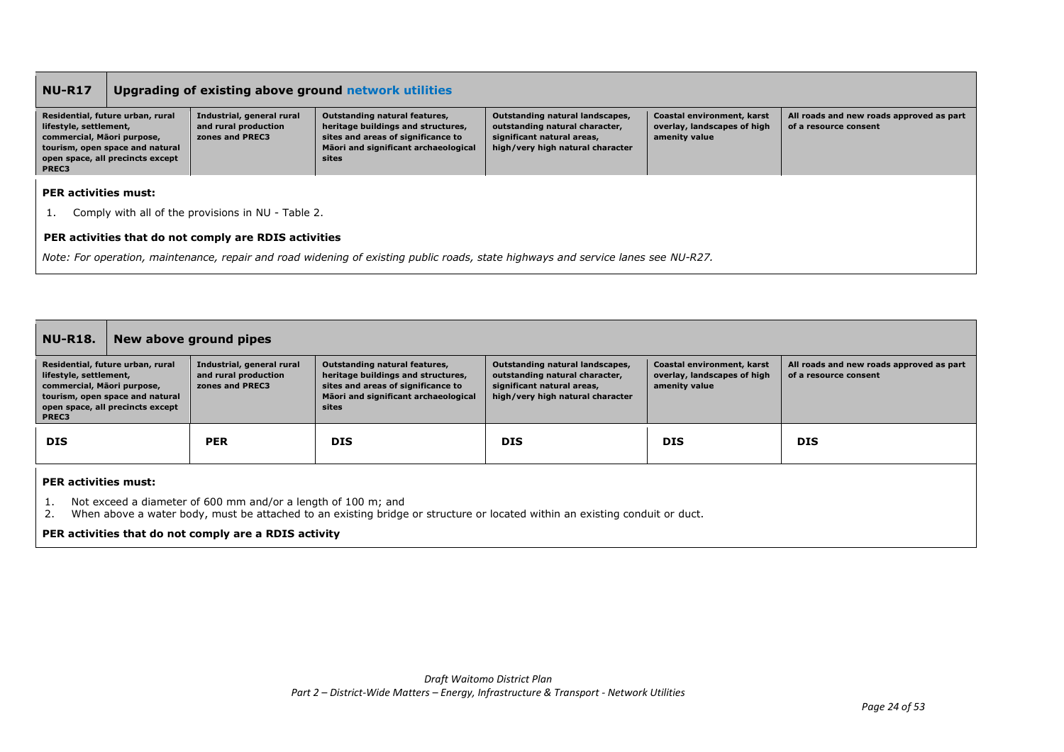| NU-R17 | Upgrading of existing above ground network utilities | | | | |
|---|---|---|---|---|---|
| **Residential, future urban, rural lifestyle, settlement, commercial, Māori purpose, tourism, open space and natural open space, all precincts except PREC3** | **Industrial, general rural and rural production zones and PREC3** | **Outstanding natural features, heritage buildings and structures, sites and areas of significance to Māori and significant archaeological sites** | **Outstanding natural landscapes, outstanding natural character, significant natural areas, high/very high natural character** | **Coastal environment, karst overlay, landscapes of high amenity value** | **All roads and new roads approved as part of a resource consent** |

**PER activities must:**

1. Comply with all of the provisions in NU - Table 2.

**PER activities that do not comply are RDIS activities**

*Note: For operation, maintenance, repair and road widening of existing public roads, state highways and service lanes see NU-R27.*

| NU-R18. | New above ground pipes | | | | |
|---|---|---|---|---|---|
| **Residential, future urban, rural lifestyle, settlement, commercial, Māori purpose, tourism, open space and natural open space, all precincts except PREC3** | **Industrial, general rural and rural production zones and PREC3** | **Outstanding natural features, heritage buildings and structures, sites and areas of significance to Māori and significant archaeological sites** | **Outstanding natural landscapes, outstanding natural character, significant natural areas, high/very high natural character** | **Coastal environment, karst overlay, landscapes of high amenity value** | **All roads and new roads approved as part of a resource consent** |
| **DIS** | **PER** | **DIS** | **DIS** | **DIS** | **DIS** |

**PER activities must:**

1. Not exceed a diameter of 600 mm and/or a length of 100 m; and
2. When above a water body, must be attached to an existing bridge or structure or located within an existing conduit or duct.

**PER activities that do not comply are a RDIS activity**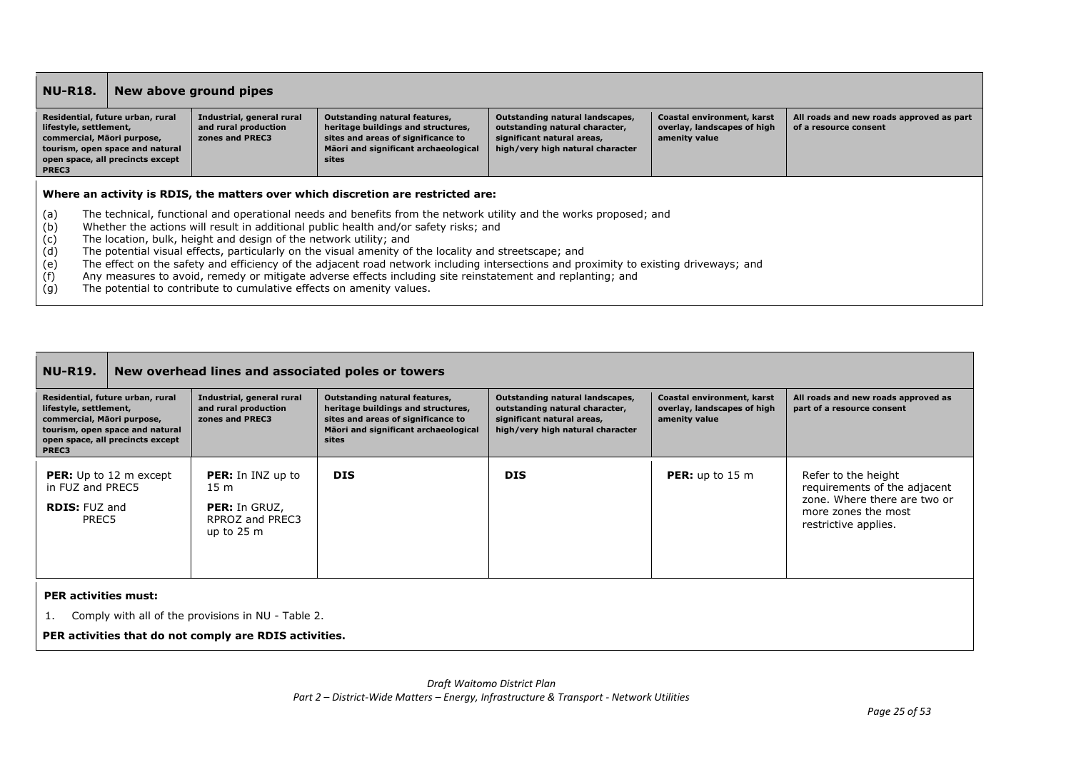| **NU-R18.** | **New above ground pipes** | | | | |
|---|---|---|---|---|---|
| **Residential, future urban, rural lifestyle, settlement, commercial, Māori purpose, tourism, open space and natural open space, all precincts except PREC3** | **Industrial, general rural and rural production zones and PREC3** | **Outstanding natural features, heritage buildings and structures, sites and areas of significance to Māori and significant archaeological sites** | **Outstanding natural landscapes, outstanding natural character, significant natural areas, high/very high natural character** | **Coastal environment, karst overlay, landscapes of high amenity value** | **All roads and new roads approved as part of a resource consent** |

**Where an activity is RDIS, the matters over which discretion are restricted are:**

(a) The technical, functional and operational needs and benefits from the network utility and the works proposed; and
(b) Whether the actions will result in additional public health and/or safety risks; and
(c) The location, bulk, height and design of the network utility; and
(d) The potential visual effects, particularly on the visual amenity of the locality and streetscape; and
(e) The effect on the safety and efficiency of the adjacent road network including intersections and proximity to existing driveways; and
(f) Any measures to avoid, remedy or mitigate adverse effects including site reinstatement and replanting; and
(g) The potential to contribute to cumulative effects on amenity values.

| **NU-R19.** | **New overhead lines and associated poles or towers** | | | | |
|---|---|---|---|---|---|
| **Residential, future urban, rural lifestyle, settlement, commercial, Māori purpose, tourism, open space and natural open space, all precincts except PREC3** | **Industrial, general rural and rural production zones and PREC3** | **Outstanding natural features, heritage buildings and structures, sites and areas of significance to Māori and significant archaeological sites** | **Outstanding natural landscapes, outstanding natural character, significant natural areas, high/very high natural character** | **Coastal environment, karst overlay, landscapes of high amenity value** | **All roads and new roads approved as part of a resource consent** |
| **PER:** Up to 12 m except in FUZ and PREC5<br><br>**RDIS:** FUZ and PREC5 | **PER:** In INZ up to 15 m<br><br>**PER:** In GRUZ, RPROZ and PREC3 up to 25 m | **DIS** | **DIS** | **PER:** up to 15 m | Refer to the height requirements of the adjacent zone. Where there are two or more zones the most restrictive applies. |

**PER activities must:**

1. Comply with all of the provisions in NU - Table 2.

**PER activities that do not comply are RDIS activities.**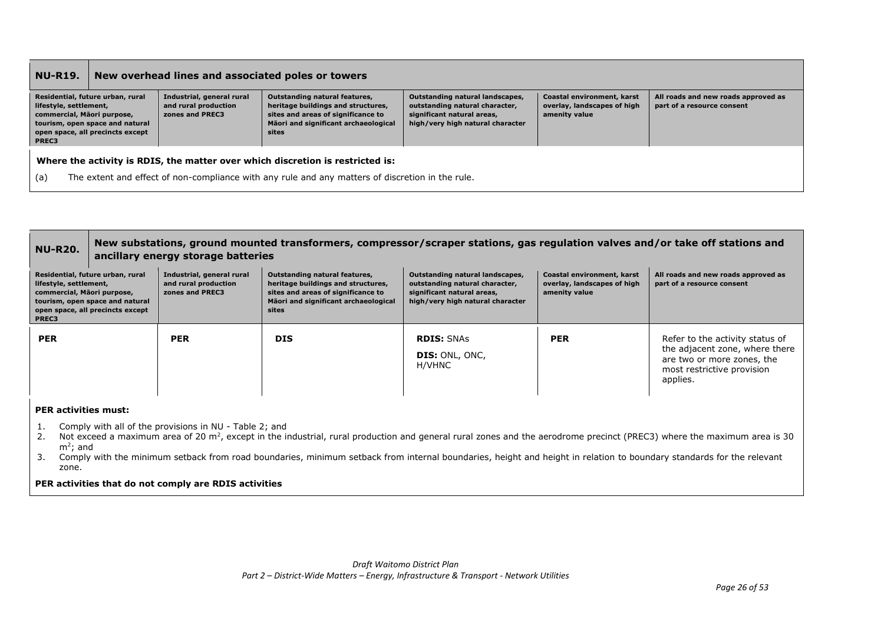| NU-R19. | New overhead lines and associated poles or towers | | | | |
|---|---|---|---|---|---|
| **Residential, future urban, rural lifestyle, settlement, commercial, Māori purpose, tourism, open space and natural open space, all precincts except PREC3** | **Industrial, general rural and rural production zones and PREC3** | **Outstanding natural features, heritage buildings and structures, sites and areas of significance to Māori and significant archaeological sites** | **Outstanding natural landscapes, outstanding natural character, significant natural areas, high/very high natural character** | **Coastal environment, karst overlay, landscapes of high amenity value** | **All roads and new roads approved as part of a resource consent** |

**Where the activity is RDIS, the matter over which discretion is restricted is:**

(a) The extent and effect of non-compliance with any rule and any matters of discretion in the rule.

| NU-R20. | New substations, ground mounted transformers, compressor/scraper stations, gas regulation valves and/or take off stations and ancillary energy storage batteries | | | | |
|---|---|---|---|---|---|
| **Residential, future urban, rural lifestyle, settlement, commercial, Māori purpose, tourism, open space and natural open space, all precincts except PREC3** | **Industrial, general rural and rural production zones and PREC3** | **Outstanding natural features, heritage buildings and structures, sites and areas of significance to Māori and significant archaeological sites** | **Outstanding natural landscapes, outstanding natural character, significant natural areas, high/very high natural character** | **Coastal environment, karst overlay, landscapes of high amenity value** | **All roads and new roads approved as part of a resource consent** |
| **PER** | **PER** | **DIS** | **RDIS:** SNAs<br>**DIS:** ONL, ONC, H/VHNC | **PER** | Refer to the activity status of the adjacent zone, where there are two or more zones, the most restrictive provision applies. |

**PER activities must:**

1. Comply with all of the provisions in NU - Table 2; and
2. Not exceed a maximum area of 20 m$^2$, except in the industrial, rural production and general rural zones and the aerodrome precinct (PREC3) where the maximum area is 30 m$^2$; and
3. Comply with the minimum setback from road boundaries, minimum setback from internal boundaries, height and height in relation to boundary standards for the relevant zone.

**PER activities that do not comply are RDIS activities**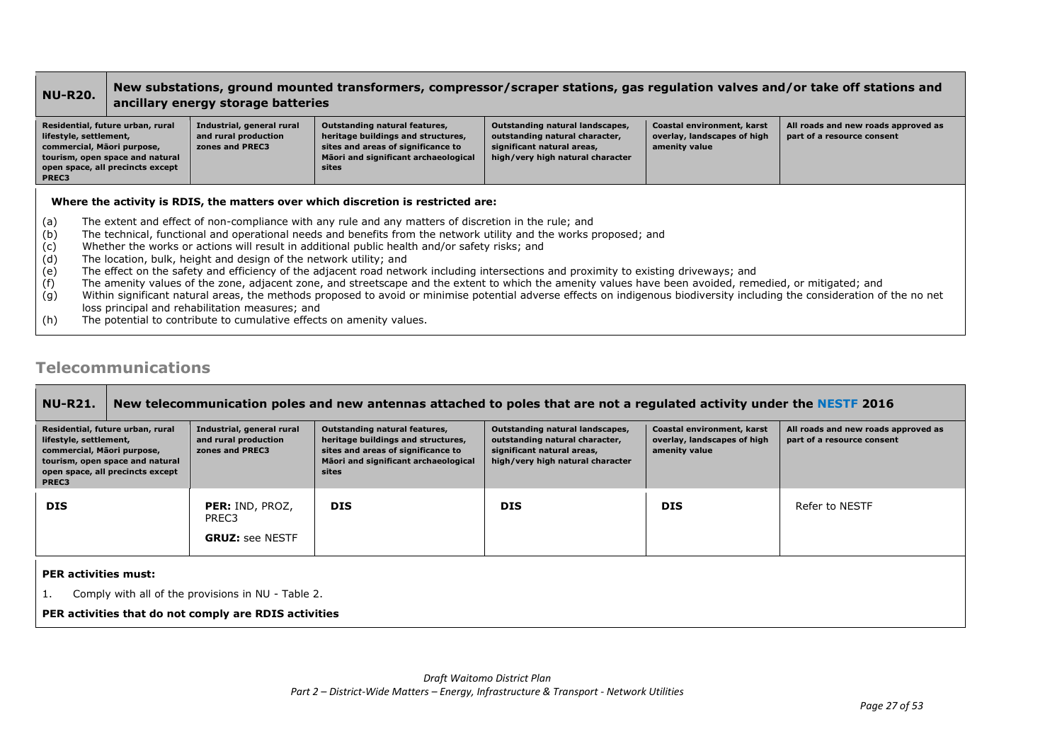| NU-R20. | New substations, ground mounted transformers, compressor/scraper stations, gas regulation valves and/or take off stations and ancillary energy storage batteries | | | | |
|---|---|---|---|---|---|
| Residential, future urban, rural lifestyle, settlement, commercial, Māori purpose, tourism, open space and natural open space, all precincts except PREC3 | Industrial, general rural and rural production zones and PREC3 | Outstanding natural features, heritage buildings and structures, sites and areas of significance to Māori and significant archaeological sites | Outstanding natural landscapes, outstanding natural character, significant natural areas, high/very high natural character | Coastal environment, karst overlay, landscapes of high amenity value | All roads and new roads approved as part of a resource consent |

**Where the activity is RDIS, the matters over which discretion is restricted are:**

(a) The extent and effect of non-compliance with any rule and any matters of discretion in the rule; and
(b) The technical, functional and operational needs and benefits from the network utility and the works proposed; and
(c) Whether the works or actions will result in additional public health and/or safety risks; and
(d) The location, bulk, height and design of the network utility; and
(e) The effect on the safety and efficiency of the adjacent road network including intersections and proximity to existing driveways; and
(f) The amenity values of the zone, adjacent zone, and streetscape and the extent to which the amenity values have been avoided, remedied, or mitigated; and
(g) Within significant natural areas, the methods proposed to avoid or minimise potential adverse effects on indigenous biodiversity including the consideration of the no net loss principal and rehabilitation measures; and
(h) The potential to contribute to cumulative effects on amenity values.

## Telecommunications

| NU-R21. | New telecommunication poles and new antennas attached to poles that are not a regulated activity under the NESTF 2016 | | | | |
|---|---|---|---|---|---|
| Residential, future urban, rural lifestyle, settlement, commercial, Māori purpose, tourism, open space and natural open space, all precincts except PREC3 | Industrial, general rural and rural production zones and PREC3 | Outstanding natural features, heritage buildings and structures, sites and areas of significance to Māori and significant archaeological sites | Outstanding natural landscapes, outstanding natural character, significant natural areas, high/very high natural character | Coastal environment, karst overlay, landscapes of high amenity value | All roads and new roads approved as part of a resource consent |
| **DIS** | **PER:** IND, PROZ, PREC3<br>**GRUZ:** see NESTF | **DIS** | **DIS** | **DIS** | Refer to NESTF |

**PER activities must:**

1. Comply with all of the provisions in NU - Table 2.

**PER activities that do not comply are RDIS activities**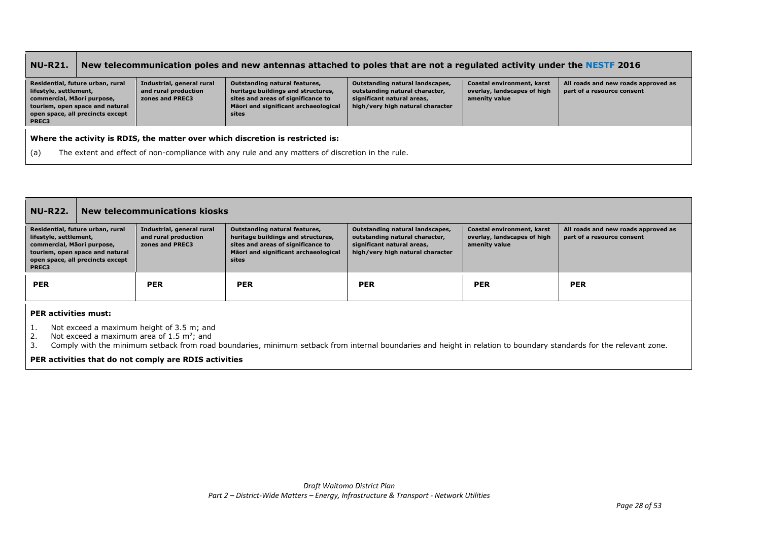| NU-R21. New telecommunication poles and new antennas attached to poles that are not a regulated activity under the NESTF 2016 | | | | | |
|---|---|---|---|---|---|
| **Residential, future urban, rural lifestyle, settlement, commercial, Māori purpose, tourism, open space and natural open space, all precincts except PREC3** | **Industrial, general rural and rural production zones and PREC3** | **Outstanding natural features, heritage buildings and structures, sites and areas of significance to Māori and significant archaeological sites** | **Outstanding natural landscapes, outstanding natural character, significant natural areas, high/very high natural character** | **Coastal environment, karst overlay, landscapes of high amenity value** | **All roads and new roads approved as part of a resource consent** |

**Where the activity is RDIS, the matter over which discretion is restricted is:**

(a) The extent and effect of non-compliance with any rule and any matters of discretion in the rule.

| NU-R22. New telecommunications kiosks | | | | | |
|---|---|---|---|---|---|
| **Residential, future urban, rural lifestyle, settlement, commercial, Māori purpose, tourism, open space and natural open space, all precincts except PREC3** | **Industrial, general rural and rural production zones and PREC3** | **Outstanding natural features, heritage buildings and structures, sites and areas of significance to Māori and significant archaeological sites** | **Outstanding natural landscapes, outstanding natural character, significant natural areas, high/very high natural character** | **Coastal environment, karst overlay, landscapes of high amenity value** | **All roads and new roads approved as part of a resource consent** |
| **PER** | **PER** | **PER** | **PER** | **PER** | **PER** |

**PER activities must:**

1. Not exceed a maximum height of 3.5 m; and
2. Not exceed a maximum area of 1.5 $m^2$; and
3. Comply with the minimum setback from road boundaries, minimum setback from internal boundaries and height in relation to boundary standards for the relevant zone.

**PER activities that do not comply are RDIS activities**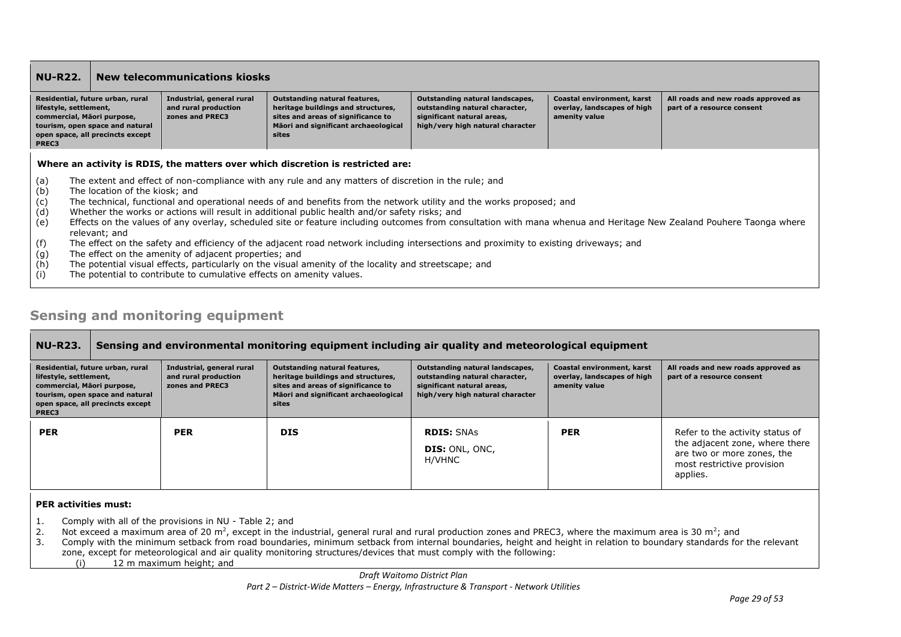| NU-R22. | New telecommunications kiosks | | | | |
|---|---|---|---|---|---|
| Residential, future urban, rural lifestyle, settlement, commercial, Māori purpose, tourism, open space and natural open space, all precincts except PREC3 | Industrial, general rural and rural production zones and PREC3 | Outstanding natural features, heritage buildings and structures, sites and areas of significance to Māori and significant archaeological sites | Outstanding natural landscapes, outstanding natural character, significant natural areas, high/very high natural character | Coastal environment, karst overlay, landscapes of high amenity value | All roads and new roads approved as part of a resource consent |

**Where an activity is RDIS, the matters over which discretion is restricted are:**

(a) The extent and effect of non-compliance with any rule and any matters of discretion in the rule; and
(b) The location of the kiosk; and
(c) The technical, functional and operational needs of and benefits from the network utility and the works proposed; and
(d) Whether the works or actions will result in additional public health and/or safety risks; and
(e) Effects on the values of any overlay, scheduled site or feature including outcomes from consultation with mana whenua and Heritage New Zealand Pouhere Taonga where relevant; and
(f) The effect on the safety and efficiency of the adjacent road network including intersections and proximity to existing driveways; and
(g) The effect on the amenity of adjacent properties; and
(h) The potential visual effects, particularly on the visual amenity of the locality and streetscape; and
(i) The potential to contribute to cumulative effects on amenity values.

## Sensing and monitoring equipment

| NU-R23. | Sensing and environmental monitoring equipment including air quality and meteorological equipment | | | | |
|---|---|---|---|---|---|
| Residential, future urban, rural lifestyle, settlement, commercial, Māori purpose, tourism, open space and natural open space, all precincts except PREC3 | Industrial, general rural and rural production zones and PREC3 | Outstanding natural features, heritage buildings and structures, sites and areas of significance to Māori and significant archaeological sites | Outstanding natural landscapes, outstanding natural character, significant natural areas, high/very high natural character | Coastal environment, karst overlay, landscapes of high amenity value | All roads and new roads approved as part of a resource consent |
| **PER** | **PER** | **DIS** | **RDIS:** SNAs<br>**DIS:** ONL, ONC, H/VHNC | **PER** | Refer to the activity status of the adjacent zone, where there are two or more zones, the most restrictive provision applies. |

**PER activities must:**

1. Comply with all of the provisions in NU - Table 2; and
2. Not exceed a maximum area of 20 m$^2$, except in the industrial, general rural and rural production zones and PREC3, where the maximum area is 30 m$^2$; and
3. Comply with the minimum setback from road boundaries, minimum setback from internal boundaries, height and height in relation to boundary standards for the relevant zone, except for meteorological and air quality monitoring structures/devices that must comply with the following:
   (i) 12 m maximum height; and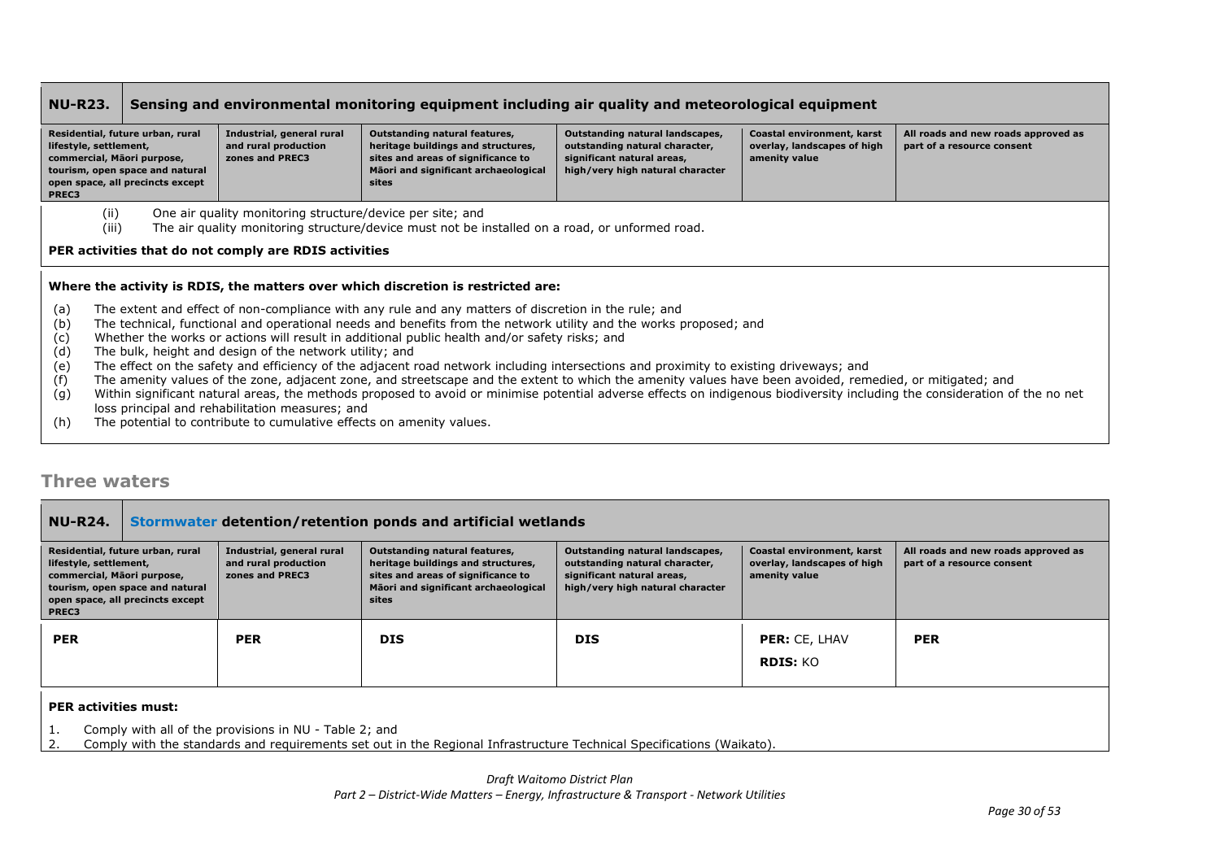| NU-R23. | Sensing and environmental monitoring equipment including air quality and meteorological equipment | | | | |
|---|---|---|---|---|---|
| **Residential, future urban, rural lifestyle, settlement, commercial, Māori purpose, tourism, open space and natural open space, all precincts except PREC3** | **Industrial, general rural and rural production zones and PREC3** | **Outstanding natural features, heritage buildings and structures, sites and areas of significance to Māori and significant archaeological sites** | **Outstanding natural landscapes, outstanding natural character, significant natural areas, high/very high natural character** | **Coastal environment, karst overlay, landscapes of high amenity value** | **All roads and new roads approved as part of a resource consent** |

(ii) One air quality monitoring structure/device per site; and
(iii) The air quality monitoring structure/device must not be installed on a road, or unformed road.

**PER activities that do not comply are RDIS activities**

**Where the activity is RDIS, the matters over which discretion is restricted are:**

(a) The extent and effect of non-compliance with any rule and any matters of discretion in the rule; and
(b) The technical, functional and operational needs and benefits from the network utility and the works proposed; and
(c) Whether the works or actions will result in additional public health and/or safety risks; and
(d) The bulk, height and design of the network utility; and
(e) The effect on the safety and efficiency of the adjacent road network including intersections and proximity to existing driveways; and
(f) The amenity values of the zone, adjacent zone, and streetscape and the extent to which the amenity values have been avoided, remedied, or mitigated; and
(g) Within significant natural areas, the methods proposed to avoid or minimise potential adverse effects on indigenous biodiversity including the consideration of the no net loss principal and rehabilitation measures; and
(h) The potential to contribute to cumulative effects on amenity values.

## Three waters

| NU-R24. | Stormwater detention/retention ponds and artificial wetlands | | | | |
|---|---|---|---|---|---|
| **Residential, future urban, rural lifestyle, settlement, commercial, Māori purpose, tourism, open space and natural open space, all precincts except PREC3** | **Industrial, general rural and rural production zones and PREC3** | **Outstanding natural features, heritage buildings and structures, sites and areas of significance to Māori and significant archaeological sites** | **Outstanding natural landscapes, outstanding natural character, significant natural areas, high/very high natural character** | **Coastal environment, karst overlay, landscapes of high amenity value** | **All roads and new roads approved as part of a resource consent** |
| **PER** | **PER** | **DIS** | **DIS** | **PER:** CE, LHAV<br>**RDIS:** KO | **PER** |

**PER activities must:**

1. Comply with all of the provisions in NU - Table 2; and
2. Comply with the standards and requirements set out in the Regional Infrastructure Technical Specifications (Waikato).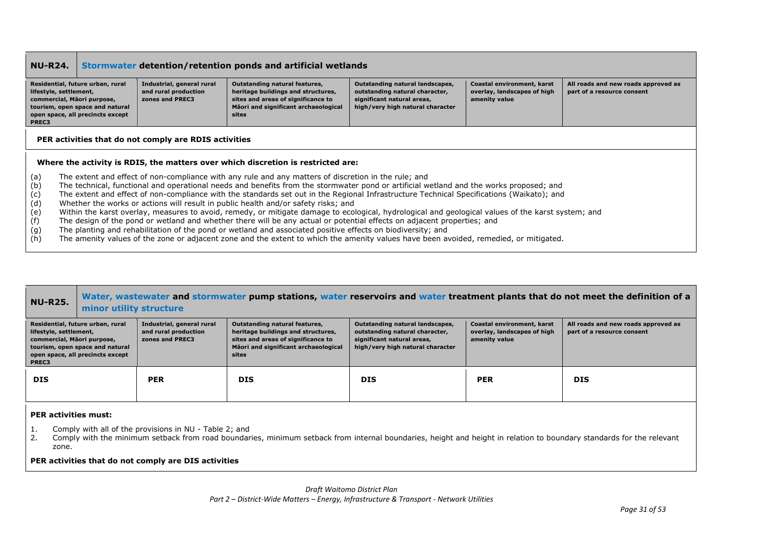| NU-R24. | Stormwater detention/retention ponds and artificial wetlands | | | | |
|---|---|---|---|---|---|
| **Residential, future urban, rural lifestyle, settlement, commercial, Māori purpose, tourism, open space and natural open space, all precincts except PREC3** | **Industrial, general rural and rural production zones and PREC3** | **Outstanding natural features, heritage buildings and structures, sites and areas of significance to Māori and significant archaeological sites** | **Outstanding natural landscapes, outstanding natural character, significant natural areas, high/very high natural character** | **Coastal environment, karst overlay, landscapes of high amenity value** | **All roads and new roads approved as part of a resource consent** |

**PER activities that do not comply are RDIS activities**

**Where the activity is RDIS, the matters over which discretion is restricted are:**

(a) The extent and effect of non-compliance with any rule and any matters of discretion in the rule; and
(b) The technical, functional and operational needs and benefits from the stormwater pond or artificial wetland and the works proposed; and
(c) The extent and effect of non-compliance with the standards set out in the Regional Infrastructure Technical Specifications (Waikato); and
(d) Whether the works or actions will result in public health and/or safety risks; and
(e) Within the karst overlay, measures to avoid, remedy, or mitigate damage to ecological, hydrological and geological values of the karst system; and
(f) The design of the pond or wetland and whether there will be any actual or potential effects on adjacent properties; and
(g) The planting and rehabilitation of the pond or wetland and associated positive effects on biodiversity; and
(h) The amenity values of the zone or adjacent zone and the extent to which the amenity values have been avoided, remedied, or mitigated.

| NU-R25. | Water, wastewater and stormwater pump stations, water reservoirs and water treatment plants that do not meet the definition of a minor utility structure | | | | |
|---|---|---|---|---|---|
| **Residential, future urban, rural lifestyle, settlement, commercial, Māori purpose, tourism, open space and natural open space, all precincts except PREC3** | **Industrial, general rural and rural production zones and PREC3** | **Outstanding natural features, heritage buildings and structures, sites and areas of significance to Māori and significant archaeological sites** | **Outstanding natural landscapes, outstanding natural character, significant natural areas, high/very high natural character** | **Coastal environment, karst overlay, landscapes of high amenity value** | **All roads and new roads approved as part of a resource consent** |
| **DIS** | **PER** | **DIS** | **DIS** | **PER** | **DIS** |

**PER activities must:**

1. Comply with all of the provisions in NU - Table 2; and
2. Comply with the minimum setback from road boundaries, minimum setback from internal boundaries, height and height in relation to boundary standards for the relevant zone.

**PER activities that do not comply are DIS activities**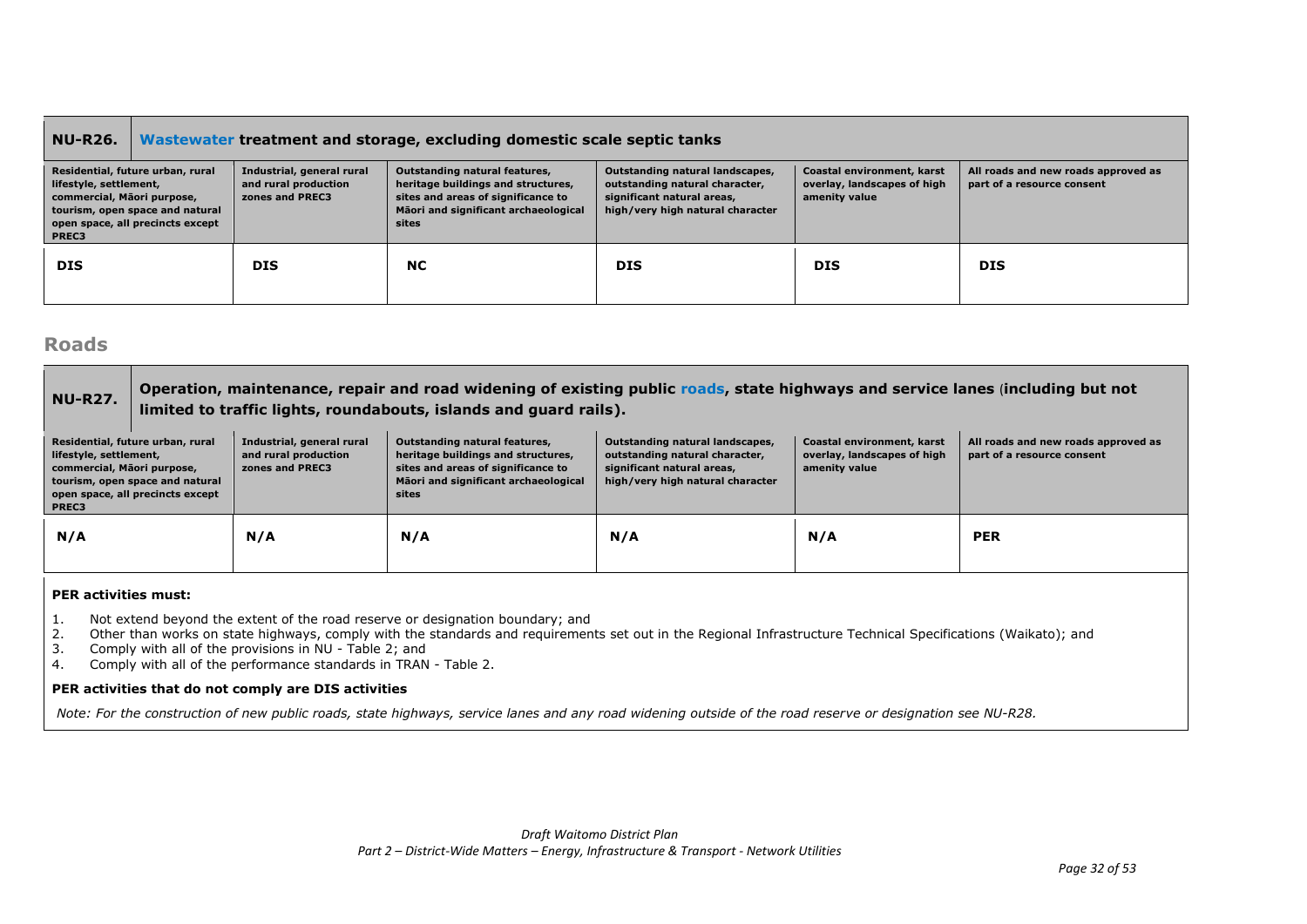| NU-R26. | Wastewater treatment and storage, excluding domestic scale septic tanks | | | | |
|---|---|---|---|---|---|
| **Residential, future urban, rural lifestyle, settlement, commercial, Māori purpose, tourism, open space and natural open space, all precincts except PREC3** | **Industrial, general rural and rural production zones and PREC3** | **Outstanding natural features, heritage buildings and structures, sites and areas of significance to Māori and significant archaeological sites** | **Outstanding natural landscapes, outstanding natural character, significant natural areas, high/very high natural character** | **Coastal environment, karst overlay, landscapes of high amenity value** | **All roads and new roads approved as part of a resource consent** |
| **DIS** | **DIS** | **NC** | **DIS** | **DIS** | **DIS** |

## Roads

| NU-R27. | Operation, maintenance, repair and road widening of existing public roads, state highways and service lanes (including but not limited to traffic lights, roundabouts, islands and guard rails). | | | | |
|---|---|---|---|---|---|
| **Residential, future urban, rural lifestyle, settlement, commercial, Māori purpose, tourism, open space and natural open space, all precincts except PREC3** | **Industrial, general rural and rural production zones and PREC3** | **Outstanding natural features, heritage buildings and structures, sites and areas of significance to Māori and significant archaeological sites** | **Outstanding natural landscapes, outstanding natural character, significant natural areas, high/very high natural character** | **Coastal environment, karst overlay, landscapes of high amenity value** | **All roads and new roads approved as part of a resource consent** |
| **N/A** | **N/A** | **N/A** | **N/A** | **N/A** | **PER** |

**PER activities must:**

1. Not extend beyond the extent of the road reserve or designation boundary; and
2. Other than works on state highways, comply with the standards and requirements set out in the Regional Infrastructure Technical Specifications (Waikato); and
3. Comply with all of the provisions in NU - Table 2; and
4. Comply with all of the performance standards in TRAN - Table 2.

**PER activities that do not comply are DIS activities**

*Note: For the construction of new public roads, state highways, service lanes and any road widening outside of the road reserve or designation see NU-R28.*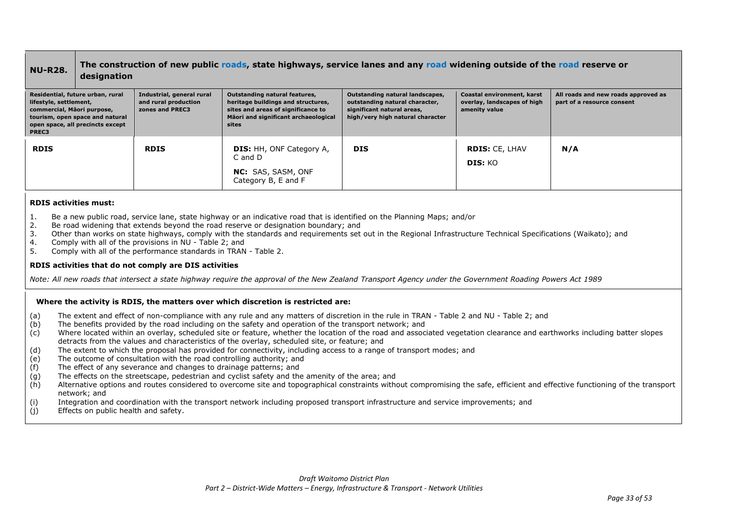| NU-R28. | The construction of new public roads, state highways, service lanes and any road widening outside of the road reserve or designation | | | | |
|---|---|---|---|---|---|
| **Residential, future urban, rural lifestyle, settlement, commercial, Māori purpose, tourism, open space and natural open space, all precincts except PREC3** | **Industrial, general rural and rural production zones and PREC3** | **Outstanding natural features, heritage buildings and structures, sites and areas of significance to Māori and significant archaeological sites** | **Outstanding natural landscapes, outstanding natural character, significant natural areas, high/very high natural character** | **Coastal environment, karst overlay, landscapes of high amenity value** | **All roads and new roads approved as part of a resource consent** |
| **RDIS** | **RDIS** | **DIS:** HH, ONF Category A, C and D<br>**NC:** SAS, SASM, ONF Category B, E and F | **DIS** | **RDIS:** CE, LHAV<br>**DIS:** KO | **N/A** |

**RDIS activities must:**

1. Be a new public road, service lane, state highway or an indicative road that is identified on the Planning Maps; and/or
2. Be road widening that extends beyond the road reserve or designation boundary; and
3. Other than works on state highways, comply with the standards and requirements set out in the Regional Infrastructure Technical Specifications (Waikato); and
4. Comply with all of the provisions in NU - Table 2; and
5. Comply with all of the performance standards in TRAN - Table 2.

**RDIS activities that do not comply are DIS activities**

*Note: All new roads that intersect a state highway require the approval of the New Zealand Transport Agency under the Government Roading Powers Act 1989*

**Where the activity is RDIS, the matters over which discretion is restricted are:**

(a) The extent and effect of non-compliance with any rule and any matters of discretion in the rule in TRAN - Table 2 and NU - Table 2; and
(b) The benefits provided by the road including on the safety and operation of the transport network; and
(c) Where located within an overlay, scheduled site or feature, whether the location of the road and associated vegetation clearance and earthworks including batter slopes detracts from the values and characteristics of the overlay, scheduled site, or feature; and
(d) The extent to which the proposal has provided for connectivity, including access to a range of transport modes; and
(e) The outcome of consultation with the road controlling authority; and
(f) The effect of any severance and changes to drainage patterns; and
(g) The effects on the streetscape, pedestrian and cyclist safety and the amenity of the area; and
(h) Alternative options and routes considered to overcome site and topographical constraints without compromising the safe, efficient and effective functioning of the transport network; and
(i) Integration and coordination with the transport network including proposed transport infrastructure and service improvements; and
(j) Effects on public health and safety.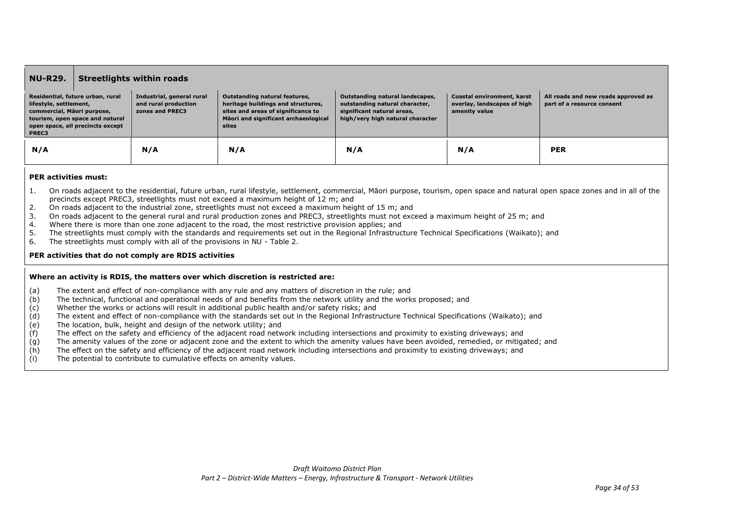| **NU-R29.** | **Streetlights within roads** | | | | | |
|---|---|---|---|---|---|---|
| **Residential, future urban, rural lifestyle, settlement, commercial, Māori purpose, tourism, open space and natural open space, all precincts except PREC3** | | **Industrial, general rural and rural production zones and PREC3** | **Outstanding natural features, heritage buildings and structures, sites and areas of significance to Māori and significant archaeological sites** | **Outstanding natural landscapes, outstanding natural character, significant natural areas, high/very high natural character** | **Coastal environment, karst overlay, landscapes of high amenity value** | **All roads and new roads approved as part of a resource consent** |
| **N/A** | | **N/A** | **N/A** | **N/A** | **N/A** | **PER** |

**PER activities must:**

1. On roads adjacent to the residential, future urban, rural lifestyle, settlement, commercial, Māori purpose, tourism, open space and natural open space zones and in all of the precincts except PREC3, streetlights must not exceed a maximum height of 12 m; and
2. On roads adjacent to the industrial zone, streetlights must not exceed a maximum height of 15 m; and
3. On roads adjacent to the general rural and rural production zones and PREC3, streetlights must not exceed a maximum height of 25 m; and
4. Where there is more than one zone adjacent to the road, the most restrictive provision applies; and
5. The streetlights must comply with the standards and requirements set out in the Regional Infrastructure Technical Specifications (Waikato); and
6. The streetlights must comply with all of the provisions in NU - Table 2.

**PER activities that do not comply are RDIS activities**

**Where an activity is RDIS, the matters over which discretion is restricted are:**

(a) The extent and effect of non-compliance with any rule and any matters of discretion in the rule; and
(b) The technical, functional and operational needs of and benefits from the network utility and the works proposed; and
(c) Whether the works or actions will result in additional public health and/or safety risks; and
(d) The extent and effect of non-compliance with the standards set out in the Regional Infrastructure Technical Specifications (Waikato); and
(e) The location, bulk, height and design of the network utility; and
(f) The effect on the safety and efficiency of the adjacent road network including intersections and proximity to existing driveways; and
(g) The amenity values of the zone or adjacent zone and the extent to which the amenity values have been avoided, remedied, or mitigated; and
(h) The effect on the safety and efficiency of the adjacent road network including intersections and proximity to existing driveways; and
(i) The potential to contribute to cumulative effects on amenity values.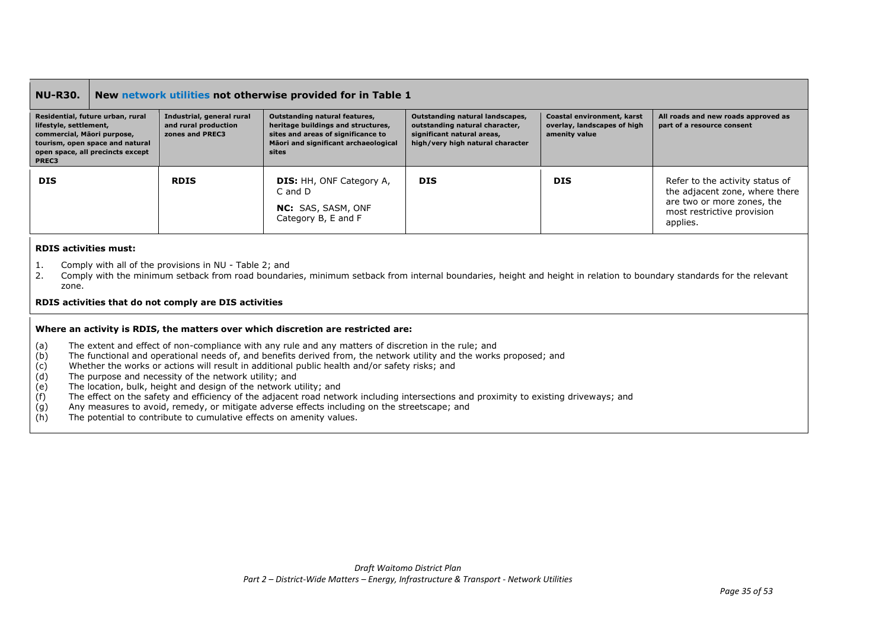| NU-R30. | New network utilities not otherwise provided for in Table 1 | | | | |
|---|---|---|---|---|---|
| **Residential, future urban, rural lifestyle, settlement, commercial, Māori purpose, tourism, open space and natural open space, all precincts except PREC3** | **Industrial, general rural and rural production zones and PREC3** | **Outstanding natural features, heritage buildings and structures, sites and areas of significance to Māori and significant archaeological sites** | **Outstanding natural landscapes, outstanding natural character, significant natural areas, high/very high natural character** | **Coastal environment, karst overlay, landscapes of high amenity value** | **All roads and new roads approved as part of a resource consent** |
| **DIS** | **RDIS** | **DIS:** HH, ONF Category A, C and D<br><br>**NC:** SAS, SASM, ONF Category B, E and F | **DIS** | **DIS** | Refer to the activity status of the adjacent zone, where there are two or more zones, the most restrictive provision applies. |

**RDIS activities must:**

1. Comply with all of the provisions in NU - Table 2; and
2. Comply with the minimum setback from road boundaries, minimum setback from internal boundaries, height and height in relation to boundary standards for the relevant zone.

**RDIS activities that do not comply are DIS activities**

**Where an activity is RDIS, the matters over which discretion are restricted are:**

(a) The extent and effect of non-compliance with any rule and any matters of discretion in the rule; and
(b) The functional and operational needs of, and benefits derived from, the network utility and the works proposed; and
(c) Whether the works or actions will result in additional public health and/or safety risks; and
(d) The purpose and necessity of the network utility; and
(e) The location, bulk, height and design of the network utility; and
(f) The effect on the safety and efficiency of the adjacent road network including intersections and proximity to existing driveways; and
(g) Any measures to avoid, remedy, or mitigate adverse effects including on the streetscape; and
(h) The potential to contribute to cumulative effects on amenity values.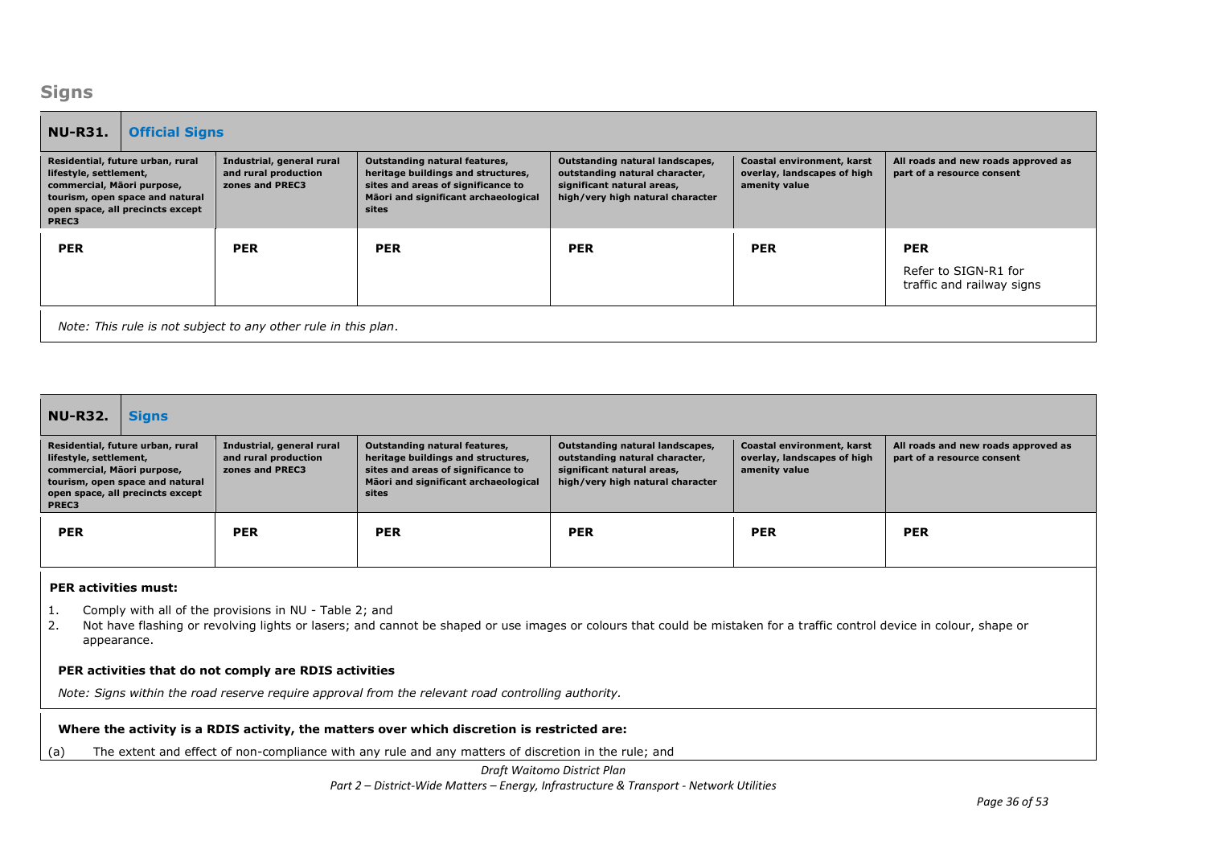## Signs

| **NU-R31.** | **Official Signs** | | | | |
|---|---|---|---|---|---|
| **Residential, future urban, rural lifestyle, settlement, commercial, Māori purpose, tourism, open space and natural open space, all precincts except PREC3** | **Industrial, general rural and rural production zones and PREC3** | **Outstanding natural features, heritage buildings and structures, sites and areas of significance to Māori and significant archaeological sites** | **Outstanding natural landscapes, outstanding natural character, significant natural areas, high/very high natural character** | **Coastal environment, karst overlay, landscapes of high amenity value** | **All roads and new roads approved as part of a resource consent** |
| **PER** | **PER** | **PER** | **PER** | **PER** | **PER**<br>Refer to SIGN-R1 for traffic and railway signs |
| *Note: This rule is not subject to any other rule in this plan.* | | | | | |

| **NU-R32.** | **Signs** | | | | |
|---|---|---|---|---|---|
| **Residential, future urban, rural lifestyle, settlement, commercial, Māori purpose, tourism, open space and natural open space, all precincts except PREC3** | **Industrial, general rural and rural production zones and PREC3** | **Outstanding natural features, heritage buildings and structures, sites and areas of significance to Māori and significant archaeological sites** | **Outstanding natural landscapes, outstanding natural character, significant natural areas, high/very high natural character** | **Coastal environment, karst overlay, landscapes of high amenity value** | **All roads and new roads approved as part of a resource consent** |
| **PER** | **PER** | **PER** | **PER** | **PER** | **PER** |

**PER activities must:**

1. Comply with all of the provisions in NU - Table 2; and
2. Not have flashing or revolving lights or lasers; and cannot be shaped or use images or colours that could be mistaken for a traffic control device in colour, shape or appearance.

**PER activities that do not comply are RDIS activities**

*Note: Signs within the road reserve require approval from the relevant road controlling authority.*

**Where the activity is a RDIS activity, the matters over which discretion is restricted are:**

(a) The extent and effect of non-compliance with any rule and any matters of discretion in the rule; and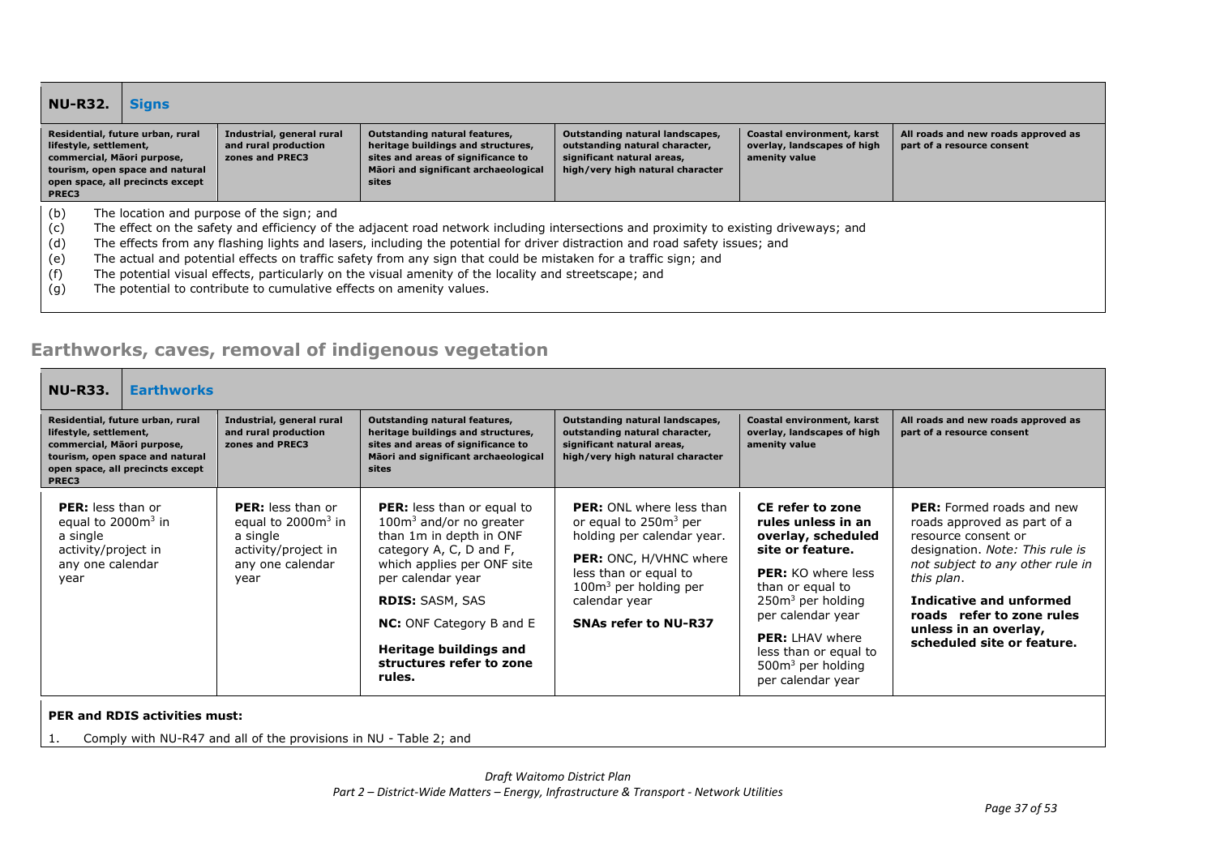| **NU-R32.** | **Signs** | | | | | |
|---|---|---|---|---|---|---|
| **Residential, future urban, rural lifestyle, settlement, commercial, Māori purpose, tourism, open space and natural open space, all precincts except PREC3** | | **Industrial, general rural and rural production zones and PREC3** | **Outstanding natural features, heritage buildings and structures, sites and areas of significance to Māori and significant archaeological sites** | **Outstanding natural landscapes, outstanding natural character, significant natural areas, high/very high natural character** | **Coastal environment, karst overlay, landscapes of high amenity value** | **All roads and new roads approved as part of a resource consent** |
| (b) The location and purpose of the sign; and<br>(c) The effect on the safety and efficiency of the adjacent road network including intersections and proximity to existing driveways; and<br>(d) The effects from any flashing lights and lasers, including the potential for driver distraction and road safety issues; and<br>(e) The actual and potential effects on traffic safety from any sign that could be mistaken for a traffic sign; and<br>(f) The potential visual effects, particularly on the visual amenity of the locality and streetscape; and<br>(g) The potential to contribute to cumulative effects on amenity values. | | | | | | |

## Earthworks, caves, removal of indigenous vegetation

| **NU-R33.** | **Earthworks** | | | | | |
|---|---|---|---|---|---|---|
| **Residential, future urban, rural lifestyle, settlement, commercial, Māori purpose, tourism, open space and natural open space, all precincts except PREC3** | | **Industrial, general rural and rural production zones and PREC3** | **Outstanding natural features, heritage buildings and structures, sites and areas of significance to Māori and significant archaeological sites** | **Outstanding natural landscapes, outstanding natural character, significant natural areas, high/very high natural character** | **Coastal environment, karst overlay, landscapes of high amenity value** | **All roads and new roads approved as part of a resource consent** |
| **PER:** less than or equal to 2000m$^3$ in a single activity/project in any one calendar year | | **PER:** less than or equal to 2000m$^3$ in a single activity/project in any one calendar year | **PER:** less than or equal to 100m$^3$ and/or no greater than 1m in depth in ONF category A, C, D and F, which applies per ONF site per calendar year<br><br>**RDIS:** SASM, SAS<br><br>**NC:** ONF Category B and E<br><br>**Heritage buildings and structures refer to zone rules.** | **PER:** ONL where less than or equal to 250m$^3$ per holding per calendar year.<br><br>**PER:** ONC, H/VHNC where less than or equal to 100m$^3$ per holding per calendar year<br><br>**SNAs refer to NU-R37** | **CE refer to zone rules unless in an overlay, scheduled site or feature.**<br><br>**PER:** KO where less than or equal to 250m$^3$ per holding per calendar year<br><br>**PER:** LHAV where less than or equal to 500m$^3$ per holding per calendar year | **PER:** Formed roads and new roads approved as part of a resource consent or designation. *Note: This rule is not subject to any other rule in this plan*.<br><br>**Indicative and unformed roads refer to zone rules unless in an overlay, scheduled site or feature.** |
| **PER and RDIS activities must:**<br><br>1. Comply with NU-R47 and all of the provisions in NU - Table 2; and | | | | | | |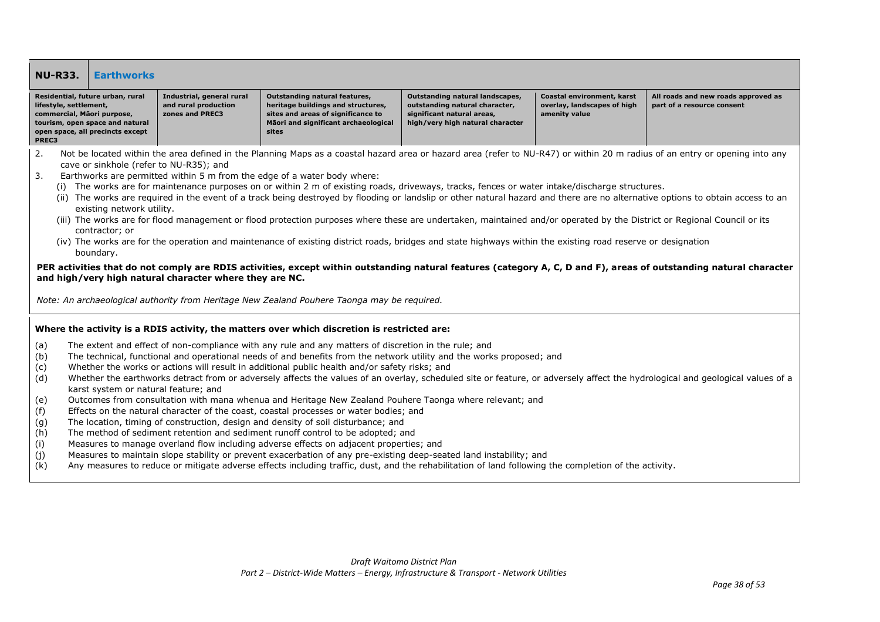| NU-R33. | Earthworks | | | | | |
|---|---|---|---|---|---|---|
| **Residential, future urban, rural lifestyle, settlement, commercial, Māori purpose, tourism, open space and natural open space, all precincts except PREC3** | **Industrial, general rural and rural production zones and PREC3** | **Outstanding natural features, heritage buildings and structures, sites and areas of significance to Māori and significant archaeological sites** | **Outstanding natural landscapes, outstanding natural character, significant natural areas, high/very high natural character** | **Coastal environment, karst overlay, landscapes of high amenity value** | **All roads and new roads approved as part of a resource consent** | |

2. Not be located within the area defined in the Planning Maps as a coastal hazard area or hazard area (refer to NU-R47) or within 20 m radius of an entry or opening into any cave or sinkhole (refer to NU-R35); and
3. Earthworks are permitted within 5 m from the edge of a water body where:
   (i) The works are for maintenance purposes on or within 2 m of existing roads, driveways, tracks, fences or water intake/discharge structures.
   (ii) The works are required in the event of a track being destroyed by flooding or landslip or other natural hazard and there are no alternative options to obtain access to an existing network utility.
   (iii) The works are for flood management or flood protection purposes where these are undertaken, maintained and/or operated by the District or Regional Council or its contractor; or
   (iv) The works are for the operation and maintenance of existing district roads, bridges and state highways within the existing road reserve or designation boundary.

**PER activities that do not comply are RDIS activities, except within outstanding natural features (category A, C, D and F), areas of outstanding natural character and high/very high natural character where they are NC.**

*Note: An archaeological authority from Heritage New Zealand Pouhere Taonga may be required.*

**Where the activity is a RDIS activity, the matters over which discretion is restricted are:**

(a) The extent and effect of non-compliance with any rule and any matters of discretion in the rule; and
(b) The technical, functional and operational needs of and benefits from the network utility and the works proposed; and
(c) Whether the works or actions will result in additional public health and/or safety risks; and
(d) Whether the earthworks detract from or adversely affects the values of an overlay, scheduled site or feature, or adversely affect the hydrological and geological values of a karst system or natural feature; and
(e) Outcomes from consultation with mana whenua and Heritage New Zealand Pouhere Taonga where relevant; and
(f) Effects on the natural character of the coast, coastal processes or water bodies; and
(g) The location, timing of construction, design and density of soil disturbance; and
(h) The method of sediment retention and sediment runoff control to be adopted; and
(i) Measures to manage overland flow including adverse effects on adjacent properties; and
(j) Measures to maintain slope stability or prevent exacerbation of any pre-existing deep-seated land instability; and
(k) Any measures to reduce or mitigate adverse effects including traffic, dust, and the rehabilitation of land following the completion of the activity.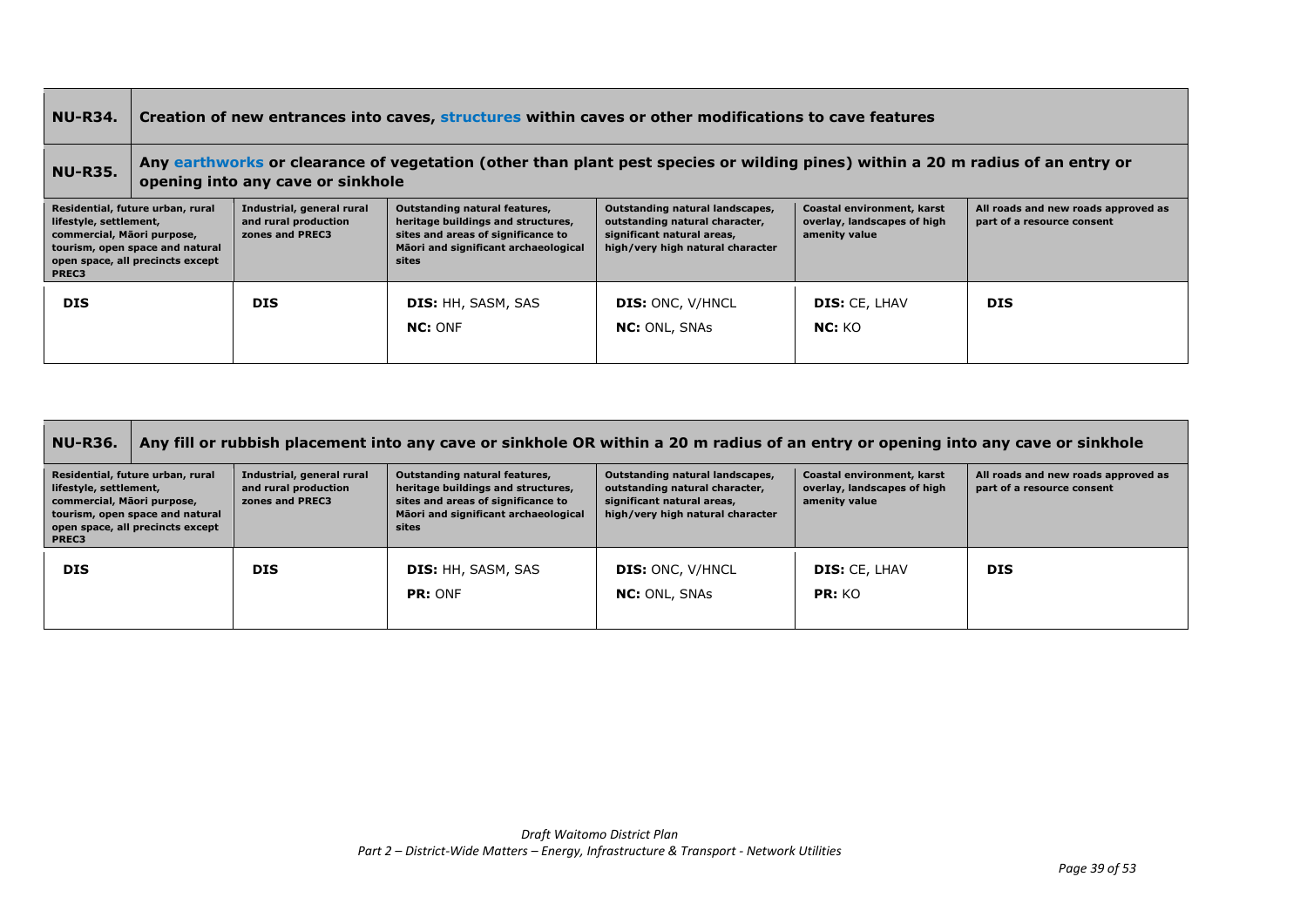| NU-R34. | Creation of new entrances into caves, structures within caves or other modifications to cave features | | | | |
|---|---|---|---|---|---|
| **NU-R35.** | **Any earthworks or clearance of vegetation (other than plant pest species or wilding pines) within a 20 m radius of an entry or opening into any cave or sinkhole** | | | | |
| **Residential, future urban, rural lifestyle, settlement, commercial, Māori purpose, tourism, open space and natural open space, all precincts except PREC3** | **Industrial, general rural and rural production zones and PREC3** | **Outstanding natural features, heritage buildings and structures, sites and areas of significance to Māori and significant archaeological sites** | **Outstanding natural landscapes, outstanding natural character, significant natural areas, high/very high natural character** | **Coastal environment, karst overlay, landscapes of high amenity value** | **All roads and new roads approved as part of a resource consent** |
| **DIS** | **DIS** | **DIS:** HH, SASM, SAS<br>**NC:** ONF | **DIS:** ONC, V/HNCL<br>**NC:** ONL, SNAs | **DIS:** CE, LHAV<br>**NC:** KO | **DIS** |

| NU-R36. | Any fill or rubbish placement into any cave or sinkhole OR within a 20 m radius of an entry or opening into any cave or sinkhole | | | | |
|---|---|---|---|---|---|
| **Residential, future urban, rural lifestyle, settlement, commercial, Māori purpose, tourism, open space and natural open space, all precincts except PREC3** | **Industrial, general rural and rural production zones and PREC3** | **Outstanding natural features, heritage buildings and structures, sites and areas of significance to Māori and significant archaeological sites** | **Outstanding natural landscapes, outstanding natural character, significant natural areas, high/very high natural character** | **Coastal environment, karst overlay, landscapes of high amenity value** | **All roads and new roads approved as part of a resource consent** |
| **DIS** | **DIS** | **DIS:** HH, SASM, SAS<br>**PR:** ONF | **DIS:** ONC, V/HNCL<br>**NC:** ONL, SNAs | **DIS:** CE, LHAV<br>**PR:** KO | **DIS** |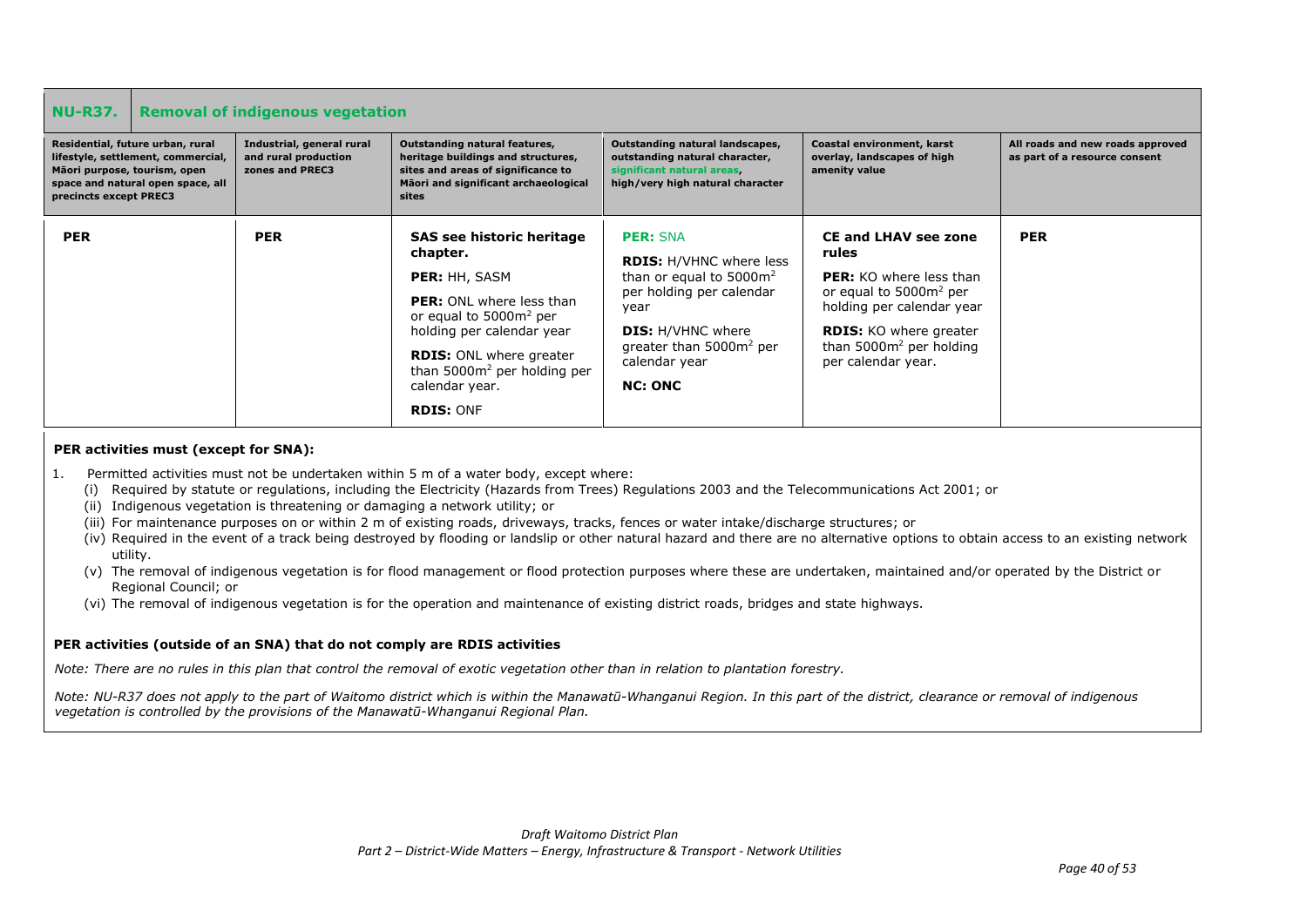| NU-R37. Removal of indigenous vegetation | | | | | |
|---|---|---|---|---|---|
| **Residential, future urban, rural lifestyle, settlement, commercial, Māori purpose, tourism, open space and natural open space, all precincts except PREC3** | **Industrial, general rural and rural production zones and PREC3** | **Outstanding natural features, heritage buildings and structures, sites and areas of significance to Māori and significant archaeological sites** | **Outstanding natural landscapes, outstanding natural character, significant natural areas, high/very high natural character** | **Coastal environment, karst overlay, landscapes of high amenity value** | **All roads and new roads approved as part of a resource consent** |
| **PER** | **PER** | **SAS see historic heritage chapter.**<br><br>**PER:** HH, SASM<br><br>**PER:** ONL where less than or equal to 5000m$^2$ per holding per calendar year<br><br>**RDIS:** ONL where greater than 5000m$^2$ per holding per calendar year.<br><br>**RDIS:** ONF | **PER:** SNA<br><br>**RDIS:** H/VHNC where less than or equal to 5000m$^2$ per holding per calendar year<br><br>**DIS:** H/VHNC where greater than 5000m$^2$ per calendar year<br><br>**NC: ONC** | **CE and LHAV see zone rules**<br><br>**PER:** KO where less than or equal to 5000m$^2$ per holding per calendar year<br><br>**RDIS:** KO where greater than 5000m$^2$ per holding per calendar year. | **PER** |

**PER activities must (except for SNA):**

1. Permitted activities must not be undertaken within 5 m of a water body, except where:
   (i) Required by statute or regulations, including the Electricity (Hazards from Trees) Regulations 2003 and the Telecommunications Act 2001; or
   (ii) Indigenous vegetation is threatening or damaging a network utility; or
   (iii) For maintenance purposes on or within 2 m of existing roads, driveways, tracks, fences or water intake/discharge structures; or
   (iv) Required in the event of a track being destroyed by flooding or landslip or other natural hazard and there are no alternative options to obtain access to an existing network utility.
   (v) The removal of indigenous vegetation is for flood management or flood protection purposes where these are undertaken, maintained and/or operated by the District or Regional Council; or
   (vi) The removal of indigenous vegetation is for the operation and maintenance of existing district roads, bridges and state highways.

**PER activities (outside of an SNA) that do not comply are RDIS activities**

*Note: There are no rules in this plan that control the removal of exotic vegetation other than in relation to plantation forestry.*

*Note: NU-R37 does not apply to the part of Waitomo district which is within the Manawatū-Whanganui Region. In this part of the district, clearance or removal of indigenous vegetation is controlled by the provisions of the Manawatū-Whanganui Regional Plan.*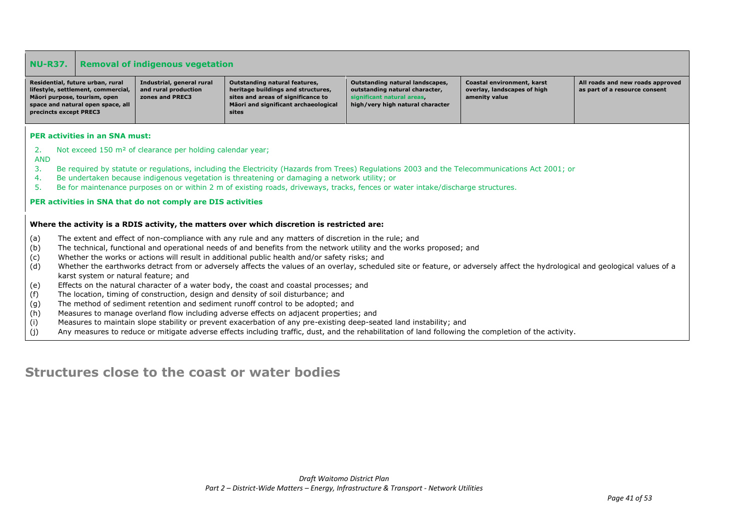| NU-R37. | Removal of indigenous vegetation | | | | |
|---|---|---|---|---|---|
| **Residential, future urban, rural lifestyle, settlement, commercial, Māori purpose, tourism, open space and natural open space, all precincts except PREC3** | **Industrial, general rural and rural production zones and PREC3** | **Outstanding natural features, heritage buildings and structures, sites and areas of significance to Māori and significant archaeological sites** | **Outstanding natural landscapes, outstanding natural character, significant natural areas, high/very high natural character** | **Coastal environment, karst overlay, landscapes of high amenity value** | **All roads and new roads approved as part of a resource consent** |

**PER activities in an SNA must:**

2. Not exceed 150 m² of clearance per holding calendar year;

AND

3. Be required by statute or regulations, including the Electricity (Hazards from Trees) Regulations 2003 and the Telecommunications Act 2001; or
4. Be undertaken because indigenous vegetation is threatening or damaging a network utility; or
5. Be for maintenance purposes on or within 2 m of existing roads, driveways, tracks, fences or water intake/discharge structures.

**PER activities in SNA that do not comply are DIS activities**

**Where the activity is a RDIS activity, the matters over which discretion is restricted are:**

(a) The extent and effect of non-compliance with any rule and any matters of discretion in the rule; and
(b) The technical, functional and operational needs of and benefits from the network utility and the works proposed; and
(c) Whether the works or actions will result in additional public health and/or safety risks; and
(d) Whether the earthworks detract from or adversely affects the values of an overlay, scheduled site or feature, or adversely affect the hydrological and geological values of a karst system or natural feature; and
(e) Effects on the natural character of a water body, the coast and coastal processes; and
(f) The location, timing of construction, design and density of soil disturbance; and
(g) The method of sediment retention and sediment runoff control to be adopted; and
(h) Measures to manage overland flow including adverse effects on adjacent properties; and
(i) Measures to maintain slope stability or prevent exacerbation of any pre-existing deep-seated land instability; and
(j) Any measures to reduce or mitigate adverse effects including traffic, dust, and the rehabilitation of land following the completion of the activity.

## Structures close to the coast or water bodies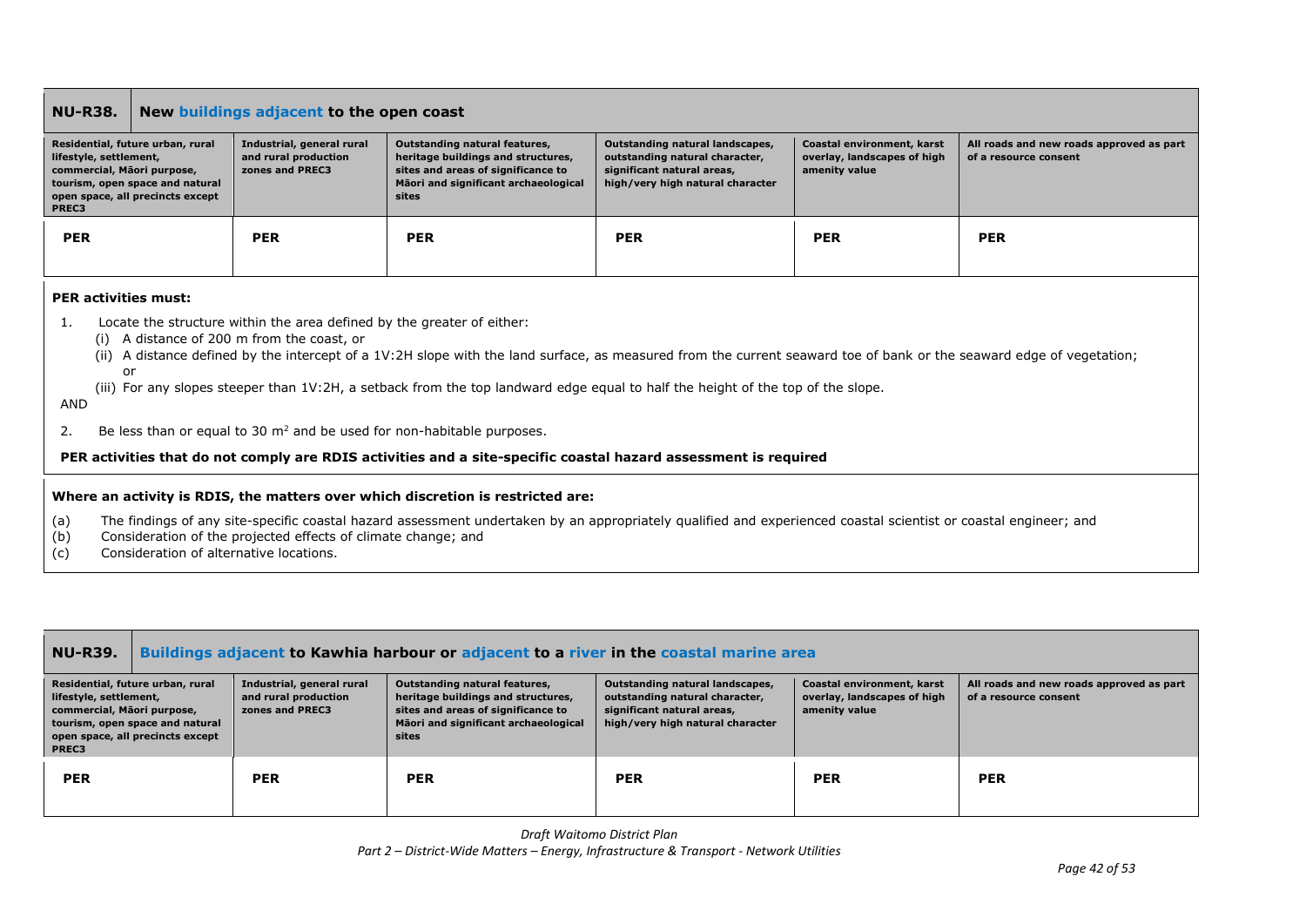| NU-R38. | New buildings adjacent to the open coast | | | | |
|---|---|---|---|---|---|
| **Residential, future urban, rural lifestyle, settlement, commercial, Māori purpose, tourism, open space and natural open space, all precincts except PREC3** | **Industrial, general rural and rural production zones and PREC3** | **Outstanding natural features, heritage buildings and structures, sites and areas of significance to Māori and significant archaeological sites** | **Outstanding natural landscapes, outstanding natural character, significant natural areas, high/very high natural character** | **Coastal environment, karst overlay, landscapes of high amenity value** | **All roads and new roads approved as part of a resource consent** |
| **PER** | **PER** | **PER** | **PER** | **PER** | **PER** |

**PER activities must:**

1. Locate the structure within the area defined by the greater of either:
   (i) A distance of 200 m from the coast, or
   (ii) A distance defined by the intercept of a 1V:2H slope with the land surface, as measured from the current seaward toe of bank or the seaward edge of vegetation; or
   (iii) For any slopes steeper than 1V:2H, a setback from the top landward edge equal to half the height of the top of the slope.

AND

2. Be less than or equal to 30 $m^2$ and be used for non-habitable purposes.

**PER activities that do not comply are RDIS activities and a site-specific coastal hazard assessment is required**

**Where an activity is RDIS, the matters over which discretion is restricted are:**

(a) The findings of any site-specific coastal hazard assessment undertaken by an appropriately qualified and experienced coastal scientist or coastal engineer; and
(b) Consideration of the projected effects of climate change; and
(c) Consideration of alternative locations.

| NU-R39. | Buildings adjacent to Kawhia harbour or adjacent to a river in the coastal marine area | | | | |
|---|---|---|---|---|---|
| **Residential, future urban, rural lifestyle, settlement, commercial, Māori purpose, tourism, open space and natural open space, all precincts except PREC3** | **Industrial, general rural and rural production zones and PREC3** | **Outstanding natural features, heritage buildings and structures, sites and areas of significance to Māori and significant archaeological sites** | **Outstanding natural landscapes, outstanding natural character, significant natural areas, high/very high natural character** | **Coastal environment, karst overlay, landscapes of high amenity value** | **All roads and new roads approved as part of a resource consent** |
| **PER** | **PER** | **PER** | **PER** | **PER** | **PER** |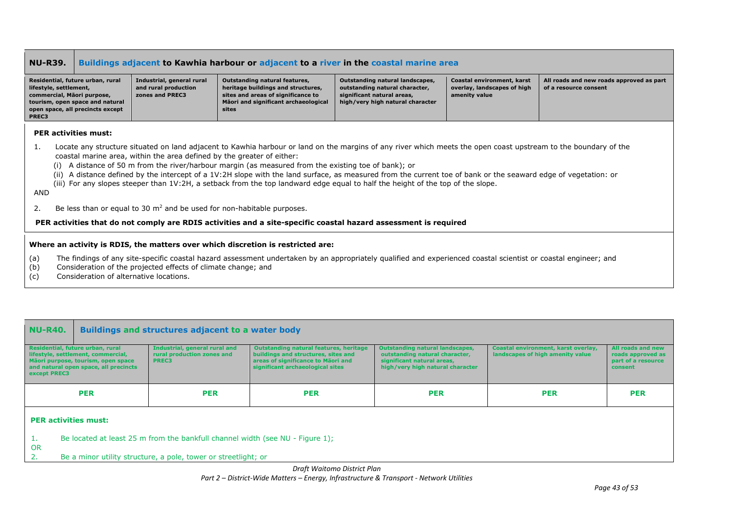## NU-R39. Buildings adjacent to Kawhia harbour or adjacent to a river in the coastal marine area

| Residential, future urban, rural lifestyle, settlement, commercial, Māori purpose, tourism, open space and natural open space, all precincts except PREC3 | Industrial, general rural and rural production zones and PREC3 | Outstanding natural features, heritage buildings and structures, sites and areas of significance to Māori and significant archaeological sites | Outstanding natural landscapes, outstanding natural character, significant natural areas, high/very high natural character | Coastal environment, karst overlay, landscapes of high amenity value | All roads and new roads approved as part of a resource consent |
|---|---|---|---|---|---|

**PER activities must:**

1. Locate any structure situated on land adjacent to Kawhia harbour or land on the margins of any river which meets the open coast upstream to the boundary of the coastal marine area, within the area defined by the greater of either:
   (i) A distance of 50 m from the river/harbour margin (as measured from the existing toe of bank); or
   (ii) A distance defined by the intercept of a 1V:2H slope with the land surface, as measured from the current toe of bank or the seaward edge of vegetation: or
   (iii) For any slopes steeper than 1V:2H, a setback from the top landward edge equal to half the height of the top of the slope.

AND

2. Be less than or equal to 30 m$^2$ and be used for non-habitable purposes.

**PER activities that do not comply are RDIS activities and a site-specific coastal hazard assessment is required**

**Where an activity is RDIS, the matters over which discretion is restricted are:**

(a) The findings of any site-specific coastal hazard assessment undertaken by an appropriately qualified and experienced coastal scientist or coastal engineer; and
(b) Consideration of the projected effects of climate change; and
(c) Consideration of alternative locations.

## NU-R40. Buildings and structures adjacent to a water body

| Residential, future urban, rural lifestyle, settlement, commercial, Māori purpose, tourism, open space and natural open space, all precincts except PREC3 | Industrial, general rural and rural production zones and PREC3 | Outstanding natural features, heritage buildings and structures, sites and areas of significance to Māori and significant archaeological sites | Outstanding natural landscapes, outstanding natural character, significant natural areas, high/very high natural character | Coastal environment, karst overlay, landscapes of high amenity value | All roads and new roads approved as part of a resource consent |
|---|---|---|---|---|---|
| PER | PER | PER | PER | PER | PER |

**PER activities must:**

1. Be located at least 25 m from the bankfull channel width (see NU - Figure 1);

OR

2. Be a minor utility structure, a pole, tower or streetlight; or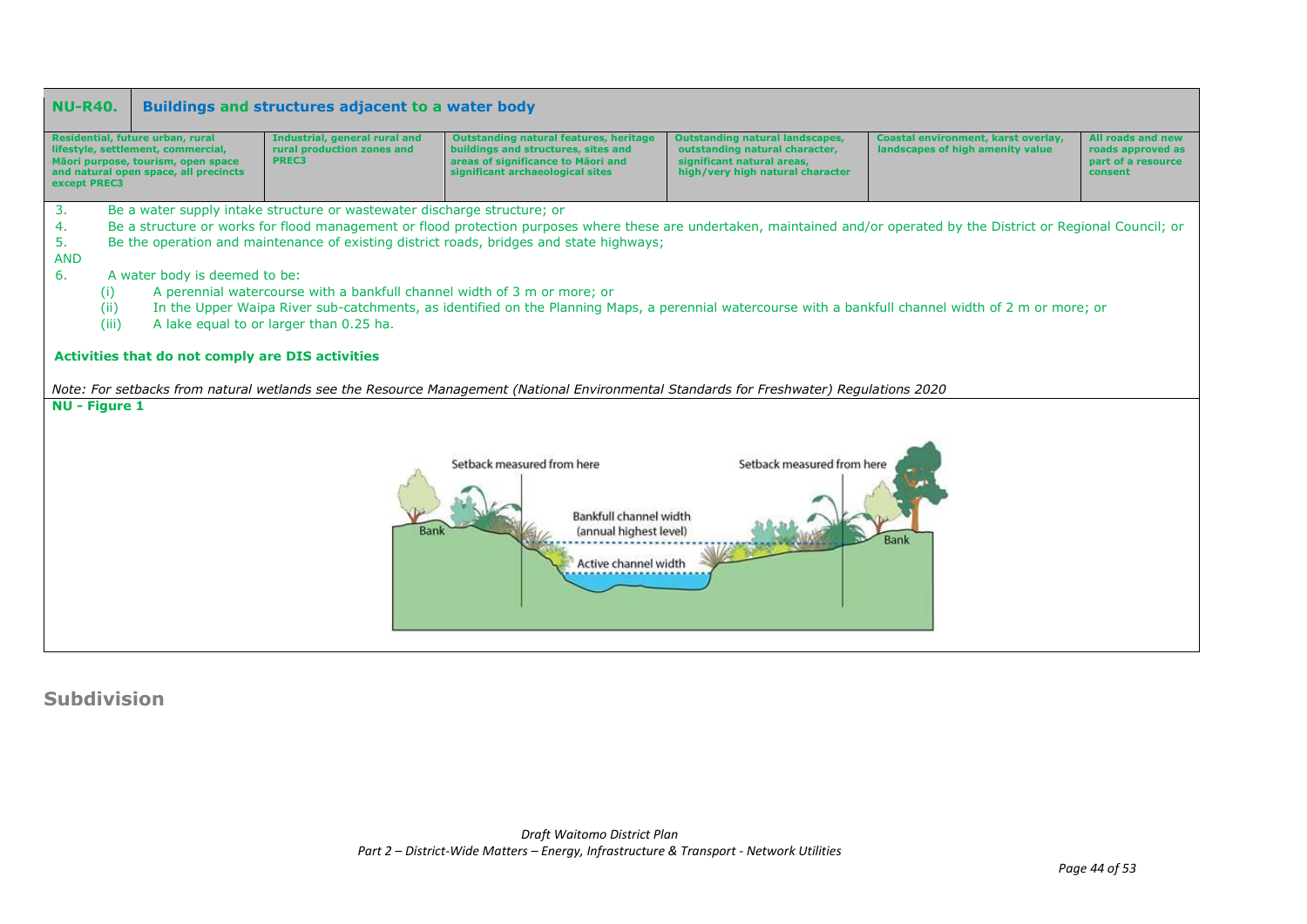| NU-R40. | Buildings and structures adjacent to a water body | | | | |
|---|---|---|---|---|---|
| Residential, future urban, rural lifestyle, settlement, commercial, Māori purpose, tourism, open space and natural open space, all precincts except PREC3 | Industrial, general rural and rural production zones and PREC3 | Outstanding natural features, heritage buildings and structures, sites and areas of significance to Māori and significant archaeological sites | Outstanding natural landscapes, outstanding natural character, significant natural areas, high/very high natural character | Coastal environment, karst overlay, landscapes of high amenity value | All roads and new roads approved as part of a resource consent |

3. Be a water supply intake structure or wastewater discharge structure; or
4. Be a structure or works for flood management or flood protection purposes where these are undertaken, maintained and/or operated by the District or Regional Council; or
5. Be the operation and maintenance of existing district roads, bridges and state highways;

AND

6. A water body is deemed to be:
   - (i) A perennial watercourse with a bankfull channel width of 3 m or more; or
   - (ii) In the Upper Waipa River sub-catchments, as identified on the Planning Maps, a perennial watercourse with a bankfull channel width of 2 m or more; or
   - (iii) A lake equal to or larger than 0.25 ha.

**Activities that do not comply are DIS activities**

*Note: For setbacks from natural wetlands see the Resource Management (National Environmental Standards for Freshwater) Regulations 2020*

**NU - Figure 1**

Setback measured from here | Setback measured from here | Bank | Bank | Bankfull channel width (annual highest level) | Active channel width

## Subdivision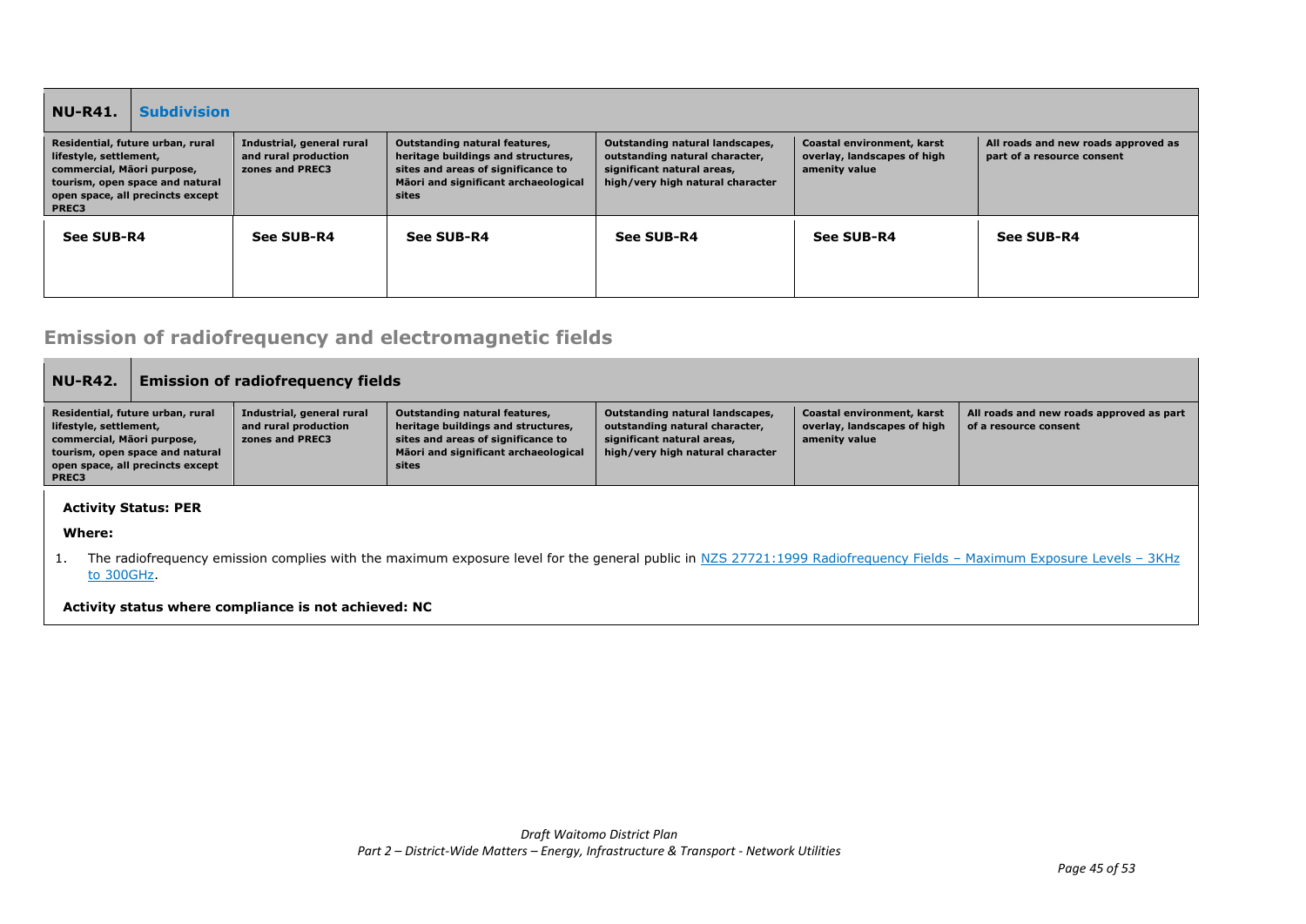| NU-R41. | Subdivision | | | | |
|---|---|---|---|---|---|
| Residential, future urban, rural lifestyle, settlement, commercial, Māori purpose, tourism, open space and natural open space, all precincts except PREC3 | Industrial, general rural and rural production zones and PREC3 | Outstanding natural features, heritage buildings and structures, sites and areas of significance to Māori and significant archaeological sites | Outstanding natural landscapes, outstanding natural character, significant natural areas, high/very high natural character | Coastal environment, karst overlay, landscapes of high amenity value | All roads and new roads approved as part of a resource consent |
| **See SUB-R4** | **See SUB-R4** | **See SUB-R4** | **See SUB-R4** | **See SUB-R4** | **See SUB-R4** |

## Emission of radiofrequency and electromagnetic fields

| NU-R42. | Emission of radiofrequency fields | | | | |
|---|---|---|---|---|---|
| Residential, future urban, rural lifestyle, settlement, commercial, Māori purpose, tourism, open space and natural open space, all precincts except PREC3 | Industrial, general rural and rural production zones and PREC3 | Outstanding natural features, heritage buildings and structures, sites and areas of significance to Māori and significant archaeological sites | Outstanding natural landscapes, outstanding natural character, significant natural areas, high/very high natural character | Coastal environment, karst overlay, landscapes of high amenity value | All roads and new roads approved as part of a resource consent |

**Activity Status: PER**

**Where:**

1. The radiofrequency emission complies with the maximum exposure level for the general public in NZS 27721:1999 Radiofrequency Fields – Maximum Exposure Levels – 3KHz to 300GHz.

**Activity status where compliance is not achieved: NC**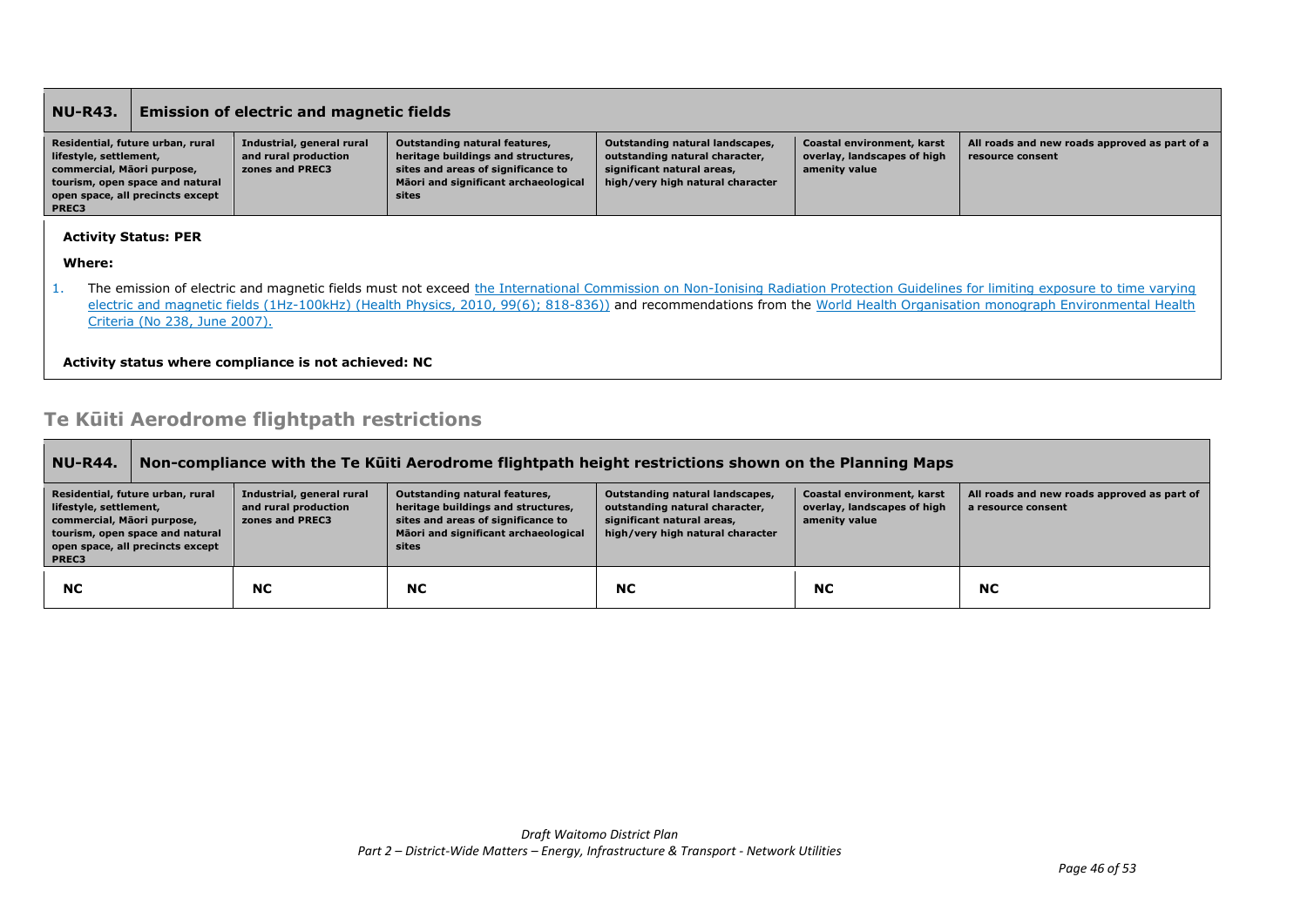| NU-R43. | Emission of electric and magnetic fields | | | | |
|---|---|---|---|---|---|
| Residential, future urban, rural lifestyle, settlement, commercial, Māori purpose, tourism, open space and natural open space, all precincts except PREC3 | Industrial, general rural and rural production zones and PREC3 | Outstanding natural features, heritage buildings and structures, sites and areas of significance to Māori and significant archaeological sites | Outstanding natural landscapes, outstanding natural character, significant natural areas, high/very high natural character | Coastal environment, karst overlay, landscapes of high amenity value | All roads and new roads approved as part of a resource consent |

**Activity Status: PER**

**Where:**

1. The emission of electric and magnetic fields must not exceed the International Commission on Non-Ionising Radiation Protection Guidelines for limiting exposure to time varying electric and magnetic fields (1Hz-100kHz) (Health Physics, 2010, 99(6); 818-836)) and recommendations from the World Health Organisation monograph Environmental Health Criteria (No 238, June 2007).

**Activity status where compliance is not achieved: NC**

## Te Kūiti Aerodrome flightpath restrictions

| NU-R44. | Non-compliance with the Te Kūiti Aerodrome flightpath height restrictions shown on the Planning Maps | | | | |
|---|---|---|---|---|---|
| Residential, future urban, rural lifestyle, settlement, commercial, Māori purpose, tourism, open space and natural open space, all precincts except PREC3 | Industrial, general rural and rural production zones and PREC3 | Outstanding natural features, heritage buildings and structures, sites and areas of significance to Māori and significant archaeological sites | Outstanding natural landscapes, outstanding natural character, significant natural areas, high/very high natural character | Coastal environment, karst overlay, landscapes of high amenity value | All roads and new roads approved as part of a resource consent |
| **NC** | **NC** | **NC** | **NC** | **NC** | **NC** |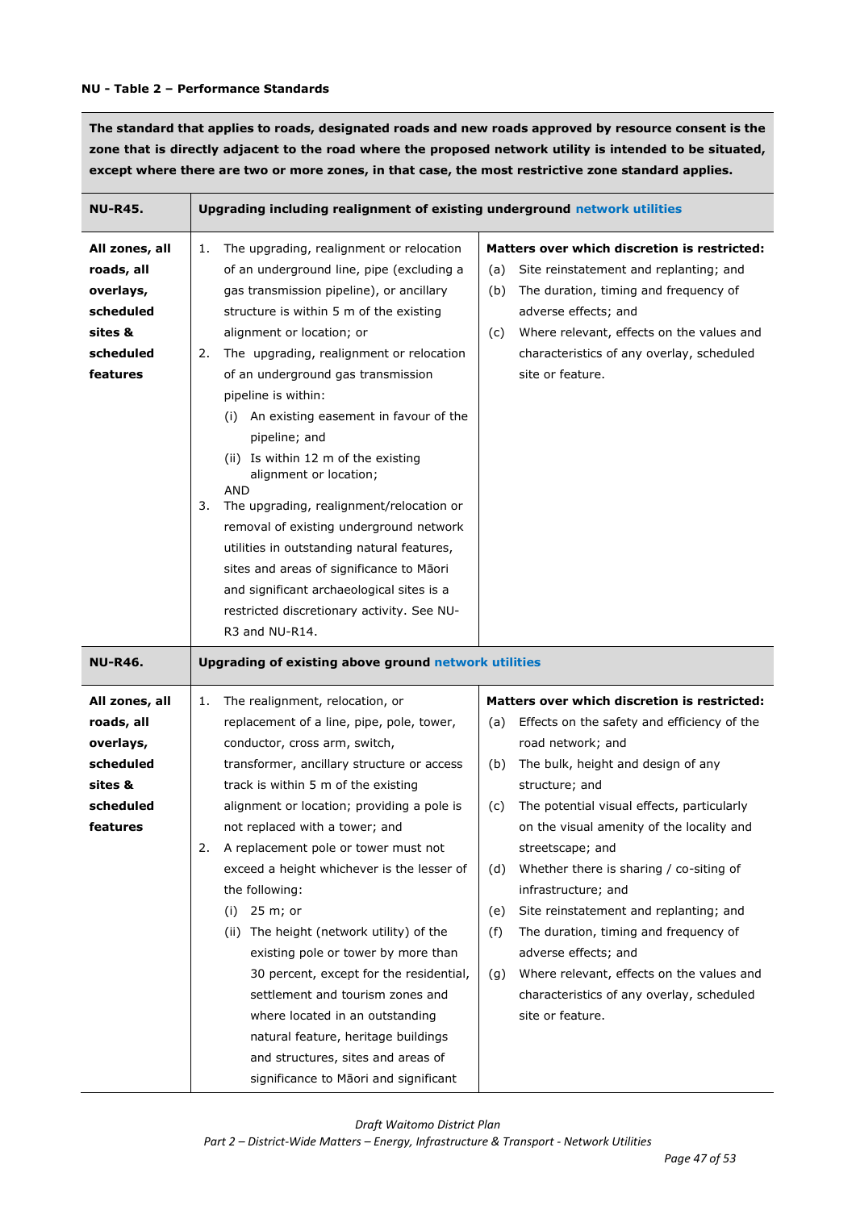**NU - Table 2 – Performance Standards**

| **The standard that applies to roads, designated roads and new roads approved by resource consent is the zone that is directly adjacent to the road where the proposed network utility is intended to be situated, except where there are two or more zones, in that case, the most restrictive zone standard applies.** | | |
|---|---|---|
| **NU-R45.** | **Upgrading including realignment of existing underground network utilities** | |
| **All zones, all roads, all overlays, scheduled sites & scheduled features** | 1. The upgrading, realignment or relocation of an underground line, pipe (excluding a gas transmission pipeline), or ancillary structure is within 5 m of the existing alignment or location; or<br>2. The upgrading, realignment or relocation of an underground gas transmission pipeline is within:<br>(i) An existing easement in favour of the pipeline; and<br>(ii) Is within 12 m of the existing alignment or location;<br>AND<br>3. The upgrading, realignment/relocation or removal of existing underground network utilities in outstanding natural features, sites and areas of significance to Māori and significant archaeological sites is a restricted discretionary activity. See NU-R3 and NU-R14. | **Matters over which discretion is restricted:**<br>(a) Site reinstatement and replanting; and<br>(b) The duration, timing and frequency of adverse effects; and<br>(c) Where relevant, effects on the values and characteristics of any overlay, scheduled site or feature. |
| **NU-R46.** | **Upgrading of existing above ground network utilities** | |
| **All zones, all roads, all overlays, scheduled sites & scheduled features** | 1. The realignment, relocation, or replacement of a line, pipe, pole, tower, conductor, cross arm, switch, transformer, ancillary structure or access track is within 5 m of the existing alignment or location; providing a pole is not replaced with a tower; and<br>2. A replacement pole or tower must not exceed a height whichever is the lesser of the following:<br>(i) 25 m; or<br>(ii) The height (network utility) of the existing pole or tower by more than 30 percent, except for the residential, settlement and tourism zones and where located in an outstanding natural feature, heritage buildings and structures, sites and areas of significance to Māori and significant | **Matters over which discretion is restricted:**<br>(a) Effects on the safety and efficiency of the road network; and<br>(b) The bulk, height and design of any structure; and<br>(c) The potential visual effects, particularly on the visual amenity of the locality and streetscape; and<br>(d) Whether there is sharing / co-siting of infrastructure; and<br>(e) Site reinstatement and replanting; and<br>(f) The duration, timing and frequency of adverse effects; and<br>(g) Where relevant, effects on the values and characteristics of any overlay, scheduled site or feature. |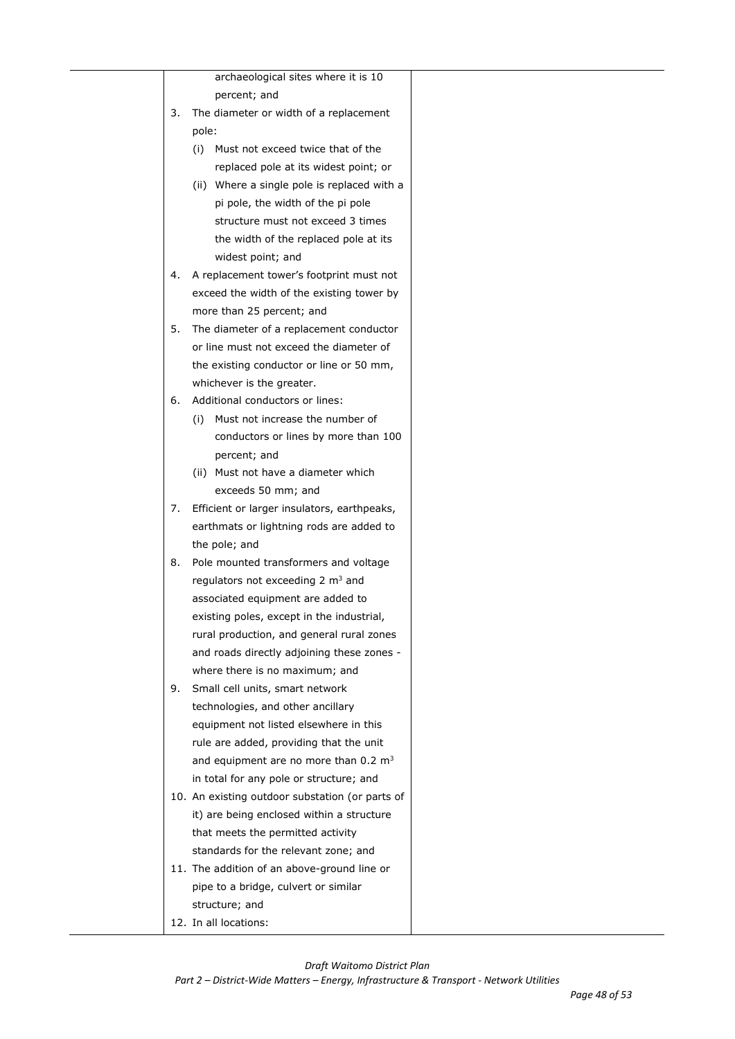| | | |
|---|---|---|
| | archaeological sites where it is 10 percent; and<br>3. The diameter or width of a replacement pole:<br>(i) Must not exceed twice that of the replaced pole at its widest point; or<br>(ii) Where a single pole is replaced with a pi pole, the width of the pi pole structure must not exceed 3 times the width of the replaced pole at its widest point; and<br>4. A replacement tower's footprint must not exceed the width of the existing tower by more than 25 percent; and<br>5. The diameter of a replacement conductor or line must not exceed the diameter of the existing conductor or line or 50 mm, whichever is the greater.<br>6. Additional conductors or lines:<br>(i) Must not increase the number of conductors or lines by more than 100 percent; and<br>(ii) Must not have a diameter which exceeds 50 mm; and<br>7. Efficient or larger insulators, earthpeaks, earthmats or lightning rods are added to the pole; and<br>8. Pole mounted transformers and voltage regulators not exceeding 2 $m^3$ and associated equipment are added to existing poles, except in the industrial, rural production, and general rural zones and roads directly adjoining these zones - where there is no maximum; and<br>9. Small cell units, smart network technologies, and other ancillary equipment not listed elsewhere in this rule are added, providing that the unit and equipment are no more than 0.2 $m^3$ in total for any pole or structure; and<br>10. An existing outdoor substation (or parts of it) are being enclosed within a structure that meets the permitted activity standards for the relevant zone; and<br>11. The addition of an above-ground line or pipe to a bridge, culvert or similar structure; and<br>12. In all locations: | |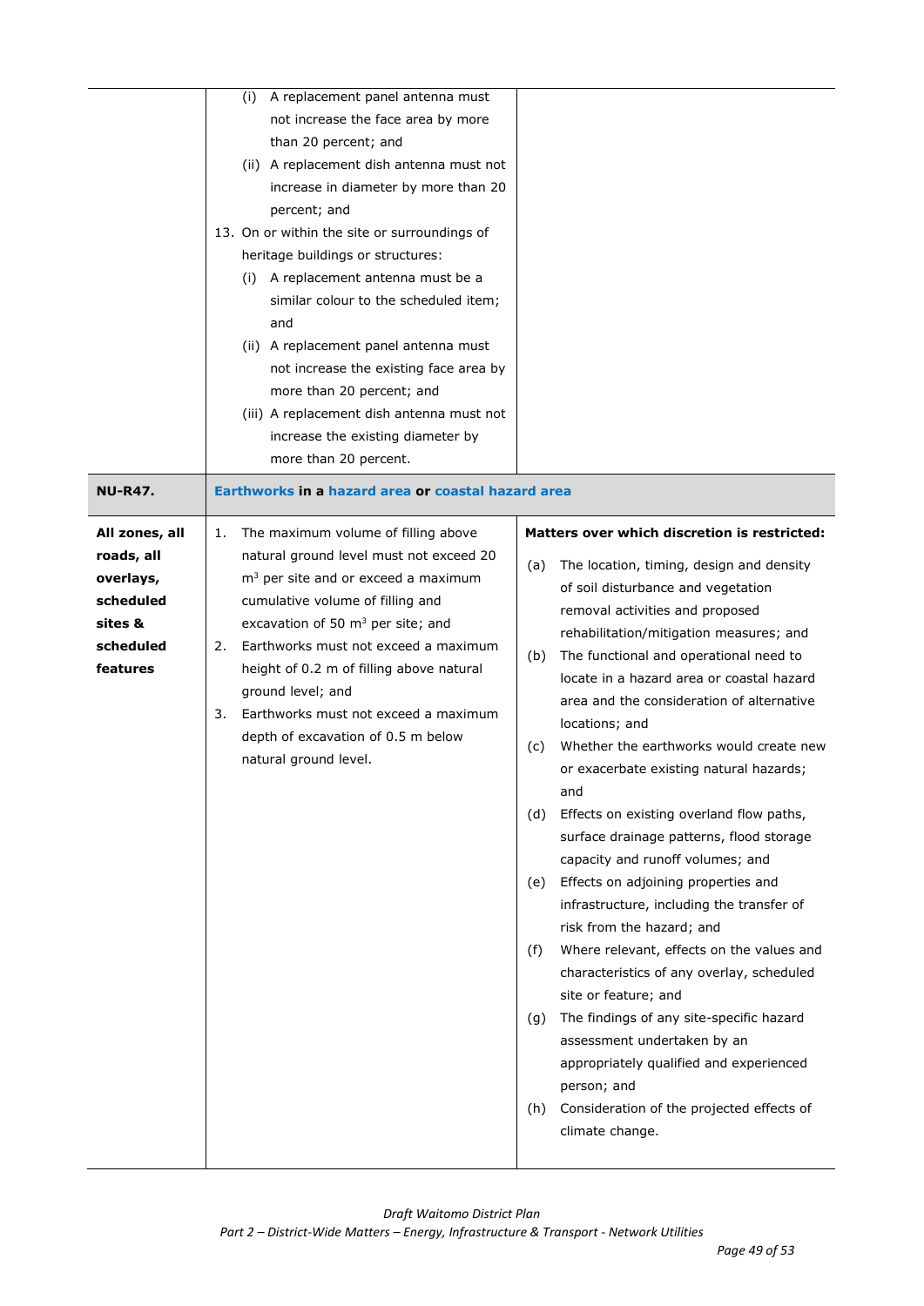| | | |
|---|---|---|
| | (i) A replacement panel antenna must not increase the face area by more than 20 percent; and<br>(ii) A replacement dish antenna must not increase in diameter by more than 20 percent; and<br>13. On or within the site or surroundings of heritage buildings or structures:<br>(i) A replacement antenna must be a similar colour to the scheduled item; and<br>(ii) A replacement panel antenna must not increase the existing face area by more than 20 percent; and<br>(iii) A replacement dish antenna must not increase the existing diameter by more than 20 percent. | |
| **NU-R47.** | **Earthworks in a hazard area or coastal hazard area** | |
| **All zones, all roads, all overlays, scheduled sites & scheduled features** | 1. The maximum volume of filling above natural ground level must not exceed 20 m$^3$ per site and or exceed a maximum cumulative volume of filling and excavation of 50 m$^3$ per site; and<br>2. Earthworks must not exceed a maximum height of 0.2 m of filling above natural ground level; and<br>3. Earthworks must not exceed a maximum depth of excavation of 0.5 m below natural ground level. | **Matters over which discretion is restricted:**<br>(a) The location, timing, design and density of soil disturbance and vegetation removal activities and proposed rehabilitation/mitigation measures; and<br>(b) The functional and operational need to locate in a hazard area or coastal hazard area and the consideration of alternative locations; and<br>(c) Whether the earthworks would create new or exacerbate existing natural hazards; and<br>(d) Effects on existing overland flow paths, surface drainage patterns, flood storage capacity and runoff volumes; and<br>(e) Effects on adjoining properties and infrastructure, including the transfer of risk from the hazard; and<br>(f) Where relevant, effects on the values and characteristics of any overlay, scheduled site or feature; and<br>(g) The findings of any site-specific hazard assessment undertaken by an appropriately qualified and experienced person; and<br>(h) Consideration of the projected effects of climate change. |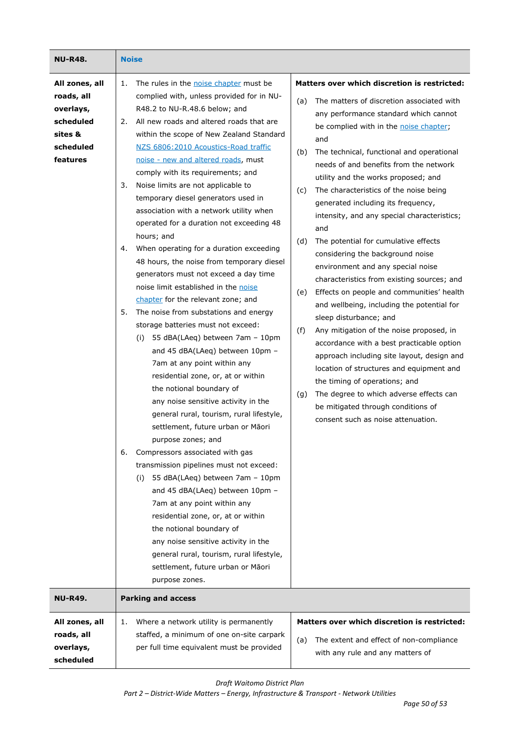| NU-R48. | Noise | |
|---|---|---|
| **All zones, all roads, all overlays, scheduled sites & scheduled features** | 1. The rules in the noise chapter must be complied with, unless provided for in NU-R48.2 to NU-R.48.6 below; and<br>2. All new roads and altered roads that are within the scope of New Zealand Standard NZS 6806:2010 Acoustics-Road traffic noise - new and altered roads, must comply with its requirements; and<br>3. Noise limits are not applicable to temporary diesel generators used in association with a network utility when operated for a duration not exceeding 48 hours; and<br>4. When operating for a duration exceeding 48 hours, the noise from temporary diesel generators must not exceed a day time noise limit established in the noise chapter for the relevant zone; and<br>5. The noise from substations and energy storage batteries must not exceed:<br>(i) 55 dBA(LAeq) between 7am – 10pm and 45 dBA(LAeq) between 10pm – 7am at any point within any residential zone, or, at or within the notional boundary of any noise sensitive activity in the general rural, tourism, rural lifestyle, settlement, future urban or Māori purpose zones; and<br>6. Compressors associated with gas transmission pipelines must not exceed:<br>(i) 55 dBA(LAeq) between 7am – 10pm and 45 dBA(LAeq) between 10pm – 7am at any point within any residential zone, or, at or within the notional boundary of any noise sensitive activity in the general rural, tourism, rural lifestyle, settlement, future urban or Māori purpose zones. | **Matters over which discretion is restricted:**<br>(a) The matters of discretion associated with any performance standard which cannot be complied with in the noise chapter; and<br>(b) The technical, functional and operational needs of and benefits from the network utility and the works proposed; and<br>(c) The characteristics of the noise being generated including its frequency, intensity, and any special characteristics; and<br>(d) The potential for cumulative effects considering the background noise environment and any special noise characteristics from existing sources; and<br>(e) Effects on people and communities' health and wellbeing, including the potential for sleep disturbance; and<br>(f) Any mitigation of the noise proposed, in accordance with a best practicable option approach including site layout, design and location of structures and equipment and the timing of operations; and<br>(g) The degree to which adverse effects can be mitigated through conditions of consent such as noise attenuation. |
| **NU-R49.** | **Parking and access** | |
| **All zones, all roads, all overlays, scheduled** | 1. Where a network utility is permanently staffed, a minimum of one on-site carpark per full time equivalent must be provided | **Matters over which discretion is restricted:**<br>(a) The extent and effect of non-compliance with any rule and any matters of |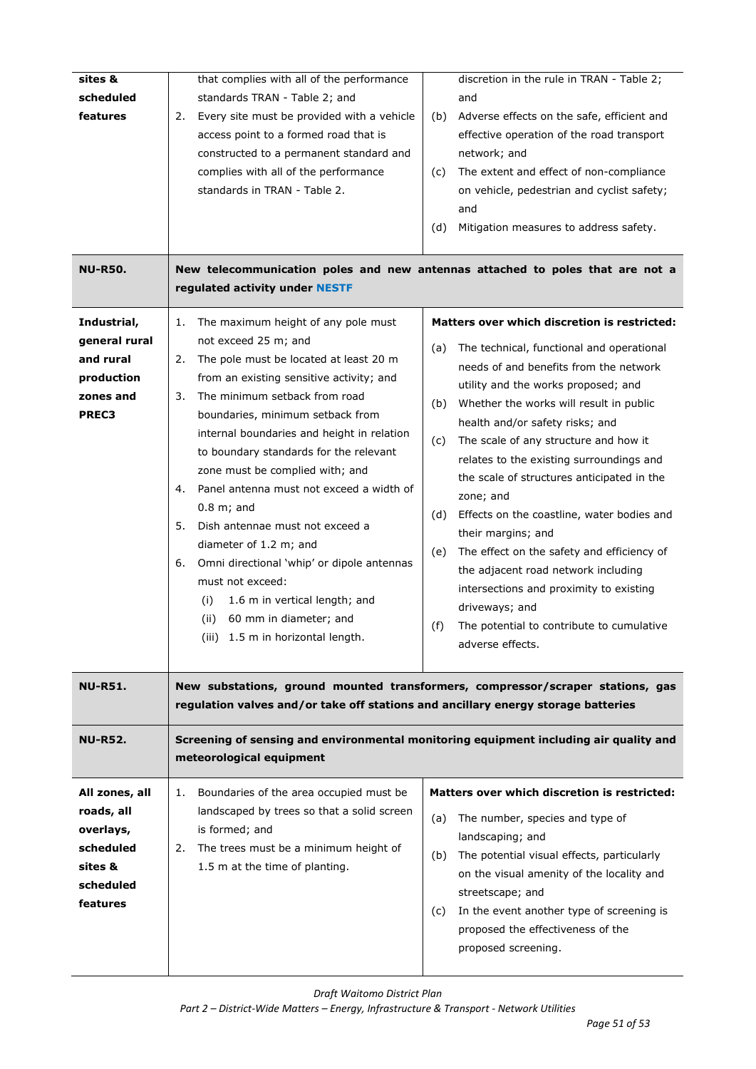| | | |
|---|---|---|
| **sites & scheduled features** | that complies with all of the performance standards TRAN - Table 2; and<br>2. Every site must be provided with a vehicle access point to a formed road that is constructed to a permanent standard and complies with all of the performance standards in TRAN - Table 2. | discretion in the rule in TRAN - Table 2; and<br>(b) Adverse effects on the safe, efficient and effective operation of the road transport network; and<br>(c) The extent and effect of non-compliance on vehicle, pedestrian and cyclist safety; and<br>(d) Mitigation measures to address safety. |
| **NU-R50.** | **New telecommunication poles and new antennas attached to poles that are not a regulated activity under NESTF** | |
| **Industrial, general rural and rural production zones and PREC3** | 1. The maximum height of any pole must not exceed 25 m; and<br>2. The pole must be located at least 20 m from an existing sensitive activity; and<br>3. The minimum setback from road boundaries, minimum setback from internal boundaries and height in relation to boundary standards for the relevant zone must be complied with; and<br>4. Panel antenna must not exceed a width of 0.8 m; and<br>5. Dish antennae must not exceed a diameter of 1.2 m; and<br>6. Omni directional 'whip' or dipole antennas must not exceed:<br>(i) 1.6 m in vertical length; and<br>(ii) 60 mm in diameter; and<br>(iii) 1.5 m in horizontal length. | **Matters over which discretion is restricted:**<br>(a) The technical, functional and operational needs of and benefits from the network utility and the works proposed; and<br>(b) Whether the works will result in public health and/or safety risks; and<br>(c) The scale of any structure and how it relates to the existing surroundings and the scale of structures anticipated in the zone; and<br>(d) Effects on the coastline, water bodies and their margins; and<br>(e) The effect on the safety and efficiency of the adjacent road network including intersections and proximity to existing driveways; and<br>(f) The potential to contribute to cumulative adverse effects. |
| **NU-R51.** | **New substations, ground mounted transformers, compressor/scraper stations, gas regulation valves and/or take off stations and ancillary energy storage batteries** | |
| **NU-R52.** | **Screening of sensing and environmental monitoring equipment including air quality and meteorological equipment** | |
| **All zones, all roads, all overlays, scheduled sites & scheduled features** | 1. Boundaries of the area occupied must be landscaped by trees so that a solid screen is formed; and<br>2. The trees must be a minimum height of 1.5 m at the time of planting. | **Matters over which discretion is restricted:**<br>(a) The number, species and type of landscaping; and<br>(b) The potential visual effects, particularly on the visual amenity of the locality and streetscape; and<br>(c) In the event another type of screening is proposed the effectiveness of the proposed screening. |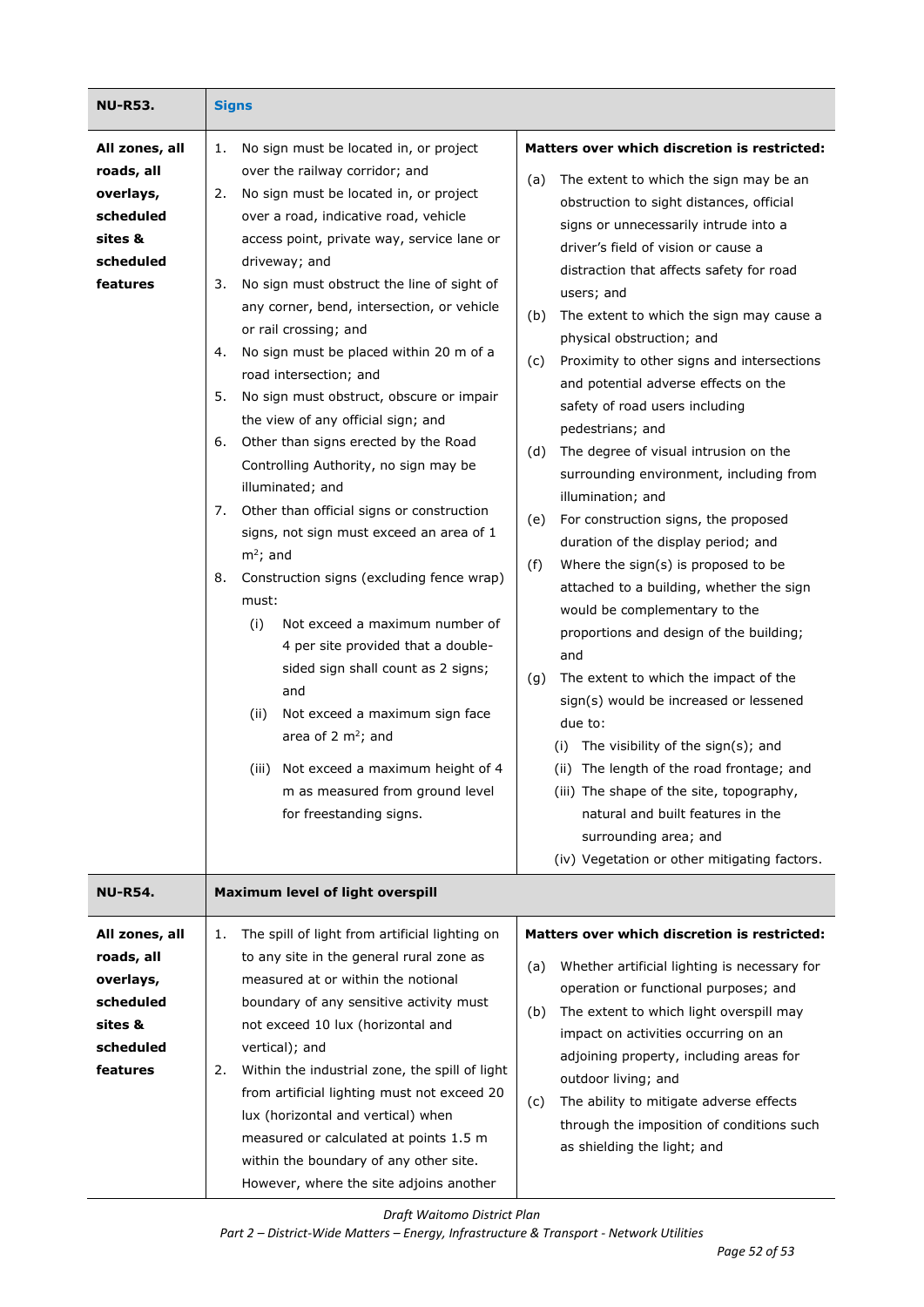| NU-R53. | Signs | |
|---|---|---|
| All zones, all roads, all overlays, scheduled sites & scheduled features | 1. No sign must be located in, or project over the railway corridor; and<br>2. No sign must be located in, or project over a road, indicative road, vehicle access point, private way, service lane or driveway; and<br>3. No sign must obstruct the line of sight of any corner, bend, intersection, or vehicle or rail crossing; and<br>4. No sign must be placed within 20 m of a road intersection; and<br>5. No sign must obstruct, obscure or impair the view of any official sign; and<br>6. Other than signs erected by the Road Controlling Authority, no sign may be illuminated; and<br>7. Other than official signs or construction signs, not sign must exceed an area of 1 $m^2$; and<br>8. Construction signs (excluding fence wrap) must:<br>(i) Not exceed a maximum number of 4 per site provided that a double-sided sign shall count as 2 signs; and<br>(ii) Not exceed a maximum sign face area of 2 $m^2$; and<br>(iii) Not exceed a maximum height of 4 m as measured from ground level for freestanding signs. | **Matters over which discretion is restricted:**<br>(a) The extent to which the sign may be an obstruction to sight distances, official signs or unnecessarily intrude into a driver's field of vision or cause a distraction that affects safety for road users; and<br>(b) The extent to which the sign may cause a physical obstruction; and<br>(c) Proximity to other signs and intersections and potential adverse effects on the safety of road users including pedestrians; and<br>(d) The degree of visual intrusion on the surrounding environment, including from illumination; and<br>(e) For construction signs, the proposed duration of the display period; and<br>(f) Where the sign(s) is proposed to be attached to a building, whether the sign would be complementary to the proportions and design of the building; and<br>(g) The extent to which the impact of the sign(s) would be increased or lessened due to:<br>(i) The visibility of the sign(s); and<br>(ii) The length of the road frontage; and<br>(iii) The shape of the site, topography, natural and built features in the surrounding area; and<br>(iv) Vegetation or other mitigating factors. |
| **NU-R54.** | **Maximum level of light overspill** | |
| All zones, all roads, all overlays, scheduled sites & scheduled features | 1. The spill of light from artificial lighting on to any site in the general rural zone as measured at or within the notional boundary of any sensitive activity must not exceed 10 lux (horizontal and vertical); and<br>2. Within the industrial zone, the spill of light from artificial lighting must not exceed 20 lux (horizontal and vertical) when measured or calculated at points 1.5 m within the boundary of any other site. However, where the site adjoins another | **Matters over which discretion is restricted:**<br>(a) Whether artificial lighting is necessary for operation or functional purposes; and<br>(b) The extent to which light overspill may impact on activities occurring on an adjoining property, including areas for outdoor living; and<br>(c) The ability to mitigate adverse effects through the imposition of conditions such as shielding the light; and |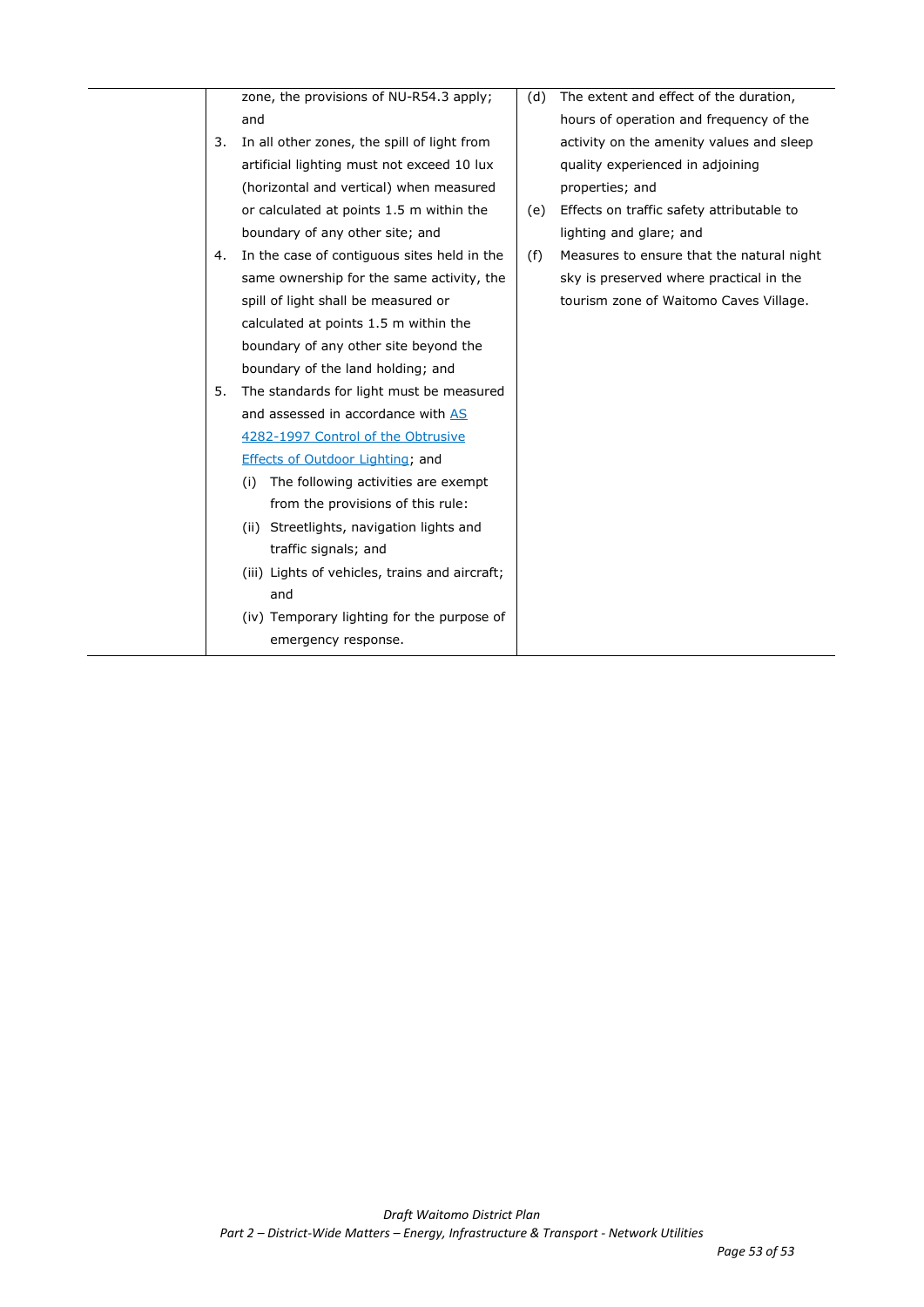| | | |
|---|---|---|
| | zone, the provisions of NU-R54.3 apply; and<br>3. In all other zones, the spill of light from artificial lighting must not exceed 10 lux (horizontal and vertical) when measured or calculated at points 1.5 m within the boundary of any other site; and<br>4. In the case of contiguous sites held in the same ownership for the same activity, the spill of light shall be measured or calculated at points 1.5 m within the boundary of any other site beyond the boundary of the land holding; and<br>5. The standards for light must be measured and assessed in accordance with [AS 4282-1997 Control of the Obtrusive Effects of Outdoor Lighting]; and<br>(i) The following activities are exempt from the provisions of this rule:<br>(ii) Streetlights, navigation lights and traffic signals; and<br>(iii) Lights of vehicles, trains and aircraft; and<br>(iv) Temporary lighting for the purpose of emergency response. | (d) The extent and effect of the duration, hours of operation and frequency of the activity on the amenity values and sleep quality experienced in adjoining properties; and<br>(e) Effects on traffic safety attributable to lighting and glare; and<br>(f) Measures to ensure that the natural night sky is preserved where practical in the tourism zone of Waitomo Caves Village. |